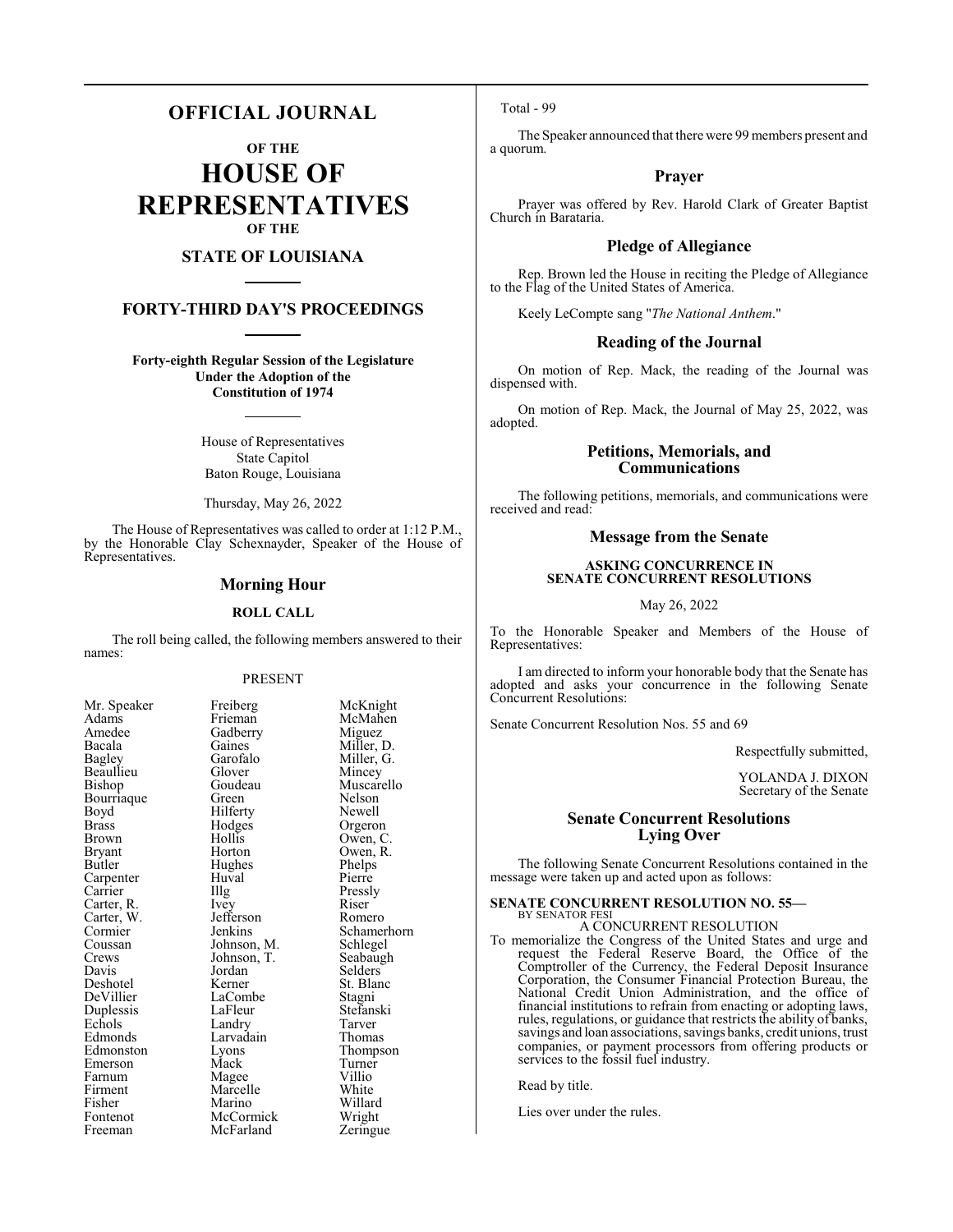# OFFICIAL JOURNAL

**OF THE**

# HOUSE OF REPRESENTATIVES

**OF THE**

## STATE OF LOUISIANA

## FORTY-THIRD DAY'S PROCEEDINGS

**Forty-eighth Regular Session of the Legislature Under the Adoption of the Constitution of 1974**

House of Representatives
State Capitol
Baton Rouge, Louisiana

Thursday, May 26, 2022

The House of Representatives was called to order at 1:12 P.M., by the Honorable Clay Schexnayder, Speaker of the House of Representatives.

## Morning Hour

### ROLL CALL

The roll being called, the following members answered to their names:

PRESENT

| | | |
|---|---|---|
| Mr. Speaker | Freiberg | McKnight |
| Adams | Frieman | McMahen |
| Amedee | Gadberry | Miguez |
| Bacala | Gaines | Miller, D. |
| Bagley | Garofalo | Miller, G. |
| Beaullieu | Glover | Mincey |
| Bishop | Goudeau | Muscarello |
| Bourriaque | Green | Nelson |
| Boyd | Hilferty | Newell |
| Brass | Hodges | Orgeron |
| Brown | Hollis | Owen, C. |
| Bryant | Horton | Owen, R. |
| Butler | Hughes | Phelps |
| Carpenter | Huval | Pierre |
| Carrier | Illg | Pressly |
| Carter, R. | Ivey | Riser |
| Carter, W. | Jefferson | Romero |
| Cormier | Jenkins | Schamerhorn |
| Coussan | Johnson, M. | Schlegel |
| Crews | Johnson, T. | Seabaugh |
| Davis | Jordan | Selders |
| Deshotel | Kerner | St. Blanc |
| DeVillier | LaCombe | Stagni |
| Duplessis | LaFleur | Stefanski |
| Echols | Landry | Tarver |
| Edmonds | Larvadain | Thomas |
| Edmonston | Lyons | Thompson |
| Emerson | Mack | Turner |
| Farnum | Magee | Villio |
| Firment | Marcelle | White |
| Fisher | Marino | Willard |
| Fontenot | McCormick | Wright |
| Freeman | McFarland | Zeringue |

Total - 99

The Speaker announced that there were 99 members present and a quorum.

## Prayer

Prayer was offered by Rev. Harold Clark of Greater Baptist Church in Barataria.

## Pledge of Allegiance

Rep. Brown led the House in reciting the Pledge of Allegiance to the Flag of the United States of America.

Keely LeCompte sang "*The National Anthem*."

## Reading of the Journal

On motion of Rep. Mack, the reading of the Journal was dispensed with.

On motion of Rep. Mack, the Journal of May 25, 2022, was adopted.

## Petitions, Memorials, and Communications

The following petitions, memorials, and communications were received and read:

## Message from the Senate

### ASKING CONCURRENCE IN SENATE CONCURRENT RESOLUTIONS

May 26, 2022

To the Honorable Speaker and Members of the House of Representatives:

I am directed to inform your honorable body that the Senate has adopted and asks your concurrence in the following Senate Concurrent Resolutions:

Senate Concurrent Resolution Nos. 55 and 69

Respectfully submitted,

YOLANDA J. DIXON
Secretary of the Senate

## Senate Concurrent Resolutions Lying Over

The following Senate Concurrent Resolutions contained in the message were taken up and acted upon as follows:

**SENATE CONCURRENT RESOLUTION NO. 55—**
BY SENATOR FESI

A CONCURRENT RESOLUTION

To memorialize the Congress of the United States and urge and request the Federal Reserve Board, the Office of the Comptroller of the Currency, the Federal Deposit Insurance Corporation, the Consumer Financial Protection Bureau, the National Credit Union Administration, and the office of financial institutions to refrain from enacting or adopting laws, rules, regulations, or guidance that restricts the ability of banks, savings and loan associations, savings banks, credit unions, trust companies, or payment processors from offering products or services to the fossil fuel industry.

Read by title.

Lies over under the rules.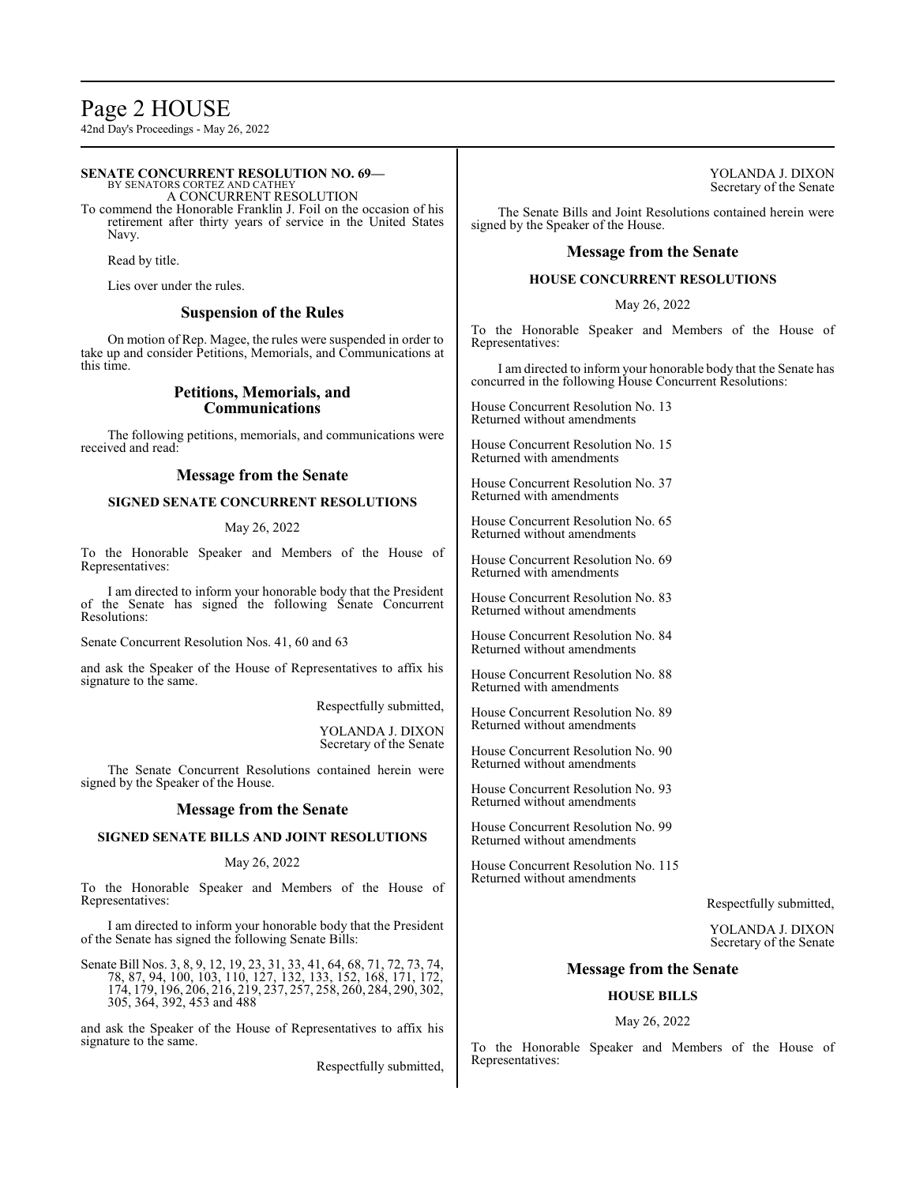**SENATE CONCURRENT RESOLUTION NO. 69—**
BY SENATORS CORTEZ AND CATHEY
A CONCURRENT RESOLUTION

To commend the Honorable Franklin J. Foil on the occasion of his retirement after thirty years of service in the United States Navy.

Read by title.

Lies over under the rules.

## Suspension of the Rules

On motion of Rep. Magee, the rules were suspended in order to take up and consider Petitions, Memorials, and Communications at this time.

## Petitions, Memorials, and Communications

The following petitions, memorials, and communications were received and read:

## Message from the Senate

### SIGNED SENATE CONCURRENT RESOLUTIONS

May 26, 2022

To the Honorable Speaker and Members of the House of Representatives:

I am directed to inform your honorable body that the President of the Senate has signed the following Senate Concurrent Resolutions:

Senate Concurrent Resolution Nos. 41, 60 and 63

and ask the Speaker of the House of Representatives to affix his signature to the same.

Respectfully submitted,

YOLANDA J. DIXON
Secretary of the Senate

The Senate Concurrent Resolutions contained herein were signed by the Speaker of the House.

## Message from the Senate

### SIGNED SENATE BILLS AND JOINT RESOLUTIONS

May 26, 2022

To the Honorable Speaker and Members of the House of Representatives:

I am directed to inform your honorable body that the President of the Senate has signed the following Senate Bills:

Senate Bill Nos. 3, 8, 9, 12, 19, 23, 31, 33, 41, 64, 68, 71, 72, 73, 74, 78, 87, 94, 100, 103, 110, 127, 132, 133, 152, 168, 171, 172, 174, 179, 196, 206, 216, 219, 237, 257, 258, 260, 284, 290, 302, 305, 364, 392, 453 and 488

and ask the Speaker of the House of Representatives to affix his signature to the same.

Respectfully submitted,

YOLANDA J. DIXON
Secretary of the Senate

The Senate Bills and Joint Resolutions contained herein were signed by the Speaker of the House.

## Message from the Senate

### HOUSE CONCURRENT RESOLUTIONS

May 26, 2022

To the Honorable Speaker and Members of the House of Representatives:

I am directed to inform your honorable body that the Senate has concurred in the following House Concurrent Resolutions:

House Concurrent Resolution No. 13
Returned without amendments

House Concurrent Resolution No. 15
Returned with amendments

House Concurrent Resolution No. 37
Returned with amendments

House Concurrent Resolution No. 65
Returned without amendments

House Concurrent Resolution No. 69
Returned with amendments

House Concurrent Resolution No. 83
Returned without amendments

House Concurrent Resolution No. 84
Returned without amendments

House Concurrent Resolution No. 88
Returned with amendments

House Concurrent Resolution No. 89
Returned without amendments

House Concurrent Resolution No. 90
Returned without amendments

House Concurrent Resolution No. 93
Returned without amendments

House Concurrent Resolution No. 99
Returned without amendments

House Concurrent Resolution No. 115
Returned without amendments

Respectfully submitted,

YOLANDA J. DIXON
Secretary of the Senate

## Message from the Senate

### HOUSE BILLS

May 26, 2022

To the Honorable Speaker and Members of the House of Representatives: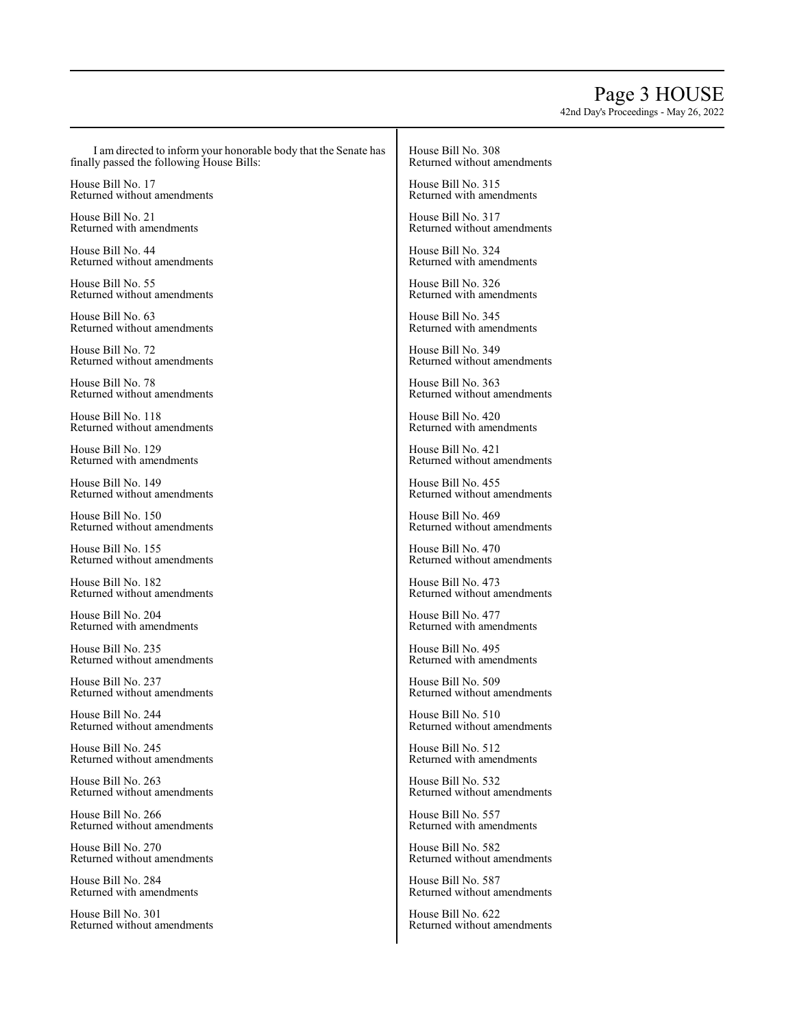I am directed to inform your honorable body that the Senate has finally passed the following House Bills:

House Bill No. 17
Returned without amendments

House Bill No. 21
Returned with amendments

House Bill No. 44
Returned without amendments

House Bill No. 55
Returned without amendments

House Bill No. 63
Returned without amendments

House Bill No. 72
Returned without amendments

House Bill No. 78
Returned without amendments

House Bill No. 118
Returned without amendments

House Bill No. 129
Returned with amendments

House Bill No. 149
Returned without amendments

House Bill No. 150
Returned without amendments

House Bill No. 155
Returned without amendments

House Bill No. 182
Returned without amendments

House Bill No. 204
Returned with amendments

House Bill No. 235
Returned without amendments

House Bill No. 237
Returned without amendments

House Bill No. 244
Returned without amendments

House Bill No. 245
Returned without amendments

House Bill No. 263
Returned without amendments

House Bill No. 266
Returned without amendments

House Bill No. 270
Returned without amendments

House Bill No. 284
Returned with amendments

House Bill No. 301
Returned without amendments

House Bill No. 308
Returned without amendments

House Bill No. 315
Returned with amendments

House Bill No. 317
Returned without amendments

House Bill No. 324
Returned with amendments

House Bill No. 326
Returned with amendments

House Bill No. 345
Returned with amendments

House Bill No. 349
Returned without amendments

House Bill No. 363
Returned without amendments

House Bill No. 420
Returned with amendments

House Bill No. 421
Returned without amendments

House Bill No. 455
Returned without amendments

House Bill No. 469
Returned without amendments

House Bill No. 470
Returned without amendments

House Bill No. 473
Returned without amendments

House Bill No. 477
Returned with amendments

House Bill No. 495
Returned with amendments

House Bill No. 509
Returned without amendments

House Bill No. 510
Returned without amendments

House Bill No. 512
Returned with amendments

House Bill No. 532
Returned without amendments

House Bill No. 557
Returned with amendments

House Bill No. 582
Returned without amendments

House Bill No. 587
Returned without amendments

House Bill No. 622
Returned without amendments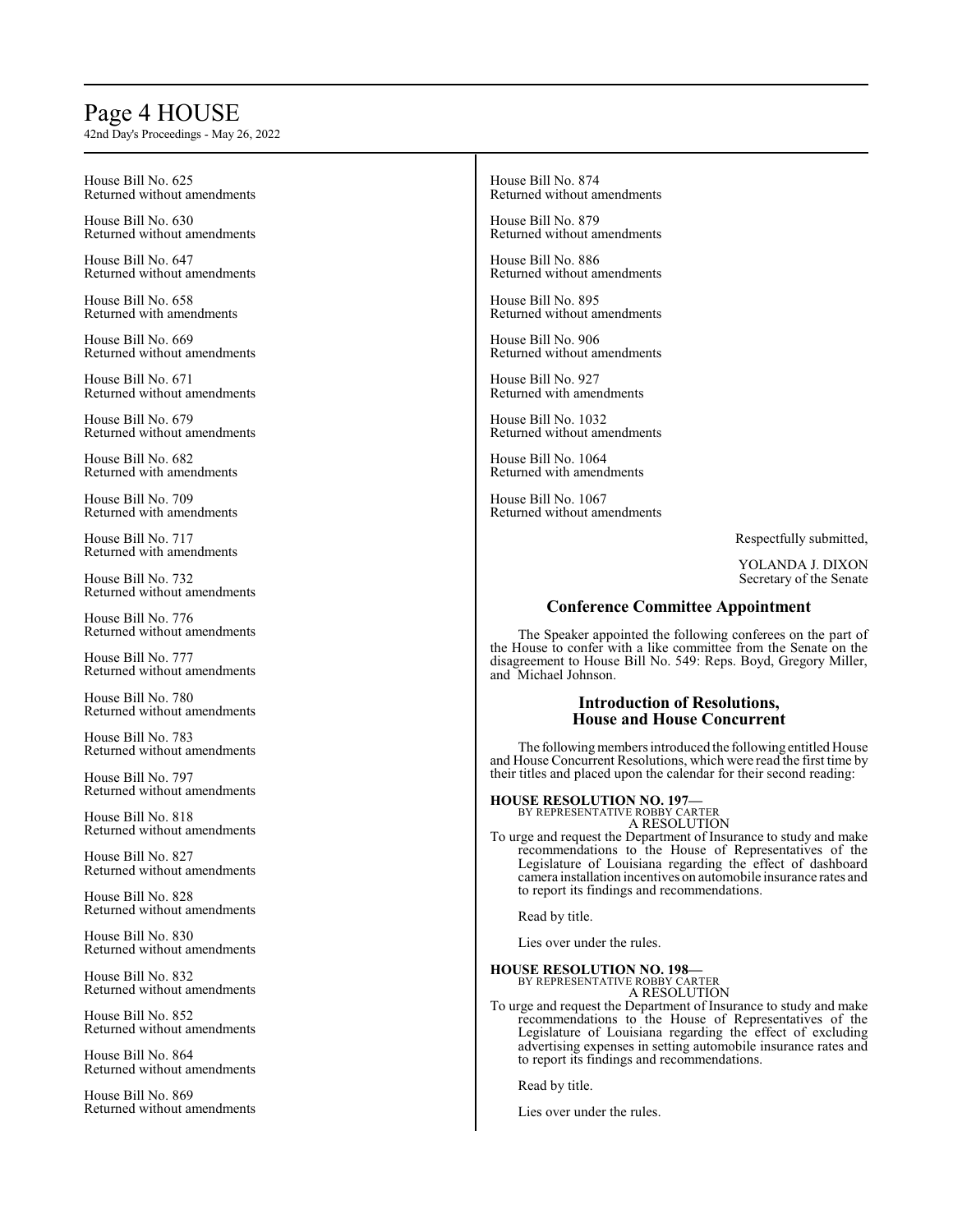House Bill No. 625
Returned without amendments

House Bill No. 630
Returned without amendments

House Bill No. 647
Returned without amendments

House Bill No. 658
Returned with amendments

House Bill No. 669
Returned without amendments

House Bill No. 671
Returned without amendments

House Bill No. 679
Returned without amendments

House Bill No. 682
Returned with amendments

House Bill No. 709
Returned with amendments

House Bill No. 717
Returned with amendments

House Bill No. 732
Returned without amendments

House Bill No. 776
Returned without amendments

House Bill No. 777
Returned without amendments

House Bill No. 780
Returned without amendments

House Bill No. 783
Returned without amendments

House Bill No. 797
Returned without amendments

House Bill No. 818
Returned without amendments

House Bill No. 827
Returned without amendments

House Bill No. 828
Returned without amendments

House Bill No. 830
Returned without amendments

House Bill No. 832
Returned without amendments

House Bill No. 852
Returned without amendments

House Bill No. 864
Returned without amendments

House Bill No. 869
Returned without amendments

House Bill No. 874
Returned without amendments

House Bill No. 879
Returned without amendments

House Bill No. 886
Returned without amendments

House Bill No. 895
Returned without amendments

House Bill No. 906
Returned without amendments

House Bill No. 927
Returned with amendments

House Bill No. 1032
Returned without amendments

House Bill No. 1064
Returned with amendments

House Bill No. 1067
Returned without amendments

Respectfully submitted,

YOLANDA J. DIXON
Secretary of the Senate

## Conference Committee Appointment

The Speaker appointed the following conferees on the part of the House to confer with a like committee from the Senate on the disagreement to House Bill No. 549: Reps. Boyd, Gregory Miller, and Michael Johnson.

## Introduction of Resolutions, House and House Concurrent

The following members introduced the following entitled House and House Concurrent Resolutions, which were read the first time by their titles and placed upon the calendar for their second reading:

**HOUSE RESOLUTION NO. 197—**
BY REPRESENTATIVE ROBBY CARTER
A RESOLUTION

To urge and request the Department of Insurance to study and make recommendations to the House of Representatives of the Legislature of Louisiana regarding the effect of dashboard camera installation incentives on automobile insurance rates and to report its findings and recommendations.

Read by title.

Lies over under the rules.

**HOUSE RESOLUTION NO. 198—**
BY REPRESENTATIVE ROBBY CARTER
A RESOLUTION

To urge and request the Department of Insurance to study and make recommendations to the House of Representatives of the Legislature of Louisiana regarding the effect of excluding advertising expenses in setting automobile insurance rates and to report its findings and recommendations.

Read by title.

Lies over under the rules.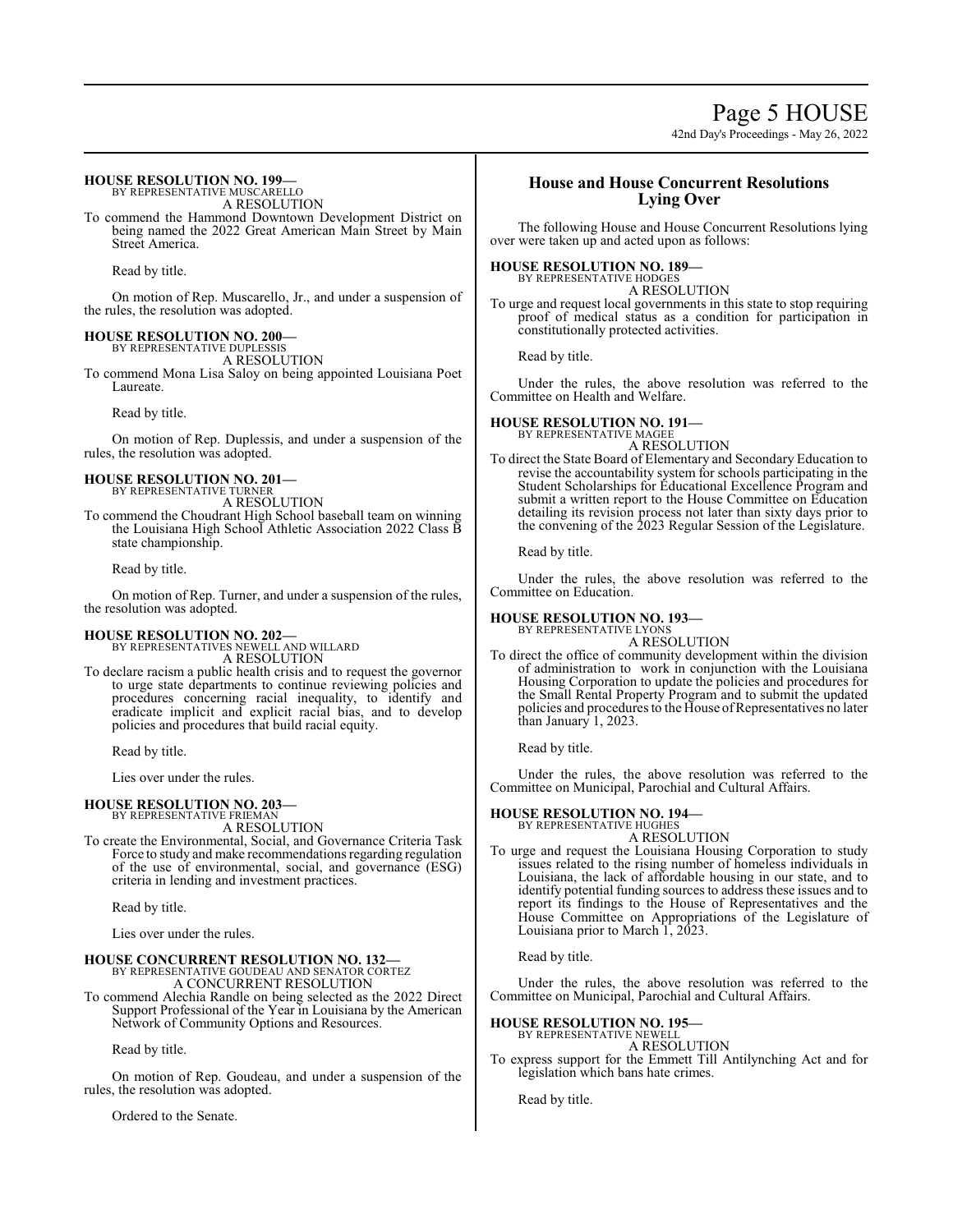**HOUSE RESOLUTION NO. 199—**
BY REPRESENTATIVE MUSCARELLO
A RESOLUTION

To commend the Hammond Downtown Development District on being named the 2022 Great American Main Street by Main Street America.

Read by title.

On motion of Rep. Muscarello, Jr., and under a suspension of the rules, the resolution was adopted.

**HOUSE RESOLUTION NO. 200—**
BY REPRESENTATIVE DUPLESSIS
A RESOLUTION

To commend Mona Lisa Saloy on being appointed Louisiana Poet Laureate.

Read by title.

On motion of Rep. Duplessis, and under a suspension of the rules, the resolution was adopted.

**HOUSE RESOLUTION NO. 201—**
BY REPRESENTATIVE TURNER
A RESOLUTION

To commend the Choudrant High School baseball team on winning the Louisiana High School Athletic Association 2022 Class B state championship.

Read by title.

On motion of Rep. Turner, and under a suspension of the rules, the resolution was adopted.

**HOUSE RESOLUTION NO. 202—**
BY REPRESENTATIVES NEWELL AND WILLARD
A RESOLUTION

To declare racism a public health crisis and to request the governor to urge state departments to continue reviewing policies and procedures concerning racial inequality, to identify and eradicate implicit and explicit racial bias, and to develop policies and procedures that build racial equity.

Read by title.

Lies over under the rules.

**HOUSE RESOLUTION NO. 203—**
BY REPRESENTATIVE FRIEMAN
A RESOLUTION

To create the Environmental, Social, and Governance Criteria Task Force to study and make recommendations regarding regulation of the use of environmental, social, and governance (ESG) criteria in lending and investment practices.

Read by title.

Lies over under the rules.

**HOUSE CONCURRENT RESOLUTION NO. 132—**
BY REPRESENTATIVE GOUDEAU AND SENATOR CORTEZ
A CONCURRENT RESOLUTION

To commend Alechia Randle on being selected as the 2022 Direct Support Professional of the Year in Louisiana by the American Network of Community Options and Resources.

Read by title.

On motion of Rep. Goudeau, and under a suspension of the rules, the resolution was adopted.

Ordered to the Senate.

## House and House Concurrent Resolutions Lying Over

The following House and House Concurrent Resolutions lying over were taken up and acted upon as follows:

**HOUSE RESOLUTION NO. 189—**
BY REPRESENTATIVE HODGES
A RESOLUTION

To urge and request local governments in this state to stop requiring proof of medical status as a condition for participation in constitutionally protected activities.

Read by title.

Under the rules, the above resolution was referred to the Committee on Health and Welfare.

**HOUSE RESOLUTION NO. 191—**
BY REPRESENTATIVE MAGEE
A RESOLUTION

To direct the State Board of Elementary and Secondary Education to revise the accountability system for schools participating in the Student Scholarships for Educational Excellence Program and submit a written report to the House Committee on Education detailing its revision process not later than sixty days prior to the convening of the 2023 Regular Session of the Legislature.

Read by title.

Under the rules, the above resolution was referred to the Committee on Education.

**HOUSE RESOLUTION NO. 193—**
BY REPRESENTATIVE LYONS
A RESOLUTION

To direct the office of community development within the division of administration to work in conjunction with the Louisiana Housing Corporation to update the policies and procedures for the Small Rental Property Program and to submit the updated policies and procedures to the House of Representatives no later than January 1, 2023.

Read by title.

Under the rules, the above resolution was referred to the Committee on Municipal, Parochial and Cultural Affairs.

**HOUSE RESOLUTION NO. 194—**
BY REPRESENTATIVE HUGHES
A RESOLUTION

To urge and request the Louisiana Housing Corporation to study issues related to the rising number of homeless individuals in Louisiana, the lack of affordable housing in our state, and to identify potential funding sources to address these issues and to report its findings to the House of Representatives and the House Committee on Appropriations of the Legislature of Louisiana prior to March 1, 2023.

Read by title.

Under the rules, the above resolution was referred to the Committee on Municipal, Parochial and Cultural Affairs.

**HOUSE RESOLUTION NO. 195—**
BY REPRESENTATIVE NEWELL
A RESOLUTION

To express support for the Emmett Till Antilynching Act and for legislation which bans hate crimes.

Read by title.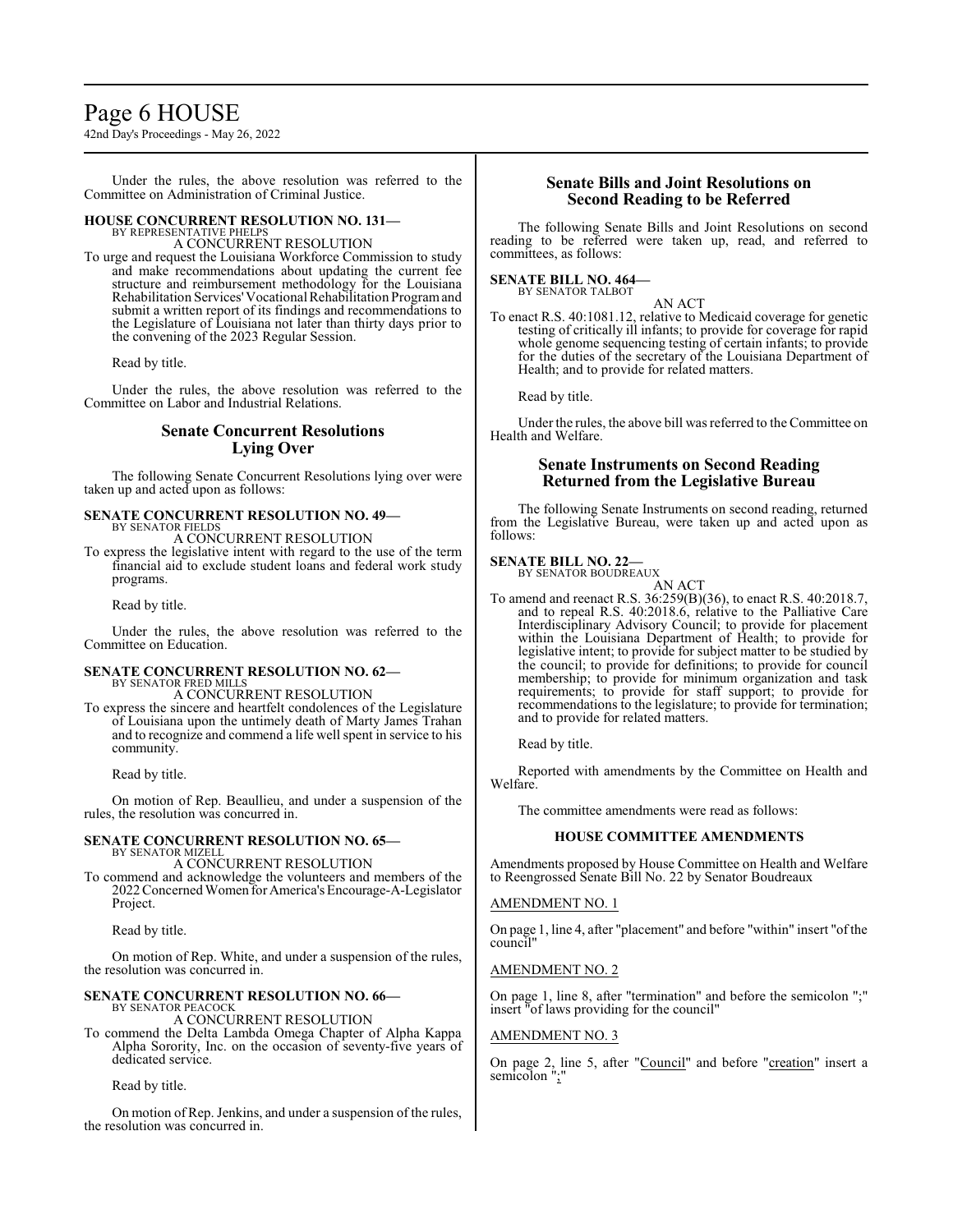Under the rules, the above resolution was referred to the Committee on Administration of Criminal Justice.

**HOUSE CONCURRENT RESOLUTION NO. 131—**
BY REPRESENTATIVE PHELPS
A CONCURRENT RESOLUTION

To urge and request the Louisiana Workforce Commission to study and make recommendations about updating the current fee structure and reimbursement methodology for the Louisiana Rehabilitation Services' Vocational Rehabilitation Program and submit a written report of its findings and recommendations to the Legislature of Louisiana not later than thirty days prior to the convening of the 2023 Regular Session.

Read by title.

Under the rules, the above resolution was referred to the Committee on Labor and Industrial Relations.

## Senate Concurrent Resolutions Lying Over

The following Senate Concurrent Resolutions lying over were taken up and acted upon as follows:

**SENATE CONCURRENT RESOLUTION NO. 49—**
BY SENATOR FIELDS
A CONCURRENT RESOLUTION

To express the legislative intent with regard to the use of the term financial aid to exclude student loans and federal work study programs.

Read by title.

Under the rules, the above resolution was referred to the Committee on Education.

**SENATE CONCURRENT RESOLUTION NO. 62—**
BY SENATOR FRED MILLS
A CONCURRENT RESOLUTION

To express the sincere and heartfelt condolences of the Legislature of Louisiana upon the untimely death of Marty James Trahan and to recognize and commend a life well spent in service to his community.

Read by title.

On motion of Rep. Beaullieu, and under a suspension of the rules, the resolution was concurred in.

**SENATE CONCURRENT RESOLUTION NO. 65—**
BY SENATOR MIZELL
A CONCURRENT RESOLUTION

To commend and acknowledge the volunteers and members of the 2022 Concerned Women for America's Encourage-A-Legislator Project.

Read by title.

On motion of Rep. White, and under a suspension of the rules, the resolution was concurred in.

**SENATE CONCURRENT RESOLUTION NO. 66—**
BY SENATOR PEACOCK
A CONCURRENT RESOLUTION

To commend the Delta Lambda Omega Chapter of Alpha Kappa Alpha Sorority, Inc. on the occasion of seventy-five years of dedicated service.

Read by title.

On motion of Rep. Jenkins, and under a suspension of the rules, the resolution was concurred in.

## Senate Bills and Joint Resolutions on Second Reading to be Referred

The following Senate Bills and Joint Resolutions on second reading to be referred were taken up, read, and referred to committees, as follows:

**SENATE BILL NO. 464—**
BY SENATOR TALBOT
AN ACT

To enact R.S. 40:1081.12, relative to Medicaid coverage for genetic testing of critically ill infants; to provide for coverage for rapid whole genome sequencing testing of certain infants; to provide for the duties of the secretary of the Louisiana Department of Health; and to provide for related matters.

Read by title.

Under the rules, the above bill was referred to the Committee on Health and Welfare.

## Senate Instruments on Second Reading Returned from the Legislative Bureau

The following Senate Instruments on second reading, returned from the Legislative Bureau, were taken up and acted upon as follows:

**SENATE BILL NO. 22—**
BY SENATOR BOUDREAUX
AN ACT

To amend and reenact R.S. 36:259(B)(36), to enact R.S. 40:2018.7, and to repeal R.S. 40:2018.6, relative to the Palliative Care Interdisciplinary Advisory Council; to provide for placement within the Louisiana Department of Health; to provide for legislative intent; to provide for subject matter to be studied by the council; to provide for definitions; to provide for council membership; to provide for minimum organization and task requirements; to provide for staff support; to provide for recommendations to the legislature; to provide for termination; and to provide for related matters.

Read by title.

Reported with amendments by the Committee on Health and Welfare.

The committee amendments were read as follows:

### HOUSE COMMITTEE AMENDMENTS

Amendments proposed by House Committee on Health and Welfare to Reengrossed Senate Bill No. 22 by Senator Boudreaux

AMENDMENT NO. 1

On page 1, line 4, after "placement" and before "within" insert "of the council"

AMENDMENT NO. 2

On page 1, line 8, after "termination" and before the semicolon ";" insert "of laws providing for the council"

AMENDMENT NO. 3

On page 2, line 5, after "Council" and before "creation" insert a semicolon ";"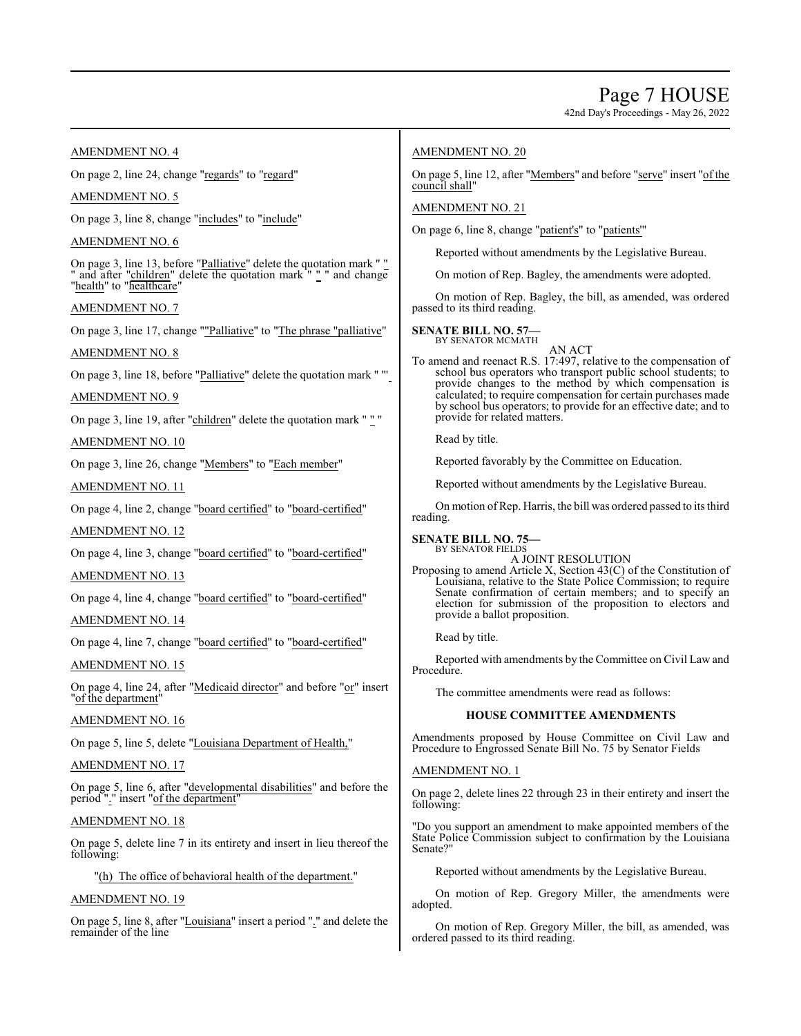AMENDMENT NO. 4

On page 2, line 24, change "regards" to "regard"

AMENDMENT NO. 5

On page 3, line 8, change "includes" to "include"

AMENDMENT NO. 6

On page 3, line 13, before "Palliative" delete the quotation mark " " " and after "children" delete the quotation mark " " " and change "health" to "healthcare"

AMENDMENT NO. 7

On page 3, line 17, change ""Palliative" to "The phrase "palliative"

AMENDMENT NO. 8

On page 3, line 18, before "Palliative" delete the quotation mark " ""

AMENDMENT NO. 9

On page 3, line 19, after "children" delete the quotation mark " " "

AMENDMENT NO. 10

On page 3, line 26, change "Members" to "Each member"

AMENDMENT NO. 11

On page 4, line 2, change "board certified" to "board-certified"

AMENDMENT NO. 12

On page 4, line 3, change "board certified" to "board-certified"

AMENDMENT NO. 13

On page 4, line 4, change "board certified" to "board-certified"

AMENDMENT NO. 14

On page 4, line 7, change "board certified" to "board-certified"

AMENDMENT NO. 15

On page 4, line 24, after "Medicaid director" and before "or" insert "of the department"

AMENDMENT NO. 16

On page 5, line 5, delete "Louisiana Department of Health,"

AMENDMENT NO. 17

On page 5, line 6, after "developmental disabilities" and before the period "." insert "of the department"

AMENDMENT NO. 18

On page 5, delete line 7 in its entirety and insert in lieu thereof the following:

"(h) The office of behavioral health of the department."

AMENDMENT NO. 19

On page 5, line 8, after "Louisiana" insert a period "." and delete the remainder of the line

AMENDMENT NO. 20

On page 5, line 12, after "Members" and before "serve" insert "of the council shall"

AMENDMENT NO. 21

On page 6, line 8, change "patient's" to "patients'"

Reported without amendments by the Legislative Bureau.

On motion of Rep. Bagley, the amendments were adopted.

On motion of Rep. Bagley, the bill, as amended, was ordered passed to its third reading.

**SENATE BILL NO. 57—**
BY SENATOR MCMATH

AN ACT

To amend and reenact R.S. 17:497, relative to the compensation of school bus operators who transport public school students; to provide changes to the method by which compensation is calculated; to require compensation for certain purchases made by school bus operators; to provide for an effective date; and to provide for related matters.

Read by title.

Reported favorably by the Committee on Education.

Reported without amendments by the Legislative Bureau.

On motion of Rep. Harris, the bill was ordered passed to its third reading.

**SENATE BILL NO. 75—**
BY SENATOR FIELDS

A JOINT RESOLUTION

Proposing to amend Article X, Section 43(C) of the Constitution of Louisiana, relative to the State Police Commission; to require Senate confirmation of certain members; and to specify an election for submission of the proposition to electors and provide a ballot proposition.

Read by title.

Reported with amendments by the Committee on Civil Law and Procedure.

The committee amendments were read as follows:

**HOUSE COMMITTEE AMENDMENTS**

Amendments proposed by House Committee on Civil Law and Procedure to Engrossed Senate Bill No. 75 by Senator Fields

AMENDMENT NO. 1

On page 2, delete lines 22 through 23 in their entirety and insert the following:

"Do you support an amendment to make appointed members of the State Police Commission subject to confirmation by the Louisiana Senate?"

Reported without amendments by the Legislative Bureau.

On motion of Rep. Gregory Miller, the amendments were adopted.

On motion of Rep. Gregory Miller, the bill, as amended, was ordered passed to its third reading.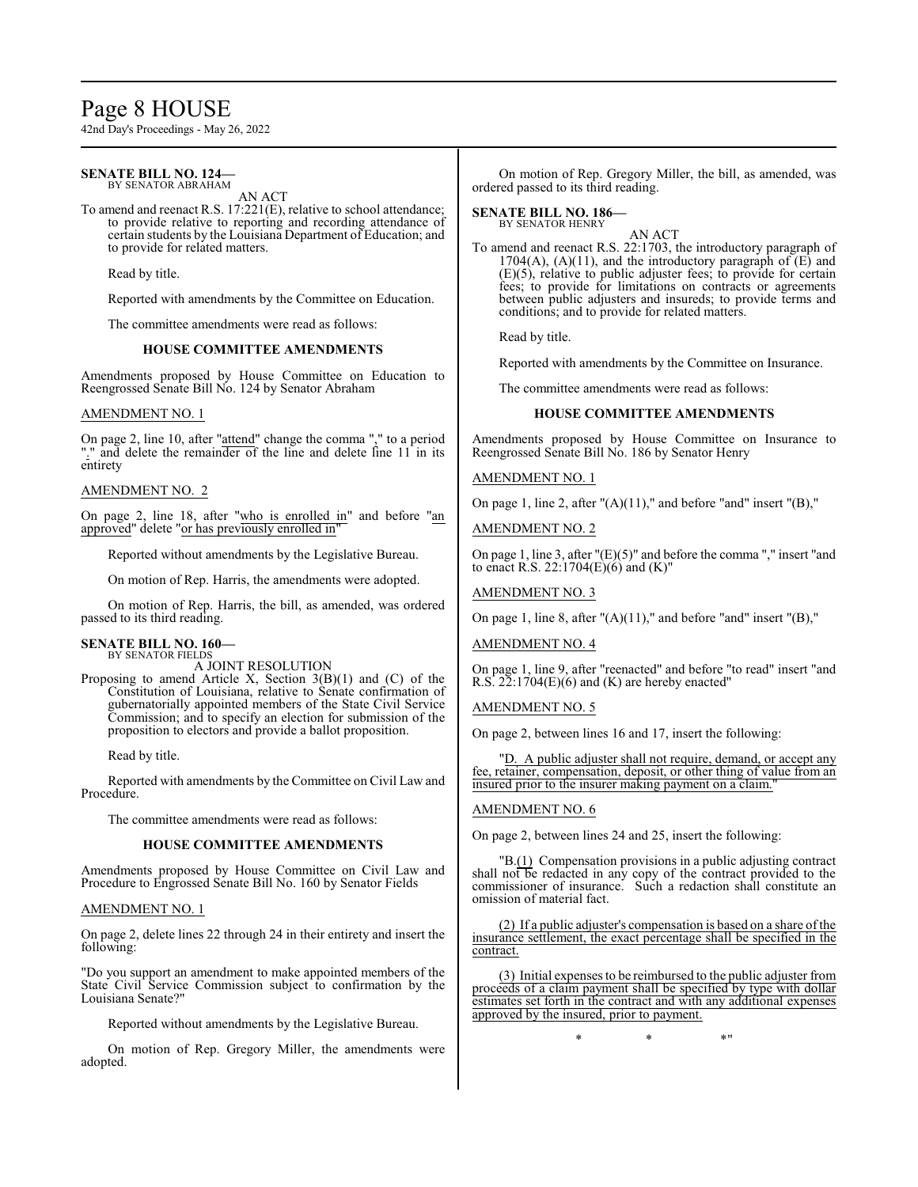**SENATE BILL NO. 124—**
BY SENATOR ABRAHAM

AN ACT

To amend and reenact R.S. 17:221(E), relative to school attendance; to provide relative to reporting and recording attendance of certain students by the Louisiana Department of Education; and to provide for related matters.

Read by title.

Reported with amendments by the Committee on Education.

The committee amendments were read as follows:

**HOUSE COMMITTEE AMENDMENTS**

Amendments proposed by House Committee on Education to Reengrossed Senate Bill No. 124 by Senator Abraham

AMENDMENT NO. 1

On page 2, line 10, after "attend" change the comma "," to a period "." and delete the remainder of the line and delete line 11 in its entirety

AMENDMENT NO. 2

On page 2, line 18, after "who is enrolled in" and before "an approved" delete "or has previously enrolled in"

Reported without amendments by the Legislative Bureau.

On motion of Rep. Harris, the amendments were adopted.

On motion of Rep. Harris, the bill, as amended, was ordered passed to its third reading.

**SENATE BILL NO. 160—**
BY SENATOR FIELDS

A JOINT RESOLUTION

Proposing to amend Article X, Section 3(B)(1) and (C) of the Constitution of Louisiana, relative to Senate confirmation of gubernatorially appointed members of the State Civil Service Commission; and to specify an election for submission of the proposition to electors and provide a ballot proposition.

Read by title.

Reported with amendments by the Committee on Civil Law and Procedure.

The committee amendments were read as follows:

**HOUSE COMMITTEE AMENDMENTS**

Amendments proposed by House Committee on Civil Law and Procedure to Engrossed Senate Bill No. 160 by Senator Fields

AMENDMENT NO. 1

On page 2, delete lines 22 through 24 in their entirety and insert the following:

"Do you support an amendment to make appointed members of the State Civil Service Commission subject to confirmation by the Louisiana Senate?"

Reported without amendments by the Legislative Bureau.

On motion of Rep. Gregory Miller, the amendments were adopted.

On motion of Rep. Gregory Miller, the bill, as amended, was ordered passed to its third reading.

**SENATE BILL NO. 186—**
BY SENATOR HENRY

AN ACT

To amend and reenact R.S. 22:1703, the introductory paragraph of 1704(A), (A)(11), and the introductory paragraph of (E) and (E)(5), relative to public adjuster fees; to provide for certain fees; to provide for limitations on contracts or agreements between public adjusters and insureds; to provide terms and conditions; and to provide for related matters.

Read by title.

Reported with amendments by the Committee on Insurance.

The committee amendments were read as follows:

**HOUSE COMMITTEE AMENDMENTS**

Amendments proposed by House Committee on Insurance to Reengrossed Senate Bill No. 186 by Senator Henry

AMENDMENT NO. 1

On page 1, line 2, after "(A)(11)," and before "and" insert "(B),"

AMENDMENT NO. 2

On page 1, line 3, after "(E)(5)" and before the comma "," insert "and to enact R.S. 22:1704(E)(6) and (K)"

AMENDMENT NO. 3

On page 1, line 8, after "(A)(11)," and before "and" insert "(B),"

AMENDMENT NO. 4

On page 1, line 9, after "reenacted" and before "to read" insert "and R.S. 22:1704(E)(6) and (K) are hereby enacted"

AMENDMENT NO. 5

On page 2, between lines 16 and 17, insert the following:

"D. A public adjuster shall not require, demand, or accept any fee, retainer, compensation, deposit, or other thing of value from an insured prior to the insurer making payment on a claim."

AMENDMENT NO. 6

On page 2, between lines 24 and 25, insert the following:

"B.(1) Compensation provisions in a public adjusting contract shall not be redacted in any copy of the contract provided to the commissioner of insurance. Such a redaction shall constitute an omission of material fact.

(2) If a public adjuster's compensation is based on a share of the insurance settlement, the exact percentage shall be specified in the contract.

(3) Initial expenses to be reimbursed to the public adjuster from proceeds of a claim payment shall be specified by type with dollar estimates set forth in the contract and with any additional expenses approved by the insured, prior to payment.

\*                    \*                    \*"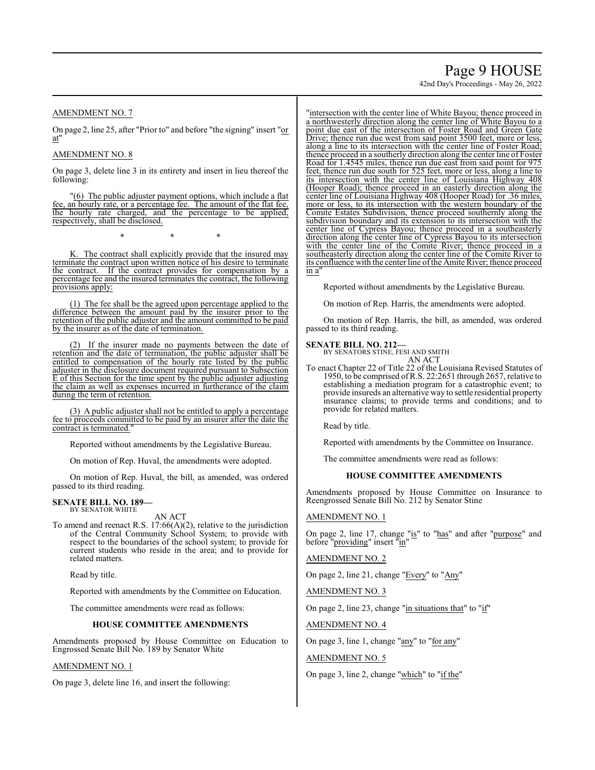AMENDMENT NO. 7

On page 2, line 25, after "Prior to" and before "the signing" insert "or at"

AMENDMENT NO. 8

On page 3, delete line 3 in its entirety and insert in lieu thereof the following:

"(6) The public adjuster payment options, which include a flat fee, an hourly rate, or a percentage fee. The amount of the flat fee, the hourly rate charged, and the percentage to be applied, respectively, shall be disclosed.

\* \* \*

K. The contract shall explicitly provide that the insured may terminate the contract upon written notice of his desire to terminate the contract. If the contract provides for compensation by a percentage fee and the insured terminates the contract, the following provisions apply:

(1) The fee shall be the agreed upon percentage applied to the difference between the amount paid by the insurer prior to the retention of the public adjuster and the amount committed to be paid by the insurer as of the date of termination.

(2) If the insurer made no payments between the date of retention and the date of termination, the public adjuster shall be entitled to compensation of the hourly rate listed by the public adjuster in the disclosure document required pursuant to Subsection E of this Section for the time spent by the public adjuster adjusting the claim as well as expenses incurred in furtherance of the claim during the term of retention.

(3) A public adjuster shall not be entitled to apply a percentage fee to proceeds committed to be paid by an insurer after the date the contract is terminated."

Reported without amendments by the Legislative Bureau.

On motion of Rep. Huval, the amendments were adopted.

On motion of Rep. Huval, the bill, as amended, was ordered passed to its third reading.

**SENATE BILL NO. 189—**
BY SENATOR WHITE
AN ACT

To amend and reenact R.S. 17:66(A)(2), relative to the jurisdiction of the Central Community School System; to provide with respect to the boundaries of the school system; to provide for current students who reside in the area; and to provide for related matters.

Read by title.

Reported with amendments by the Committee on Education.

The committee amendments were read as follows:

### HOUSE COMMITTEE AMENDMENTS

Amendments proposed by House Committee on Education to Engrossed Senate Bill No. 189 by Senator White

AMENDMENT NO. 1

On page 3, delete line 16, and insert the following:

"intersection with the center line of White Bayou; thence proceed in a northwesterly direction along the center line of White Bayou to a point due east of the intersection of Foster Road and Green Gate Drive; thence run due west from said point 3500 feet, more or less, along a line to its intersection with the center line of Foster Road; thence proceed in a southerly direction along the center line of Foster Road for 1.4545 miles, thence run due east from said point for 975 feet, thence run due south for 525 feet, more or less, along a line to its intersection with the center line of Louisiana Highway 408 (Hooper Road); thence proceed in an easterly direction along the center line of Louisiana Highway 408 (Hooper Road) for .36 miles, more or less, to its intersection with the western boundary of the Comite Estates Subdivision, thence proceed southernly along the subdivision boundary and its extension to its intersection with the center line of Cypress Bayou; thence proceed in a southeasterly direction along the center line of Cypress Bayou to its intersection with the center line of the Comite River; thence proceed in a southeasterly direction along the center line of the Comite River to its confluence with the center line of the Amite River; thence proceed in a"

Reported without amendments by the Legislative Bureau.

On motion of Rep. Harris, the amendments were adopted.

On motion of Rep. Harris, the bill, as amended, was ordered passed to its third reading.

**SENATE BILL NO. 212—**
BY SENATORS STINE, FESI AND SMITH
AN ACT

To enact Chapter 22 of Title 22 of the Louisiana Revised Statutes of 1950, to be comprised of R.S. 22:2651 through 2657, relative to establishing a mediation program for a catastrophic event; to provide insureds an alternative way to settle residential property insurance claims; to provide terms and conditions; and to provide for related matters.

Read by title.

Reported with amendments by the Committee on Insurance.

The committee amendments were read as follows:

### HOUSE COMMITTEE AMENDMENTS

Amendments proposed by House Committee on Insurance to Reengrossed Senate Bill No. 212 by Senator Stine

AMENDMENT NO. 1

On page 2, line 17, change "is" to "has" and after "purpose" and before "providing" insert "in"

AMENDMENT NO. 2

On page 2, line 21, change "Every" to "Any"

AMENDMENT NO. 3

On page 2, line 23, change "in situations that" to "if"

AMENDMENT NO. 4

On page 3, line 1, change "any" to "for any"

AMENDMENT NO. 5

On page 3, line 2, change "which" to "if the"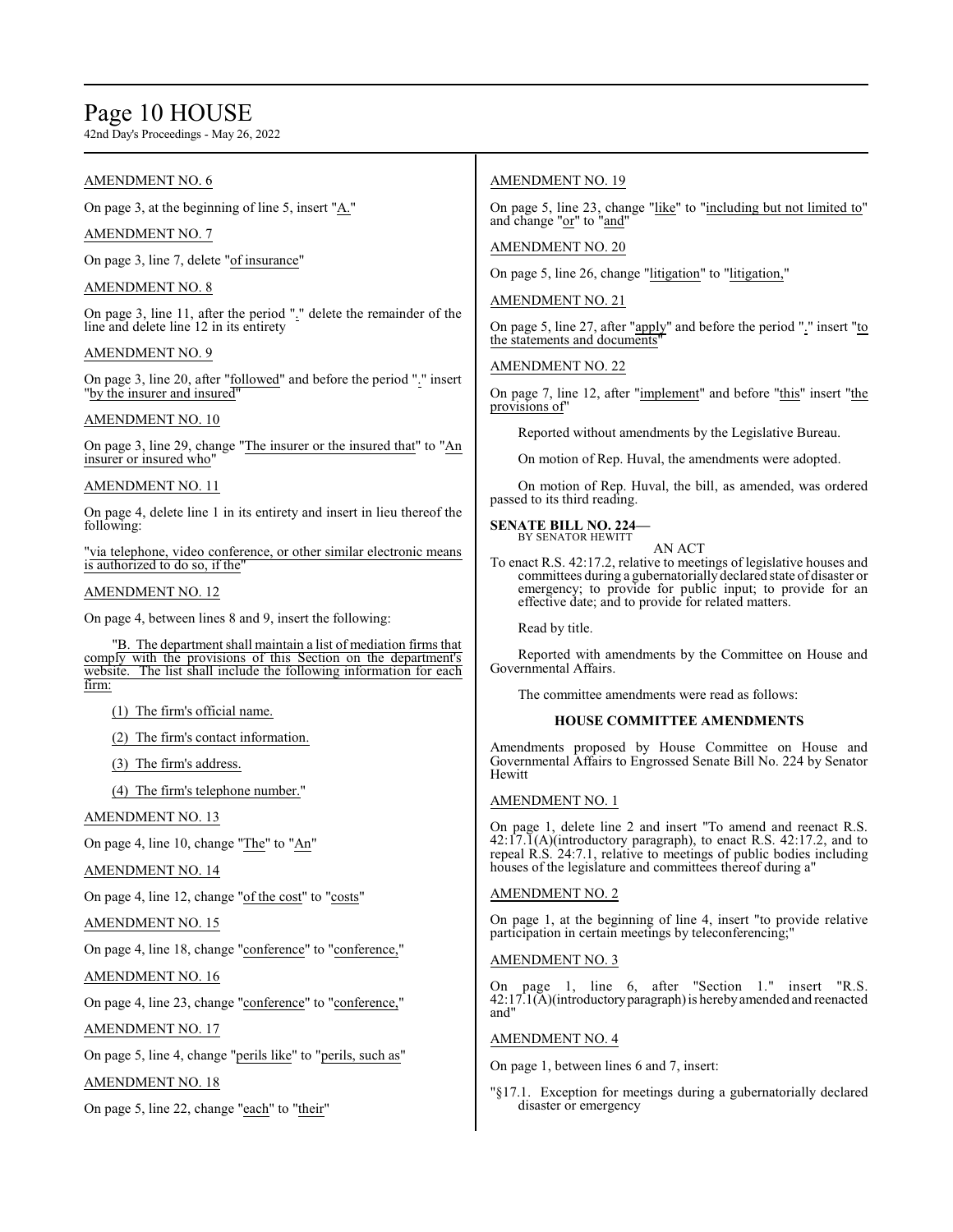AMENDMENT NO. 6

On page 3, at the beginning of line 5, insert "A."

AMENDMENT NO. 7

On page 3, line 7, delete "of insurance"

AMENDMENT NO. 8

On page 3, line 11, after the period "." delete the remainder of the line and delete line 12 in its entirety

AMENDMENT NO. 9

On page 3, line 20, after "followed" and before the period "." insert "by the insurer and insured"

AMENDMENT NO. 10

On page 3, line 29, change "The insurer or the insured that" to "An insurer or insured who"

AMENDMENT NO. 11

On page 4, delete line 1 in its entirety and insert in lieu thereof the following:

"via telephone, video conference, or other similar electronic means is authorized to do so, if the"

AMENDMENT NO. 12

On page 4, between lines 8 and 9, insert the following:

"B. The department shall maintain a list of mediation firms that comply with the provisions of this Section on the department's website. The list shall include the following information for each firm:

(1) The firm's official name.

(2) The firm's contact information.

(3) The firm's address.

(4) The firm's telephone number."

AMENDMENT NO. 13

On page 4, line 10, change "The" to "An"

AMENDMENT NO. 14

On page 4, line 12, change "of the cost" to "costs"

AMENDMENT NO. 15

On page 4, line 18, change "conference" to "conference,"

AMENDMENT NO. 16

On page 4, line 23, change "conference" to "conference,"

AMENDMENT NO. 17

On page 5, line 4, change "perils like" to "perils, such as"

AMENDMENT NO. 18

On page 5, line 22, change "each" to "their"

AMENDMENT NO. 19

On page 5, line 23, change "like" to "including but not limited to" and change "or" to "and"

AMENDMENT NO. 20

On page 5, line 26, change "litigation" to "litigation,"

AMENDMENT NO. 21

On page 5, line 27, after "apply" and before the period "." insert "to the statements and documents"

AMENDMENT NO. 22

On page 7, line 12, after "implement" and before "this" insert "the provisions of"

Reported without amendments by the Legislative Bureau.

On motion of Rep. Huval, the amendments were adopted.

On motion of Rep. Huval, the bill, as amended, was ordered passed to its third reading.

**SENATE BILL NO. 224—**
BY SENATOR HEWITT

AN ACT

To enact R.S. 42:17.2, relative to meetings of legislative houses and committees during a gubernatorially declared state of disaster or emergency; to provide for public input; to provide for an effective date; and to provide for related matters.

Read by title.

Reported with amendments by the Committee on House and Governmental Affairs.

The committee amendments were read as follows:

**HOUSE COMMITTEE AMENDMENTS**

Amendments proposed by House Committee on House and Governmental Affairs to Engrossed Senate Bill No. 224 by Senator Hewitt

AMENDMENT NO. 1

On page 1, delete line 2 and insert "To amend and reenact R.S. 42:17.1(A)(introductory paragraph), to enact R.S. 42:17.2, and to repeal R.S. 24:7.1, relative to meetings of public bodies including houses of the legislature and committees thereof during a"

AMENDMENT NO. 2

On page 1, at the beginning of line 4, insert "to provide relative participation in certain meetings by teleconferencing;"

AMENDMENT NO. 3

On page 1, line 6, after "Section 1." insert "R.S. 42:17.1(A)(introductory paragraph) is hereby amended and reenacted and"

AMENDMENT NO. 4

On page 1, between lines 6 and 7, insert:

"§17.1. Exception for meetings during a gubernatorially declared disaster or emergency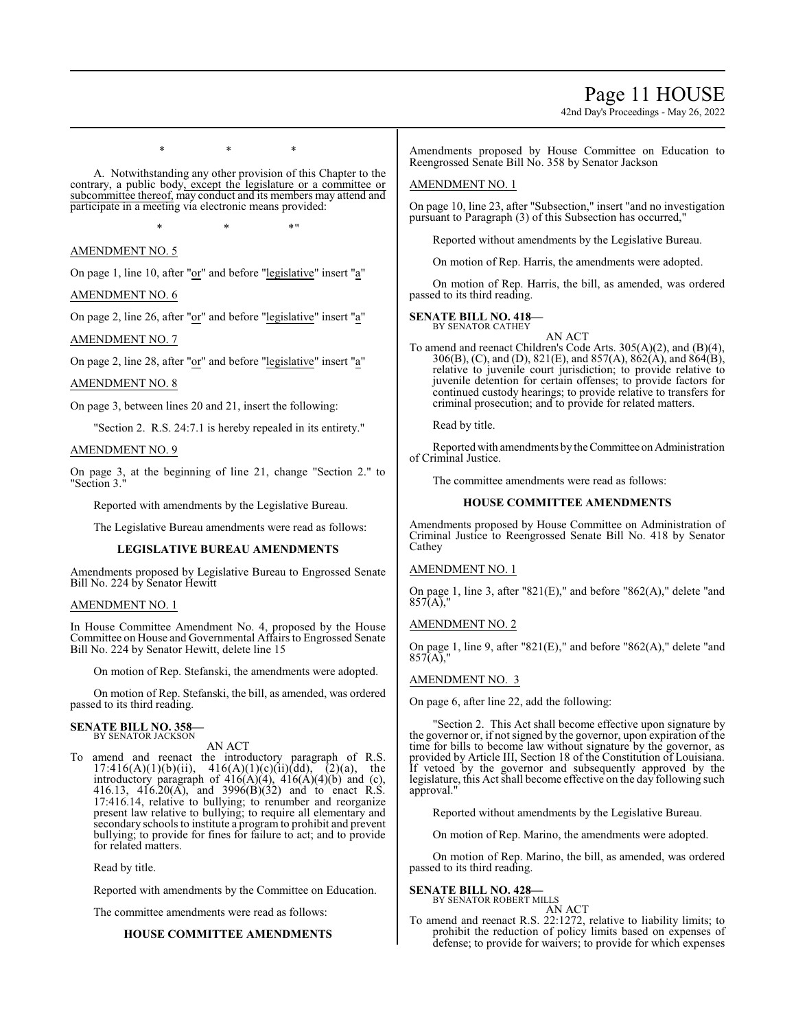\*   \*   \*

A. Notwithstanding any other provision of this Chapter to the contrary, a public body, except the legislature or a committee or subcommittee thereof, may conduct and its members may attend and participate in a meeting via electronic means provided:

\*   \*   \*"

AMENDMENT NO. 5

On page 1, line 10, after "or" and before "legislative" insert "a"

AMENDMENT NO. 6

On page 2, line 26, after "or" and before "legislative" insert "a"

AMENDMENT NO. 7

On page 2, line 28, after "or" and before "legislative" insert "a"

AMENDMENT NO. 8

On page 3, between lines 20 and 21, insert the following:

"Section 2. R.S. 24:7.1 is hereby repealed in its entirety."

AMENDMENT NO. 9

On page 3, at the beginning of line 21, change "Section 2." to "Section 3."

Reported with amendments by the Legislative Bureau.

The Legislative Bureau amendments were read as follows:

**LEGISLATIVE BUREAU AMENDMENTS**

Amendments proposed by Legislative Bureau to Engrossed Senate Bill No. 224 by Senator Hewitt

AMENDMENT NO. 1

In House Committee Amendment No. 4, proposed by the House Committee on House and Governmental Affairs to Engrossed Senate Bill No. 224 by Senator Hewitt, delete line 15

On motion of Rep. Stefanski, the amendments were adopted.

On motion of Rep. Stefanski, the bill, as amended, was ordered passed to its third reading.

**SENATE BILL NO. 358—**
BY SENATOR JACKSON

AN ACT

To amend and reenact the introductory paragraph of R.S. 17:416(A)(1)(b)(ii), 416(A)(1)(c)(ii)(dd), (2)(a), the introductory paragraph of 416(A)(4), 416(A)(4)(b) and (c), 416.13, 416.20(A), and 3996(B)(32) and to enact R.S. 17:416.14, relative to bullying; to renumber and reorganize present law relative to bullying; to require all elementary and secondary schools to institute a program to prohibit and prevent bullying; to provide for fines for failure to act; and to provide for related matters.

Read by title.

Reported with amendments by the Committee on Education.

The committee amendments were read as follows:

**HOUSE COMMITTEE AMENDMENTS**

Amendments proposed by House Committee on Education to Reengrossed Senate Bill No. 358 by Senator Jackson

AMENDMENT NO. 1

On page 10, line 23, after "Subsection," insert "and no investigation pursuant to Paragraph (3) of this Subsection has occurred,"

Reported without amendments by the Legislative Bureau.

On motion of Rep. Harris, the amendments were adopted.

On motion of Rep. Harris, the bill, as amended, was ordered passed to its third reading.

**SENATE BILL NO. 418—**
BY SENATOR CATHEY

AN ACT

To amend and reenact Children's Code Arts. 305(A)(2), and (B)(4), 306(B), (C), and (D), 821(E), and 857(A), 862(A), and 864(B), relative to juvenile court jurisdiction; to provide relative to juvenile detention for certain offenses; to provide factors for continued custody hearings; to provide relative to transfers for criminal prosecution; and to provide for related matters.

Read by title.

Reported with amendments by the Committee on Administration of Criminal Justice.

The committee amendments were read as follows:

**HOUSE COMMITTEE AMENDMENTS**

Amendments proposed by House Committee on Administration of Criminal Justice to Reengrossed Senate Bill No. 418 by Senator Cathey

AMENDMENT NO. 1

On page 1, line 3, after "821(E)," and before "862(A)," delete "and 857(A),"

AMENDMENT NO. 2

On page 1, line 9, after "821(E)," and before "862(A)," delete "and 857(A),"

AMENDMENT NO. 3

On page 6, after line 22, add the following:

"Section 2. This Act shall become effective upon signature by the governor or, if not signed by the governor, upon expiration of the time for bills to become law without signature by the governor, as provided by Article III, Section 18 of the Constitution of Louisiana. If vetoed by the governor and subsequently approved by the legislature, this Act shall become effective on the day following such approval."

Reported without amendments by the Legislative Bureau.

On motion of Rep. Marino, the amendments were adopted.

On motion of Rep. Marino, the bill, as amended, was ordered passed to its third reading.

**SENATE BILL NO. 428—**
BY SENATOR ROBERT MILLS

AN ACT

To amend and reenact R.S. 22:1272, relative to liability limits; to prohibit the reduction of policy limits based on expenses of defense; to provide for waivers; to provide for which expenses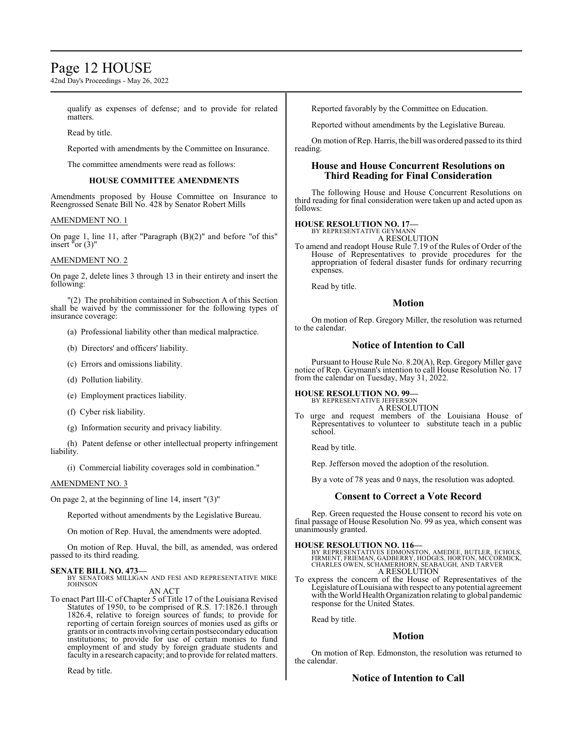qualify as expenses of defense; and to provide for related matters.

Read by title.

Reported with amendments by the Committee on Insurance.

The committee amendments were read as follows:

**HOUSE COMMITTEE AMENDMENTS**

Amendments proposed by House Committee on Insurance to Reengrossed Senate Bill No. 428 by Senator Robert Mills

AMENDMENT NO. 1

On page 1, line 11, after "Paragraph (B)(2)" and before "of this" insert "or (3)"

AMENDMENT NO. 2

On page 2, delete lines 3 through 13 in their entirety and insert the following:

"(2) The prohibition contained in Subsection A of this Section shall be waived by the commissioner for the following types of insurance coverage:

(a) Professional liability other than medical malpractice.

(b) Directors' and officers' liability.

(c) Errors and omissions liability.

(d) Pollution liability.

(e) Employment practices liability.

(f) Cyber risk liability.

(g) Information security and privacy liability.

(h) Patent defense or other intellectual property infringement liability.

(i) Commercial liability coverages sold in combination."

AMENDMENT NO. 3

On page 2, at the beginning of line 14, insert "(3)"

Reported without amendments by the Legislative Bureau.

On motion of Rep. Huval, the amendments were adopted.

On motion of Rep. Huval, the bill, as amended, was ordered passed to its third reading.

**SENATE BILL NO. 473—**
BY SENATORS MILLIGAN AND FESI AND REPRESENTATIVE MIKE JOHNSON

AN ACT

To enact Part III-C of Chapter 5 of Title 17 of the Louisiana Revised Statutes of 1950, to be comprised of R.S. 17:1826.1 through 1826.4, relative to foreign sources of funds; to provide for reporting of certain foreign sources of monies used as gifts or grants or in contracts involving certain postsecondary education institutions; to provide for use of certain monies to fund employment of and study by foreign graduate students and faculty in a research capacity; and to provide for related matters.

Read by title.

Reported favorably by the Committee on Education.

Reported without amendments by the Legislative Bureau.

On motion of Rep. Harris, the bill was ordered passed to its third reading.

## House and House Concurrent Resolutions on Third Reading for Final Consideration

The following House and House Concurrent Resolutions on third reading for final consideration were taken up and acted upon as follows:

**HOUSE RESOLUTION NO. 17—**
BY REPRESENTATIVE GEYMANN

A RESOLUTION

To amend and readopt House Rule 7.19 of the Rules of Order of the House of Representatives to provide procedures for the appropriation of federal disaster funds for ordinary recurring expenses.

Read by title.

## Motion

On motion of Rep. Gregory Miller, the resolution was returned to the calendar.

## Notice of Intention to Call

Pursuant to House Rule No. 8.20(A), Rep. Gregory Miller gave notice of Rep. Geymann's intention to call House Resolution No. 17 from the calendar on Tuesday, May 31, 2022.

**HOUSE RESOLUTION NO. 99—**
BY REPRESENTATIVE JEFFERSON

A RESOLUTION

To urge and request members of the Louisiana House of Representatives to volunteer to substitute teach in a public school.

Read by title.

Rep. Jefferson moved the adoption of the resolution.

By a vote of 78 yeas and 0 nays, the resolution was adopted.

## Consent to Correct a Vote Record

Rep. Green requested the House consent to record his vote on final passage of House Resolution No. 99 as yea, which consent was unanimously granted.

**HOUSE RESOLUTION NO. 116—**
BY REPRESENTATIVES EDMONSTON, AMEDEE, BUTLER, ECHOLS, FIRMENT, FRIEMAN, GADBERRY, HODGES, HORTON, MCCORMICK, CHARLES OWEN, SCHAMERHORN, SEABAUGH, AND TARVER

A RESOLUTION

To express the concern of the House of Representatives of the Legislature of Louisiana with respect to any potential agreement with the World Health Organization relating to global pandemic response for the United States.

Read by title.

## Motion

On motion of Rep. Edmonston, the resolution was returned to the calendar.

## Notice of Intention to Call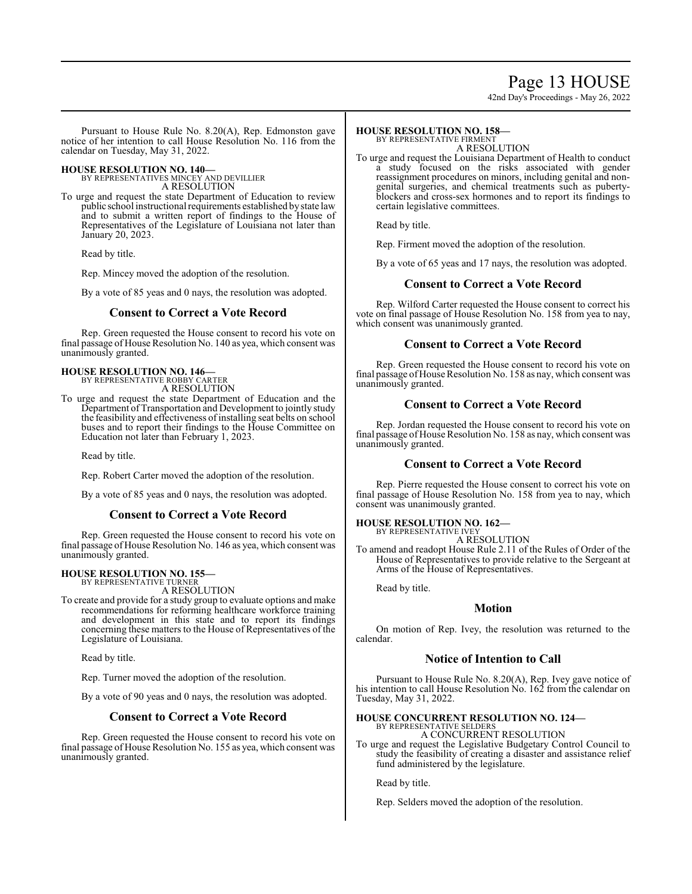Pursuant to House Rule No. 8.20(A), Rep. Edmonston gave notice of her intention to call House Resolution No. 116 from the calendar on Tuesday, May 31, 2022.

**HOUSE RESOLUTION NO. 140—**
BY REPRESENTATIVES MINCEY AND DEVILLIER
A RESOLUTION

To urge and request the state Department of Education to review public school instructional requirements established by state law and to submit a written report of findings to the House of Representatives of the Legislature of Louisiana not later than January 20, 2023.

Read by title.

Rep. Mincey moved the adoption of the resolution.

By a vote of 85 yeas and 0 nays, the resolution was adopted.

## Consent to Correct a Vote Record

Rep. Green requested the House consent to record his vote on final passage of House Resolution No. 140 as yea, which consent was unanimously granted.

**HOUSE RESOLUTION NO. 146—**
BY REPRESENTATIVE ROBBY CARTER
A RESOLUTION

To urge and request the state Department of Education and the Department of Transportation and Development to jointly study the feasibility and effectiveness of installing seat belts on school buses and to report their findings to the House Committee on Education not later than February 1, 2023.

Read by title.

Rep. Robert Carter moved the adoption of the resolution.

By a vote of 85 yeas and 0 nays, the resolution was adopted.

## Consent to Correct a Vote Record

Rep. Green requested the House consent to record his vote on final passage of House Resolution No. 146 as yea, which consent was unanimously granted.

**HOUSE RESOLUTION NO. 155—**
BY REPRESENTATIVE TURNER
A RESOLUTION

To create and provide for a study group to evaluate options and make recommendations for reforming healthcare workforce training and development in this state and to report its findings concerning these matters to the House of Representatives of the Legislature of Louisiana.

Read by title.

Rep. Turner moved the adoption of the resolution.

By a vote of 90 yeas and 0 nays, the resolution was adopted.

## Consent to Correct a Vote Record

Rep. Green requested the House consent to record his vote on final passage of House Resolution No. 155 as yea, which consent was unanimously granted.

**HOUSE RESOLUTION NO. 158—**
BY REPRESENTATIVE FIRMENT
A RESOLUTION

To urge and request the Louisiana Department of Health to conduct a study focused on the risks associated with gender reassignment procedures on minors, including genital and non-genital surgeries, and chemical treatments such as puberty-blockers and cross-sex hormones and to report its findings to certain legislative committees.

Read by title.

Rep. Firment moved the adoption of the resolution.

By a vote of 65 yeas and 17 nays, the resolution was adopted.

## Consent to Correct a Vote Record

Rep. Wilford Carter requested the House consent to correct his vote on final passage of House Resolution No. 158 from yea to nay, which consent was unanimously granted.

## Consent to Correct a Vote Record

Rep. Green requested the House consent to record his vote on final passage of House Resolution No. 158 as nay, which consent was unanimously granted.

## Consent to Correct a Vote Record

Rep. Jordan requested the House consent to record his vote on final passage of House Resolution No. 158 as nay, which consent was unanimously granted.

## Consent to Correct a Vote Record

Rep. Pierre requested the House consent to correct his vote on final passage of House Resolution No. 158 from yea to nay, which consent was unanimously granted.

**HOUSE RESOLUTION NO. 162—**
BY REPRESENTATIVE IVEY
A RESOLUTION

To amend and readopt House Rule 2.11 of the Rules of Order of the House of Representatives to provide relative to the Sergeant at Arms of the House of Representatives.

Read by title.

## Motion

On motion of Rep. Ivey, the resolution was returned to the calendar.

## Notice of Intention to Call

Pursuant to House Rule No. 8.20(A), Rep. Ivey gave notice of his intention to call House Resolution No. 162 from the calendar on Tuesday, May 31, 2022.

**HOUSE CONCURRENT RESOLUTION NO. 124—**
BY REPRESENTATIVE SELDERS
A CONCURRENT RESOLUTION

To urge and request the Legislative Budgetary Control Council to study the feasibility of creating a disaster and assistance relief fund administered by the legislature.

Read by title.

Rep. Selders moved the adoption of the resolution.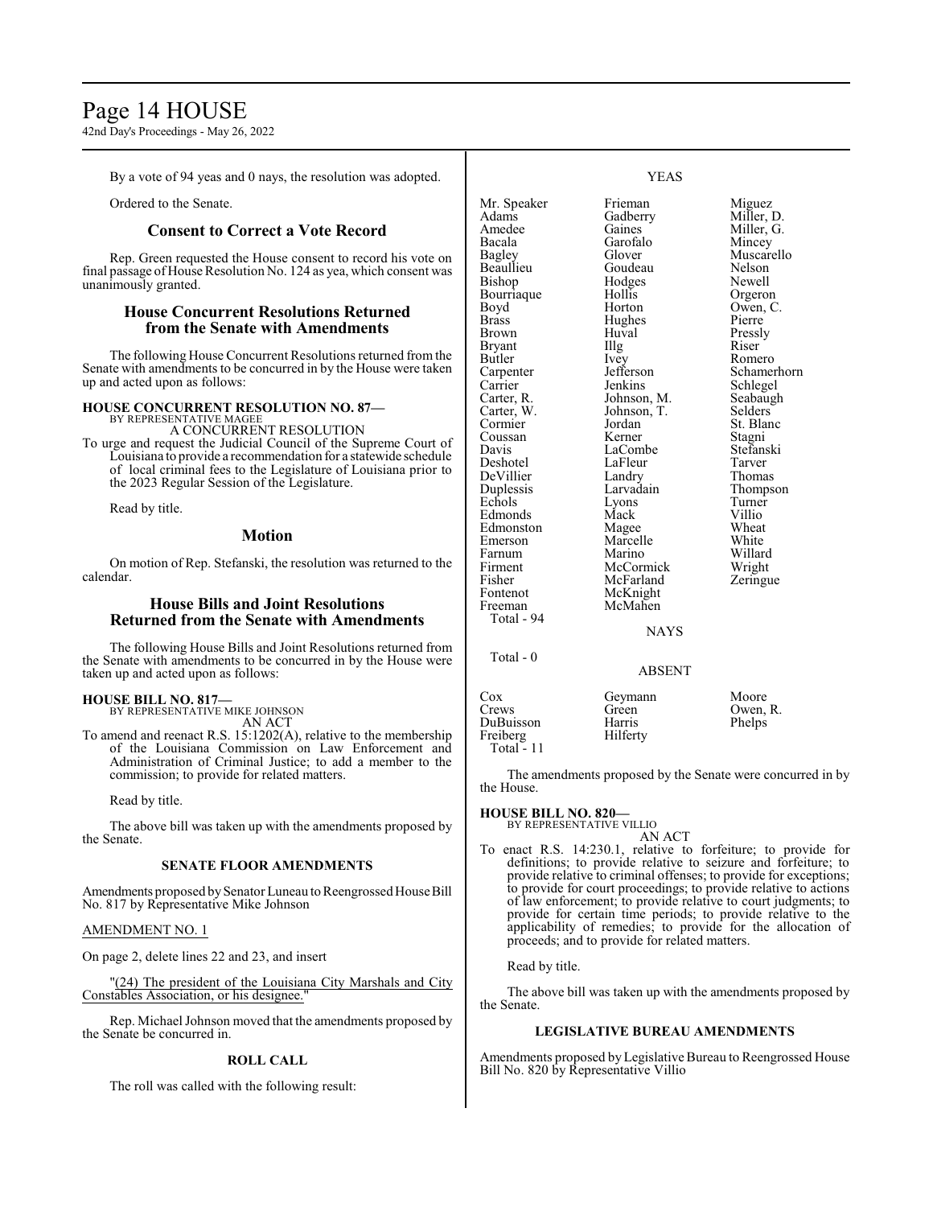By a vote of 94 yeas and 0 nays, the resolution was adopted.

Ordered to the Senate.

## Consent to Correct a Vote Record

Rep. Green requested the House consent to record his vote on final passage of House Resolution No. 124 as yea, which consent was unanimously granted.

## House Concurrent Resolutions Returned from the Senate with Amendments

The following House Concurrent Resolutions returned from the Senate with amendments to be concurred in by the House were taken up and acted upon as follows:

**HOUSE CONCURRENT RESOLUTION NO. 87—**
BY REPRESENTATIVE MAGEE
A CONCURRENT RESOLUTION

To urge and request the Judicial Council of the Supreme Court of Louisiana to provide a recommendation for a statewide schedule of local criminal fees to the Legislature of Louisiana prior to the 2023 Regular Session of the Legislature.

Read by title.

## Motion

On motion of Rep. Stefanski, the resolution was returned to the calendar.

## House Bills and Joint Resolutions Returned from the Senate with Amendments

The following House Bills and Joint Resolutions returned from the Senate with amendments to be concurred in by the House were taken up and acted upon as follows:

**HOUSE BILL NO. 817—**
BY REPRESENTATIVE MIKE JOHNSON
AN ACT

To amend and reenact R.S. 15:1202(A), relative to the membership of the Louisiana Commission on Law Enforcement and Administration of Criminal Justice; to add a member to the commission; to provide for related matters.

Read by title.

The above bill was taken up with the amendments proposed by the Senate.

### SENATE FLOOR AMENDMENTS

Amendments proposed by Senator Luneau to Reengrossed House Bill No. 817 by Representative Mike Johnson

AMENDMENT NO. 1

On page 2, delete lines 22 and 23, and insert

"(24) The president of the Louisiana City Marshals and City Constables Association, or his designee."

Rep. Michael Johnson moved that the amendments proposed by the Senate be concurred in.

### ROLL CALL

The roll was called with the following result:

YEAS

| | | |
|---|---|---|
| Mr. Speaker | Frieman | Miguez |
| Adams | Gadberry | Miller, D. |
| Amedee | Gaines | Miller, G. |
| Bacala | Garofalo | Mincey |
| Bagley | Glover | Muscarello |
| Beaullieu | Goudeau | Nelson |
| Bishop | Hodges | Newell |
| Bourriaque | Hollis | Orgeron |
| Boyd | Horton | Owen, C. |
| Brass | Hughes | Pierre |
| Brown | Huval | Pressly |
| Bryant | Illg | Riser |
| Butler | Ivey | Romero |
| Carpenter | Jefferson | Schamerhorn |
| Carrier | Jenkins | Schlegel |
| Carter, R. | Johnson, M. | Seabaugh |
| Carter, W. | Johnson, T. | Selders |
| Cormier | Jordan | St. Blanc |
| Coussan | Kerner | Stagni |
| Davis | LaCombe | Stefanski |
| Deshotel | LaFleur | Tarver |
| DeVillier | Landry | Thomas |
| Duplessis | Larvadain | Thompson |
| Echols | Lyons | Turner |
| Edmonds | Mack | Villio |
| Edmonston | Magee | Wheat |
| Emerson | Marcelle | White |
| Farnum | Marino | Willard |
| Firment | McCormick | Wright |
| Fisher | McFarland | Zeringue |
| Fontenot | McKnight | |
| Freeman | McMahen | |

Total - 94

NAYS

Total - 0

ABSENT

| | | |
|---|---|---|
| Cox | Geymann | Moore |
| Crews | Green | Owen, R. |
| DuBuisson | Harris | Phelps |
| Freiberg | Hilferty | |

Total - 11

The amendments proposed by the Senate were concurred in by the House.

**HOUSE BILL NO. 820—**
BY REPRESENTATIVE VILLIO
AN ACT

To enact R.S. 14:230.1, relative to forfeiture; to provide for definitions; to provide relative to seizure and forfeiture; to provide relative to criminal offenses; to provide for exceptions; to provide for court proceedings; to provide relative to actions of law enforcement; to provide relative to court judgments; to provide for certain time periods; to provide relative to the applicability of remedies; to provide for the allocation of proceeds; and to provide for related matters.

Read by title.

The above bill was taken up with the amendments proposed by the Senate.

### LEGISLATIVE BUREAU AMENDMENTS

Amendments proposed by Legislative Bureau to Reengrossed House Bill No. 820 by Representative Villio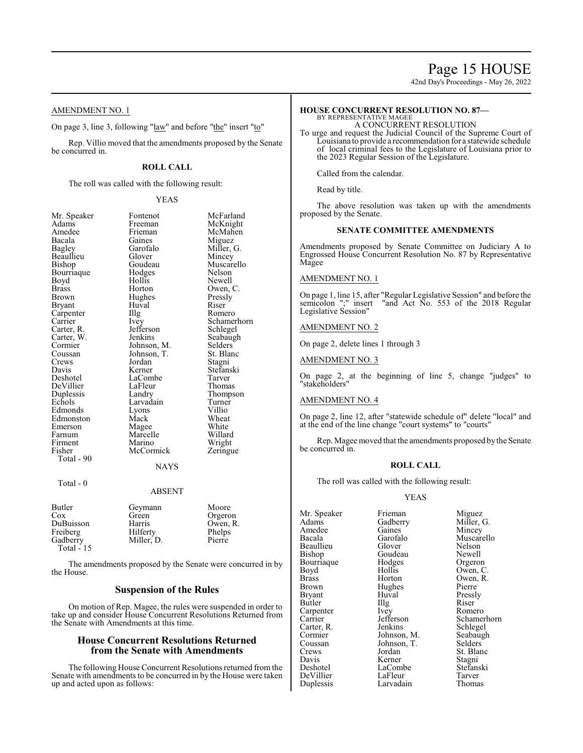AMENDMENT NO. 1

On page 3, line 3, following "law" and before "the" insert "to"

Rep. Villio moved that the amendments proposed by the Senate be concurred in.

### ROLL CALL

The roll was called with the following result:

YEAS

| | | |
|---|---|---|
| Mr. Speaker | Fontenot | McFarland |
| Adams | Freeman | McKnight |
| Amedee | Frieman | McMahen |
| Bacala | Gaines | Miguez |
| Bagley | Garofalo | Miller, G. |
| Beaullieu | Glover | Mincey |
| Bishop | Goudeau | Muscarello |
| Bourriaque | Hodges | Nelson |
| Boyd | Hollis | Newell |
| Brass | Horton | Owen, C. |
| Brown | Hughes | Pressly |
| Bryant | Huval | Riser |
| Carpenter | Illg | Romero |
| Carrier | Ivey | Schamerhorn |
| Carter, R. | Jefferson | Schlegel |
| Carter, W. | Jenkins | Seabaugh |
| Cormier | Johnson, M. | Selders |
| Coussan | Johnson, T. | St. Blanc |
| Crews | Jordan | Stagni |
| Davis | Kerner | Stefanski |
| Deshotel | LaCombe | Tarver |
| DeVillier | LaFleur | Thomas |
| Duplessis | Landry | Thompson |
| Echols | Larvadain | Turner |
| Edmonds | Lyons | Villio |
| Edmonston | Mack | Wheat |
| Emerson | Magee | White |
| Farnum | Marcelle | Willard |
| Firment | Marino | Wright |
| Fisher | McCormick | Zeringue |

Total - 90

NAYS

Total - 0

ABSENT

| | | |
|---|---|---|
| Butler | Geymann | Moore |
| Cox | Green | Orgeron |
| DuBuisson | Harris | Owen, R. |
| Freiberg | Hilferty | Phelps |
| Gadberry | Miller, D. | Pierre |

Total - 15

The amendments proposed by the Senate were concurred in by the House.

## Suspension of the Rules

On motion of Rep. Magee, the rules were suspended in order to take up and consider House Concurrent Resolutions Returned from the Senate with Amendments at this time.

## House Concurrent Resolutions Returned from the Senate with Amendments

The following House Concurrent Resolutions returned from the Senate with amendments to be concurred in by the House were taken up and acted upon as follows:

**HOUSE CONCURRENT RESOLUTION NO. 87—**
BY REPRESENTATIVE MAGEE
A CONCURRENT RESOLUTION

To urge and request the Judicial Council of the Supreme Court of Louisiana to provide a recommendation for a statewide schedule of local criminal fees to the Legislature of Louisiana prior to the 2023 Regular Session of the Legislature.

Called from the calendar.

Read by title.

The above resolution was taken up with the amendments proposed by the Senate.

### SENATE COMMITTEE AMENDMENTS

Amendments proposed by Senate Committee on Judiciary A to Engrossed House Concurrent Resolution No. 87 by Representative Magee

AMENDMENT NO. 1

On page 1, line 15, after "Regular Legislative Session" and before the semicolon ";" insert "and Act No. 553 of the 2018 Regular Legislative Session"

AMENDMENT NO. 2

On page 2, delete lines 1 through 3

AMENDMENT NO. 3

On page 2, at the beginning of line 5, change "judges" to "stakeholders"

AMENDMENT NO. 4

On page 2, line 12, after "statewide schedule of" delete "local" and at the end of the line change "court systems" to "courts"

Rep. Magee moved that the amendments proposed by the Senate be concurred in.

### ROLL CALL

The roll was called with the following result:

YEAS

| | | |
|---|---|---|
| Mr. Speaker | Frieman | Miguez |
| Adams | Gadberry | Miller, G. |
| Amedee | Gaines | Mincey |
| Bacala | Garofalo | Muscarello |
| Beaullieu | Glover | Nelson |
| Bishop | Goudeau | Newell |
| Bourriaque | Hodges | Orgeron |
| Boyd | Hollis | Owen, C. |
| Brass | Horton | Owen, R. |
| Brown | Hughes | Pierre |
| Bryant | Huval | Pressly |
| Butler | Illg | Riser |
| Carpenter | Ivey | Romero |
| Carrier | Jefferson | Schamerhorn |
| Carter, R. | Jenkins | Schlegel |
| Cormier | Johnson, M. | Seabaugh |
| Coussan | Johnson, T. | Selders |
| Crews | Jordan | St. Blanc |
| Davis | Kerner | Stagni |
| Deshotel | LaCombe | Stefanski |
| DeVillier | LaFleur | Tarver |
| Duplessis | Larvadain | Thomas |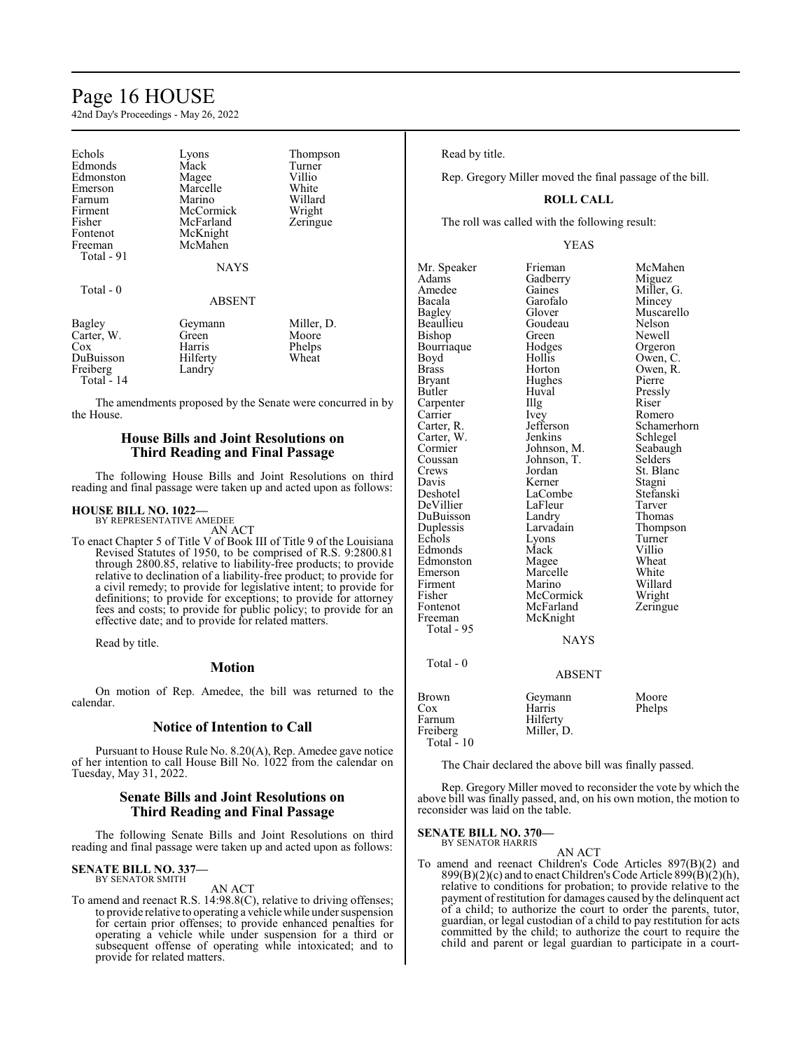| Echols | Lyons | Thompson |
|---|---|---|
| Edmonds | Mack | Turner |
| Edmonston | Magee | Villio |
| Emerson | Marcelle | White |
| Farnum | Marino | Willard |
| Firment | McCormick | Wright |
| Fisher | McFarland | Zeringue |
| Fontenot | McKnight | |
| Freeman | McMahen | |
| Total - 91 | | |

NAYS

Total - 0

ABSENT

| Bagley | Geymann | Miller, D. |
|---|---|---|
| Carter, W. | Green | Moore |
| Cox | Harris | Phelps |
| DuBuisson | Hilferty | Wheat |
| Freiberg | Landry | |
| Total - 14 | | |

The amendments proposed by the Senate were concurred in by the House.

## House Bills and Joint Resolutions on Third Reading and Final Passage

The following House Bills and Joint Resolutions on third reading and final passage were taken up and acted upon as follows:

**HOUSE BILL NO. 1022—**
BY REPRESENTATIVE AMEDEE

AN ACT

To enact Chapter 5 of Title V of Book III of Title 9 of the Louisiana Revised Statutes of 1950, to be comprised of R.S. 9:2800.81 through 2800.85, relative to liability-free products; to provide relative to declination of a liability-free product; to provide for a civil remedy; to provide for legislative intent; to provide for definitions; to provide for exceptions; to provide for attorney fees and costs; to provide for public policy; to provide for an effective date; and to provide for related matters.

Read by title.

## Motion

On motion of Rep. Amedee, the bill was returned to the calendar.

## Notice of Intention to Call

Pursuant to House Rule No. 8.20(A), Rep. Amedee gave notice of her intention to call House Bill No. 1022 from the calendar on Tuesday, May 31, 2022.

## Senate Bills and Joint Resolutions on Third Reading and Final Passage

The following Senate Bills and Joint Resolutions on third reading and final passage were taken up and acted upon as follows:

**SENATE BILL NO. 337—**
BY SENATOR SMITH

AN ACT

To amend and reenact R.S. 14:98.8(C), relative to driving offenses; to provide relative to operating a vehicle while under suspension for certain prior offenses; to provide enhanced penalties for operating a vehicle while under suspension for a third or subsequent offense of operating while intoxicated; and to provide for related matters.

Read by title.

Rep. Gregory Miller moved the final passage of the bill.

**ROLL CALL**

The roll was called with the following result:

YEAS

| Mr. Speaker | Frieman | McMahen |
|---|---|---|
| Adams | Gadberry | Miguez |
| Amedee | Gaines | Miller, G. |
| Bacala | Garofalo | Mincey |
| Bagley | Glover | Muscarello |
| Beaullieu | Goudeau | Nelson |
| Bishop | Green | Newell |
| Bourriaque | Hodges | Orgeron |
| Boyd | Hollis | Owen, C. |
| Brass | Horton | Owen, R. |
| Bryant | Hughes | Pierre |
| Butler | Huval | Pressly |
| Carpenter | Illg | Riser |
| Carrier | Ivey | Romero |
| Carter, R. | Jefferson | Schamerhorn |
| Carter, W. | Jenkins | Schlegel |
| Cormier | Johnson, M. | Seabaugh |
| Coussan | Johnson, T. | Selders |
| Crews | Jordan | St. Blanc |
| Davis | Kerner | Stagni |
| Deshotel | LaCombe | Stefanski |
| DeVillier | LaFleur | Tarver |
| DuBuisson | Landry | Thomas |
| Duplessis | Larvadain | Thompson |
| Echols | Lyons | Turner |
| Edmonds | Mack | Villio |
| Edmonston | Magee | Wheat |
| Emerson | Marcelle | White |
| Firment | Marino | Willard |
| Fisher | McCormick | Wright |
| Fontenot | McFarland | Zeringue |
| Freeman | McKnight | |
| Total - 95 | | |

NAYS

Total - 0

ABSENT

| Brown | Geymann | Moore |
|---|---|---|
| Cox | Harris | Phelps |
| Farnum | Hilferty | |
| Freiberg | Miller, D. | |
| Total - 10 | | |

The Chair declared the above bill was finally passed.

Rep. Gregory Miller moved to reconsider the vote by which the above bill was finally passed, and, on his own motion, the motion to reconsider was laid on the table.

**SENATE BILL NO. 370—**
BY SENATOR HARRIS

AN ACT

To amend and reenact Children's Code Articles 897(B)(2) and 899(B)(2)(c) and to enact Children's Code Article 899(B)(2)(h), relative to conditions for probation; to provide relative to the payment of restitution for damages caused by the delinquent act of a child; to authorize the court to order the parents, tutor, guardian, or legal custodian of a child to pay restitution for acts committed by the child; to authorize the court to require the child and parent or legal guardian to participate in a court-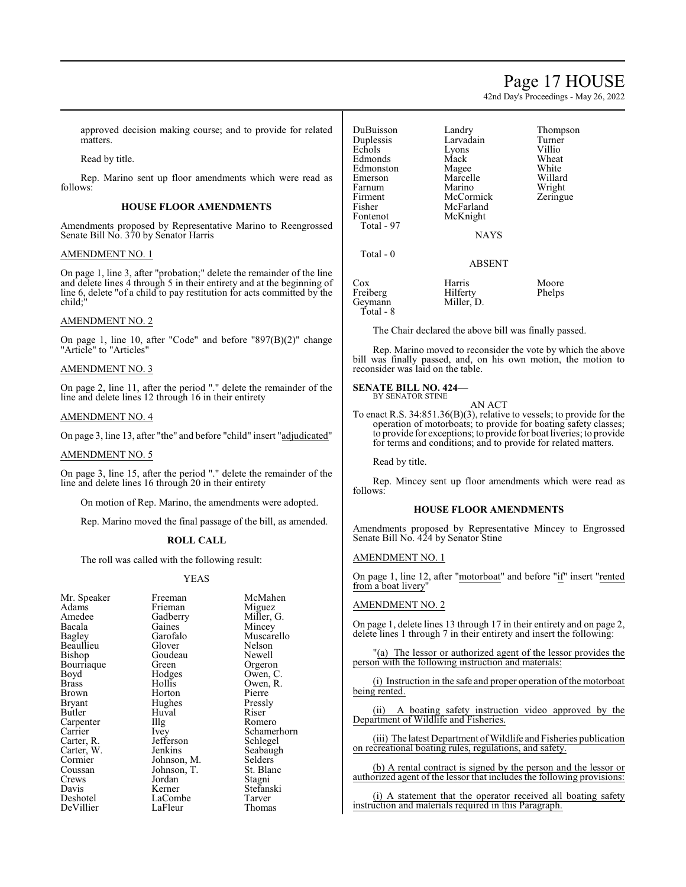approved decision making course; and to provide for related matters.

Read by title.

Rep. Marino sent up floor amendments which were read as follows:

### HOUSE FLOOR AMENDMENTS

Amendments proposed by Representative Marino to Reengrossed Senate Bill No. 370 by Senator Harris

AMENDMENT NO. 1

On page 1, line 3, after "probation;" delete the remainder of the line and delete lines 4 through 5 in their entirety and at the beginning of line 6, delete "of a child to pay restitution for acts committed by the child;"

AMENDMENT NO. 2

On page 1, line 10, after "Code" and before "897(B)(2)" change "Article" to "Articles"

AMENDMENT NO. 3

On page 2, line 11, after the period "." delete the remainder of the line and delete lines 12 through 16 in their entirety

AMENDMENT NO. 4

On page 3, line 13, after "the" and before "child" insert "adjudicated"

AMENDMENT NO. 5

On page 3, line 15, after the period "." delete the remainder of the line and delete lines 16 through 20 in their entirety

On motion of Rep. Marino, the amendments were adopted.

Rep. Marino moved the final passage of the bill, as amended.

### ROLL CALL

The roll was called with the following result:

YEAS

| | | |
|---|---|---|
| Mr. Speaker | Freeman | McMahen |
| Adams | Frieman | Miguez |
| Amedee | Gadberry | Miller, G. |
| Bacala | Gaines | Mincey |
| Bagley | Garofalo | Muscarello |
| Beaullieu | Glover | Nelson |
| Bishop | Goudeau | Newell |
| Bourriaque | Green | Orgeron |
| Boyd | Hodges | Owen, C. |
| Brass | Hollis | Owen, R. |
| Brown | Horton | Pierre |
| Bryant | Hughes | Pressly |
| Butler | Huval | Riser |
| Carpenter | Illg | Romero |
| Carrier | Ivey | Schamerhorn |
| Carter, R. | Jefferson | Schlegel |
| Carter, W. | Jenkins | Seabaugh |
| Cormier | Johnson, M. | Selders |
| Coussan | Johnson, T. | St. Blanc |
| Crews | Jordan | Stagni |
| Davis | Kerner | Stefanski |
| Deshotel | LaCombe | Tarver |
| DeVillier | LaFleur | Thomas |
| DuBuisson | Landry | Thompson |
| Duplessis | Larvadain | Turner |
| Echols | Lyons | Villio |
| Edmonds | Mack | Wheat |
| Edmonston | Magee | White |
| Emerson | Marcelle | Willard |
| Farnum | Marino | Wright |
| Firment | McCormick | Zeringue |
| Fisher | McFarland | |
| Fontenot | McKnight | |
| Total - 97 | | |

NAYS

Total - 0

ABSENT

| | | |
|---|---|---|
| Cox | Harris | Moore |
| Freiberg | Hilferty | Phelps |
| Geymann | Miller, D. | |
| Total - 8 | | |

The Chair declared the above bill was finally passed.

Rep. Marino moved to reconsider the vote by which the above bill was finally passed, and, on his own motion, the motion to reconsider was laid on the table.

**SENATE BILL NO. 424—**
BY SENATOR STINE

AN ACT

To enact R.S. 34:851.36(B)(3), relative to vessels; to provide for the operation of motorboats; to provide for boating safety classes; to provide for exceptions; to provide for boat liveries; to provide for terms and conditions; and to provide for related matters.

Read by title.

Rep. Mincey sent up floor amendments which were read as follows:

### HOUSE FLOOR AMENDMENTS

Amendments proposed by Representative Mincey to Engrossed Senate Bill No. 424 by Senator Stine

AMENDMENT NO. 1

On page 1, line 12, after "motorboat" and before "if" insert "rented from a boat livery"

AMENDMENT NO. 2

On page 1, delete lines 13 through 17 in their entirety and on page 2, delete lines 1 through 7 in their entirety and insert the following:

"(a) The lessor or authorized agent of the lessor provides the person with the following instruction and materials:

(i) Instruction in the safe and proper operation of the motorboat being rented.

(ii) A boating safety instruction video approved by the Department of Wildlife and Fisheries.

(iii) The latest Department of Wildlife and Fisheries publication on recreational boating rules, regulations, and safety.

(b) A rental contract is signed by the person and the lessor or authorized agent of the lessor that includes the following provisions:

(i) A statement that the operator received all boating safety instruction and materials required in this Paragraph.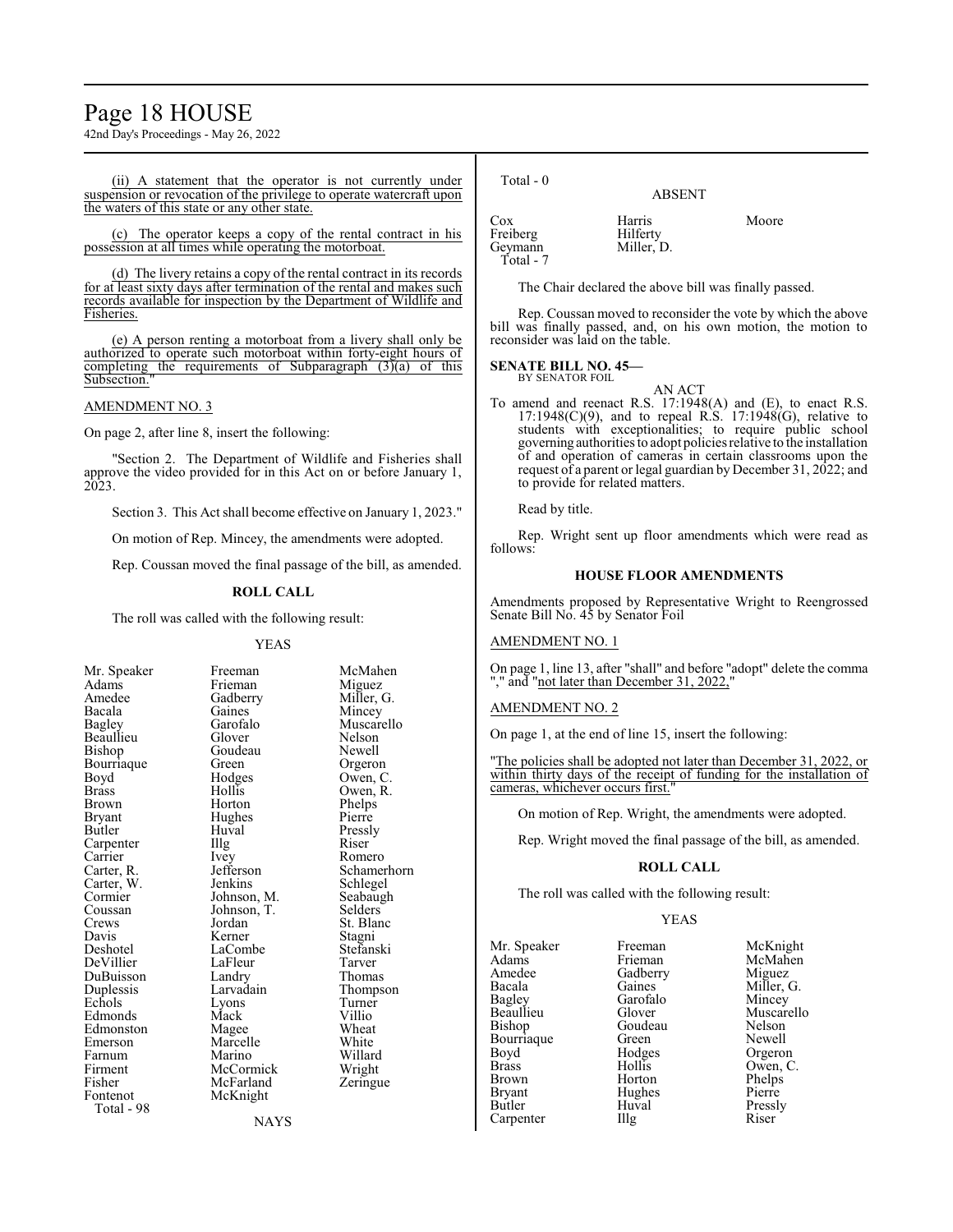(ii) A statement that the operator is not currently under suspension or revocation of the privilege to operate watercraft upon the waters of this state or any other state.

(c) The operator keeps a copy of the rental contract in his possession at all times while operating the motorboat.

(d) The livery retains a copy of the rental contract in its records for at least sixty days after termination of the rental and makes such records available for inspection by the Department of Wildlife and Fisheries.

(e) A person renting a motorboat from a livery shall only be authorized to operate such motorboat within forty-eight hours of completing the requirements of Subparagraph (3)(a) of this Subsection."

AMENDMENT NO. 3

On page 2, after line 8, insert the following:

"Section 2. The Department of Wildlife and Fisheries shall approve the video provided for in this Act on or before January 1, 2023.

Section 3. This Act shall become effective on January 1, 2023."

On motion of Rep. Mincey, the amendments were adopted.

Rep. Coussan moved the final passage of the bill, as amended.

**ROLL CALL**

The roll was called with the following result:

YEAS

| | | |
|---|---|---|
| Mr. Speaker | Freeman | McMahen |
| Adams | Frieman | Miguez |
| Amedee | Gadberry | Miller, G. |
| Bacala | Gaines | Mincey |
| Bagley | Garofalo | Muscarello |
| Beaullieu | Glover | Nelson |
| Bishop | Goudeau | Newell |
| Bourriaque | Green | Orgeron |
| Boyd | Hodges | Owen, C. |
| Brass | Hollis | Owen, R. |
| Brown | Horton | Phelps |
| Bryant | Hughes | Pierre |
| Butler | Huval | Pressly |
| Carpenter | Illg | Riser |
| Carrier | Ivey | Romero |
| Carter, R. | Jefferson | Schamerhorn |
| Carter, W. | Jenkins | Schlegel |
| Cormier | Johnson, M. | Seabaugh |
| Coussan | Johnson, T. | Selders |
| Crews | Jordan | St. Blanc |
| Davis | Kerner | Stagni |
| Deshotel | LaCombe | Stefanski |
| DeVillier | LaFleur | Tarver |
| DuBuisson | Landry | Thomas |
| Duplessis | Larvadain | Thompson |
| Echols | Lyons | Turner |
| Edmonds | Mack | Villio |
| Edmonston | Magee | Wheat |
| Emerson | Marcelle | White |
| Farnum | Marino | Willard |
| Firment | McCormick | Wright |
| Fisher | McFarland | Zeringue |
| Fontenot | McKnight | |

Total - 98

NAYS

Total - 0

ABSENT

| | | |
|---|---|---|
| Cox | Harris | Moore |
| Freiberg | Hilferty | |
| Geymann | Miller, D. | |

Total - 7

The Chair declared the above bill was finally passed.

Rep. Coussan moved to reconsider the vote by which the above bill was finally passed, and, on his own motion, the motion to reconsider was laid on the table.

**SENATE BILL NO. 45—**
BY SENATOR FOIL

AN ACT

To amend and reenact R.S. 17:1948(A) and (E), to enact R.S. 17:1948(C)(9), and to repeal R.S. 17:1948(G), relative to students with exceptionalities; to require public school governing authorities to adopt policies relative to the installation of and operation of cameras in certain classrooms upon the request of a parent or legal guardian by December 31, 2022; and to provide for related matters.

Read by title.

Rep. Wright sent up floor amendments which were read as follows:

**HOUSE FLOOR AMENDMENTS**

Amendments proposed by Representative Wright to Reengrossed Senate Bill No. 45 by Senator Foil

AMENDMENT NO. 1

On page 1, line 13, after "shall" and before "adopt" delete the comma "," and "not later than December 31, 2022,"

AMENDMENT NO. 2

On page 1, at the end of line 15, insert the following:

"The policies shall be adopted not later than December 31, 2022, or within thirty days of the receipt of funding for the installation of cameras, whichever occurs first."

On motion of Rep. Wright, the amendments were adopted.

Rep. Wright moved the final passage of the bill, as amended.

**ROLL CALL**

The roll was called with the following result:

YEAS

| | | |
|---|---|---|
| Mr. Speaker | Freeman | McKnight |
| Adams | Frieman | McMahen |
| Amedee | Gadberry | Miguez |
| Bacala | Gaines | Miller, G. |
| Bagley | Garofalo | Mincey |
| Beaullieu | Glover | Muscarello |
| Bishop | Goudeau | Nelson |
| Bourriaque | Green | Newell |
| Boyd | Hodges | Orgeron |
| Brass | Hollis | Owen, C. |
| Brown | Horton | Phelps |
| Bryant | Hughes | Pierre |
| Butler | Huval | Pressly |
| Carpenter | Illg | Riser |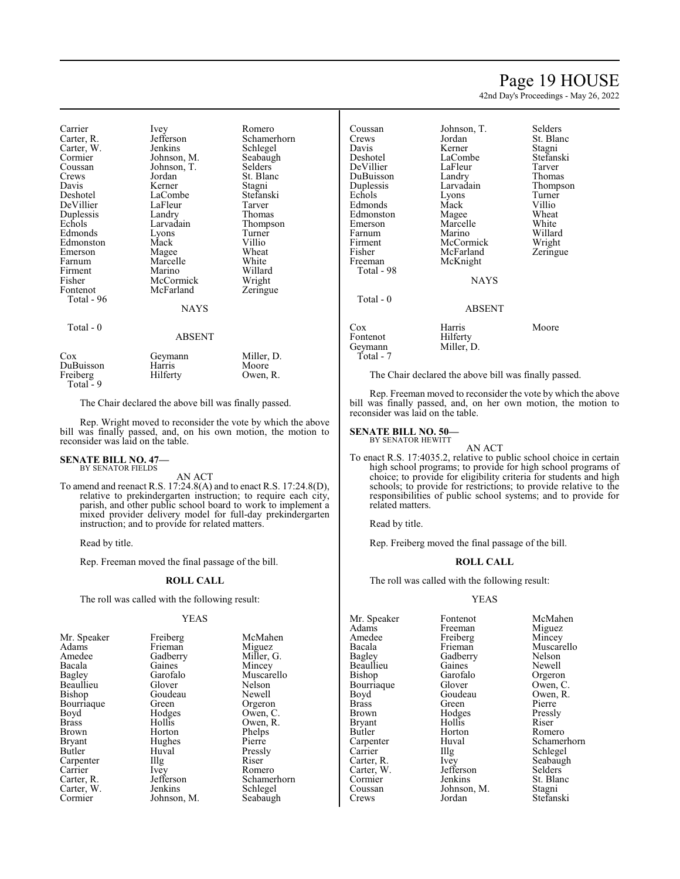| | | |
|---|---|---|
| Carrier | Ivey | Romero |
| Carter, R. | Jefferson | Schamerhorn |
| Carter, W. | Jenkins | Schlegel |
| Cormier | Johnson, M. | Seabaugh |
| Coussan | Johnson, T. | Selders |
| Crews | Jordan | St. Blanc |
| Davis | Kerner | Stagni |
| Deshotel | LaCombe | Stefanski |
| DeVillier | LaFleur | Tarver |
| Duplessis | Landry | Thomas |
| Echols | Larvadain | Thompson |
| Edmonds | Lyons | Turner |
| Edmonston | Mack | Villio |
| Emerson | Magee | Wheat |
| Farnum | Marcelle | White |
| Firment | Marino | Willard |
| Fisher | McCormick | Wright |
| Fontenot | McFarland | Zeringue |

Total - 96

NAYS

Total - 0

ABSENT

| | | |
|---|---|---|
| Cox | Geymann | Miller, D. |
| DuBuisson | Harris | Moore |
| Freiberg | Hilferty | Owen, R. |

Total - 9

The Chair declared the above bill was finally passed.

Rep. Wright moved to reconsider the vote by which the above bill was finally passed, and, on his own motion, the motion to reconsider was laid on the table.

**SENATE BILL NO. 47—**
BY SENATOR FIELDS

AN ACT

To amend and reenact R.S. 17:24.8(A) and to enact R.S. 17:24.8(D), relative to prekindergarten instruction; to require each city, parish, and other public school board to work to implement a mixed provider delivery model for full-day prekindergarten instruction; and to provide for related matters.

Read by title.

Rep. Freeman moved the final passage of the bill.

**ROLL CALL**

The roll was called with the following result:

YEAS

| | | |
|---|---|---|
| Mr. Speaker | Freiberg | McMahen |
| Adams | Frieman | Miguez |
| Amedee | Gadberry | Miller, G. |
| Bacala | Gaines | Mincey |
| Bagley | Garofalo | Muscarello |
| Beaullieu | Glover | Nelson |
| Bishop | Goudeau | Newell |
| Bourriaque | Green | Orgeron |
| Boyd | Hodges | Owen, C. |
| Brass | Hollis | Owen, R. |
| Brown | Horton | Phelps |
| Bryant | Hughes | Pierre |
| Butler | Huval | Pressly |
| Carpenter | Illg | Riser |
| Carrier | Ivey | Romero |
| Carter, R. | Jefferson | Schamerhorn |
| Carter, W. | Jenkins | Schlegel |
| Cormier | Johnson, M. | Seabaugh |
| Coussan | Johnson, T. | Selders |
| Crews | Jordan | St. Blanc |
| Davis | Kerner | Stagni |
| Deshotel | LaCombe | Stefanski |
| DeVillier | LaFleur | Tarver |
| DuBuisson | Landry | Thomas |
| Duplessis | Larvadain | Thompson |
| Echols | Lyons | Turner |
| Edmonds | Mack | Villio |
| Edmonston | Magee | Wheat |
| Emerson | Marcelle | White |
| Farnum | Marino | Willard |
| Firment | McCormick | Wright |
| Fisher | McFarland | Zeringue |
| Freeman | McKnight | |

Total - 98

NAYS

Total - 0

ABSENT

| | | |
|---|---|---|
| Cox | Harris | Moore |
| Fontenot | Hilferty | |
| Geymann | Miller, D. | |

Total - 7

The Chair declared the above bill was finally passed.

Rep. Freeman moved to reconsider the vote by which the above bill was finally passed, and, on her own motion, the motion to reconsider was laid on the table.

**SENATE BILL NO. 50—**
BY SENATOR HEWITT

AN ACT

To enact R.S. 17:4035.2, relative to public school choice in certain high school programs; to provide for high school programs of choice; to provide for eligibility criteria for students and high schools; to provide for restrictions; to provide relative to the responsibilities of public school systems; and to provide for related matters.

Read by title.

Rep. Freiberg moved the final passage of the bill.

**ROLL CALL**

The roll was called with the following result:

YEAS

| | | |
|---|---|---|
| Mr. Speaker | Fontenot | McMahen |
| Adams | Freeman | Miguez |
| Amedee | Freiberg | Mincey |
| Bacala | Frieman | Muscarello |
| Bagley | Gadberry | Nelson |
| Beaullieu | Gaines | Newell |
| Bishop | Garofalo | Orgeron |
| Bourriaque | Glover | Owen, C. |
| Boyd | Goudeau | Owen, R. |
| Brass | Green | Pierre |
| Brown | Hodges | Pressly |
| Bryant | Hollis | Riser |
| Butler | Horton | Romero |
| Carpenter | Huval | Schamerhorn |
| Carrier | Illg | Schlegel |
| Carter, R. | Ivey | Seabaugh |
| Carter, W. | Jefferson | Selders |
| Cormier | Jenkins | St. Blanc |
| Coussan | Johnson, M. | Stagni |
| Crews | Jordan | Stefanski |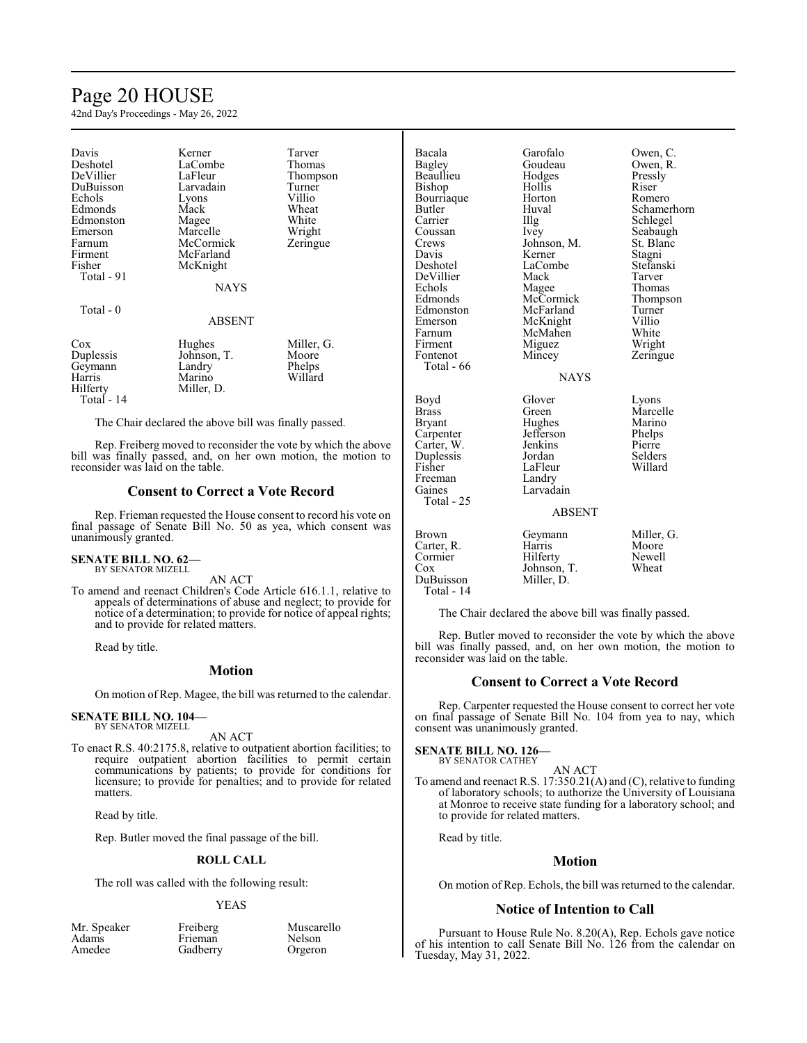Davis Kerner Tarver
Deshotel LaCombe Thomas
DeVillier LaFleur Thompson
DuBuisson Larvadain Turner
Echols Lyons Villio
Edmonds Mack Wheat
Edmonston Magee White
Emerson Marcelle Wright
Farnum McCormick Zeringue
Firment McFarland
Fisher McKnight
Total - 91

NAYS

Total - 0

ABSENT

Cox Hughes Miller, G.
Duplessis Johnson, T. Moore
Geymann Landry Phelps
Harris Marino Willard
Hilferty Miller, D.
Total - 14

The Chair declared the above bill was finally passed.

Rep. Freiberg moved to reconsider the vote by which the above bill was finally passed, and, on her own motion, the motion to reconsider was laid on the table.

## Consent to Correct a Vote Record

Rep. Frieman requested the House consent to record his vote on final passage of Senate Bill No. 50 as yea, which consent was unanimously granted.

**SENATE BILL NO. 62—**
BY SENATOR MIZELL

AN ACT

To amend and reenact Children's Code Article 616.1.1, relative to appeals of determinations of abuse and neglect; to provide for notice of a determination; to provide for notice of appeal rights; and to provide for related matters.

Read by title.

## Motion

On motion of Rep. Magee, the bill was returned to the calendar.

**SENATE BILL NO. 104—**
BY SENATOR MIZELL

AN ACT

To enact R.S. 40:2175.8, relative to outpatient abortion facilities; to require outpatient abortion facilities to permit certain communications by patients; to provide for conditions for licensure; to provide for penalties; and to provide for related matters.

Read by title.

Rep. Butler moved the final passage of the bill.

**ROLL CALL**

The roll was called with the following result:

YEAS

Mr. Speaker Freiberg Muscarello
Adams Frieman Nelson
Amedee Gadberry Orgeron
Bacala Garofalo Owen, C.
Bagley Goudeau Owen, R.
Beaullieu Hodges Pressly
Bishop Hollis Riser
Bourriaque Horton Romero
Butler Huval Schamerhorn
Carrier Illg Schlegel
Coussan Ivey Seabaugh
Crews Johnson, M. St. Blanc
Davis Kerner Stagni
Deshotel LaCombe Stefanski
DeVillier Mack Tarver
Echols Magee Thomas
Edmonds McCormick Thompson
Edmonston McFarland Turner
Emerson McKnight Villio
Farnum McMahen White
Firment Miguez Wright
Fontenot Mincey Zeringue
Total - 66

NAYS

Boyd Glover Lyons
Brass Green Marcelle
Bryant Hughes Marino
Carpenter Jefferson Phelps
Carter, W. Jenkins Pierre
Duplessis Jordan Selders
Fisher LaFleur Willard
Freeman Landry
Gaines Larvadain
Total - 25

ABSENT

Brown Geymann Miller, G.
Carter, R. Harris Moore
Cormier Hilferty Newell
Cox Johnson, T. Wheat
DuBuisson Miller, D.
Total - 14

The Chair declared the above bill was finally passed.

Rep. Butler moved to reconsider the vote by which the above bill was finally passed, and, on her own motion, the motion to reconsider was laid on the table.

## Consent to Correct a Vote Record

Rep. Carpenter requested the House consent to correct her vote on final passage of Senate Bill No. 104 from yea to nay, which consent was unanimously granted.

**SENATE BILL NO. 126—**
BY SENATOR CATHEY

AN ACT

To amend and reenact R.S. 17:350.21(A) and (C), relative to funding of laboratory schools; to authorize the University of Louisiana at Monroe to receive state funding for a laboratory school; and to provide for related matters.

Read by title.

## Motion

On motion of Rep. Echols, the bill was returned to the calendar.

## Notice of Intention to Call

Pursuant to House Rule No. 8.20(A), Rep. Echols gave notice of his intention to call Senate Bill No. 126 from the calendar on Tuesday, May 31, 2022.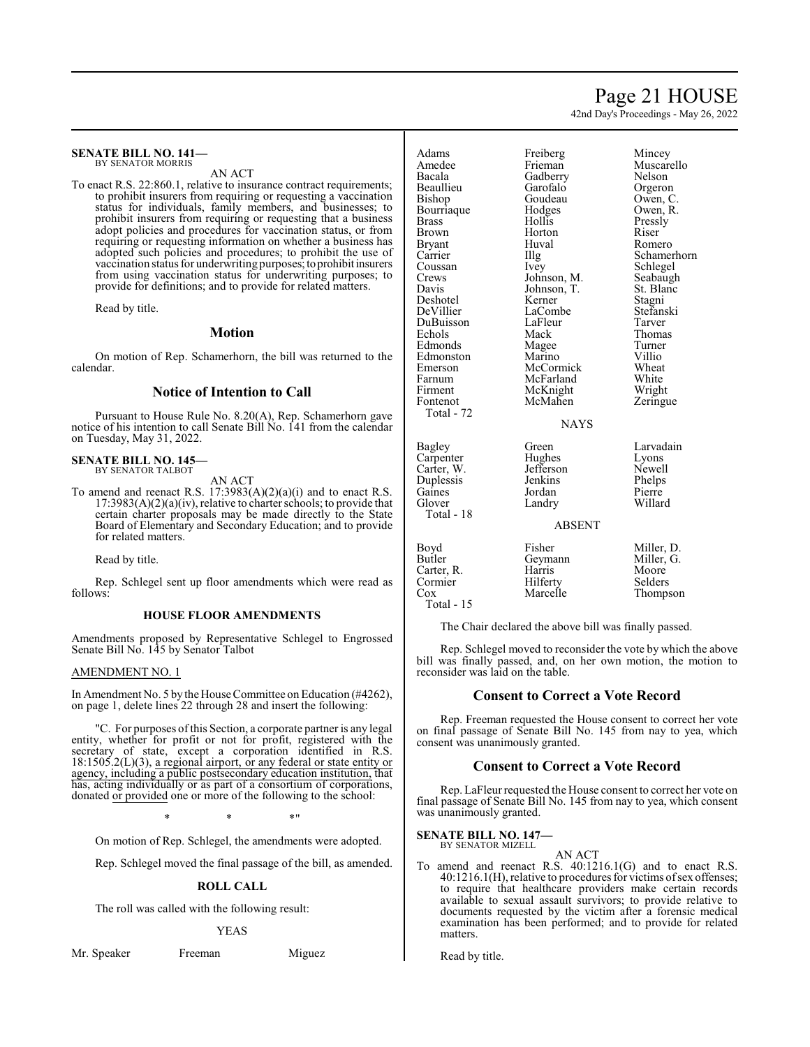**SENATE BILL NO. 141—**
BY SENATOR MORRIS

AN ACT

To enact R.S. 22:860.1, relative to insurance contract requirements; to prohibit insurers from requiring or requesting a vaccination status for individuals, family members, and businesses; to prohibit insurers from requiring or requesting that a business adopt policies and procedures for vaccination status, or from requiring or requesting information on whether a business has adopted such policies and procedures; to prohibit the use of vaccination status for underwriting purposes; to prohibit insurers from using vaccination status for underwriting purposes; to provide for definitions; and to provide for related matters.

Read by title.

## Motion

On motion of Rep. Schamerhorn, the bill was returned to the calendar.

## Notice of Intention to Call

Pursuant to House Rule No. 8.20(A), Rep. Schamerhorn gave notice of his intention to call Senate Bill No. 141 from the calendar on Tuesday, May 31, 2022.

**SENATE BILL NO. 145—**
BY SENATOR TALBOT

AN ACT

To amend and reenact R.S. 17:3983(A)(2)(a)(i) and to enact R.S. 17:3983(A)(2)(a)(iv), relative to charter schools; to provide that certain charter proposals may be made directly to the State Board of Elementary and Secondary Education; and to provide for related matters.

Read by title.

Rep. Schlegel sent up floor amendments which were read as follows:

### HOUSE FLOOR AMENDMENTS

Amendments proposed by Representative Schlegel to Engrossed Senate Bill No. 145 by Senator Talbot

AMENDMENT NO. 1

In Amendment No. 5 by the House Committee on Education (#4262), on page 1, delete lines 22 through 28 and insert the following:

"C. For purposes of this Section, a corporate partner is any legal entity, whether for profit or not for profit, registered with the secretary of state, except a corporation identified in R.S. 18:1505.2(L)(3), a regional airport, or any federal or state entity or agency, including a public postsecondary education institution, that has, acting individually or as part of a consortium of corporations, donated or provided one or more of the following to the school:

\* \* \*"

On motion of Rep. Schlegel, the amendments were adopted.

Rep. Schlegel moved the final passage of the bill, as amended.

### ROLL CALL

The roll was called with the following result:

YEAS

| | | |
|---|---|---|
| Mr. Speaker | Freeman | Miguez |
| Adams | Freiberg | Mincey |
| Amedee | Frieman | Muscarello |
| Bacala | Gadberry | Nelson |
| Beaullieu | Garofalo | Orgeron |
| Bishop | Goudeau | Owen, C. |
| Bourriaque | Hodges | Owen, R. |
| Brass | Hollis | Pressly |
| Brown | Horton | Riser |
| Bryant | Huval | Romero |
| Carrier | Illg | Schamerhorn |
| Coussan | Ivey | Schlegel |
| Crews | Johnson, M. | Seabaugh |
| Davis | Johnson, T. | St. Blanc |
| Deshotel | Kerner | Stagni |
| DeVillier | LaCombe | Stefanski |
| DuBuisson | LaFleur | Tarver |
| Echols | Mack | Thomas |
| Edmonds | Magee | Turner |
| Edmonston | Marino | Villio |
| Emerson | McCormick | Wheat |
| Farnum | McFarland | White |
| Firment | McKnight | Wright |
| Fontenot | McMahen | Zeringue |

Total - 72

NAYS

| | | |
|---|---|---|
| Bagley | Green | Larvadain |
| Carpenter | Hughes | Lyons |
| Carter, W. | Jefferson | Newell |
| Duplessis | Jenkins | Phelps |
| Gaines | Jordan | Pierre |
| Glover | Landry | Willard |

Total - 18

ABSENT

| | | |
|---|---|---|
| Boyd | Fisher | Miller, D. |
| Butler | Geymann | Miller, G. |
| Carter, R. | Harris | Moore |
| Cormier | Hilferty | Selders |
| Cox | Marcelle | Thompson |

Total - 15

The Chair declared the above bill was finally passed.

Rep. Schlegel moved to reconsider the vote by which the above bill was finally passed, and, on her own motion, the motion to reconsider was laid on the table.

## Consent to Correct a Vote Record

Rep. Freeman requested the House consent to correct her vote on final passage of Senate Bill No. 145 from nay to yea, which consent was unanimously granted.

## Consent to Correct a Vote Record

Rep. LaFleur requested the House consent to correct her vote on final passage of Senate Bill No. 145 from nay to yea, which consent was unanimously granted.

**SENATE BILL NO. 147—**
BY SENATOR MIZELL

AN ACT

To amend and reenact R.S. 40:1216.1(G) and to enact R.S. 40:1216.1(H), relative to procedures for victims of sex offenses; to require that healthcare providers make certain records available to sexual assault survivors; to provide relative to documents requested by the victim after a forensic medical examination has been performed; and to provide for related matters.

Read by title.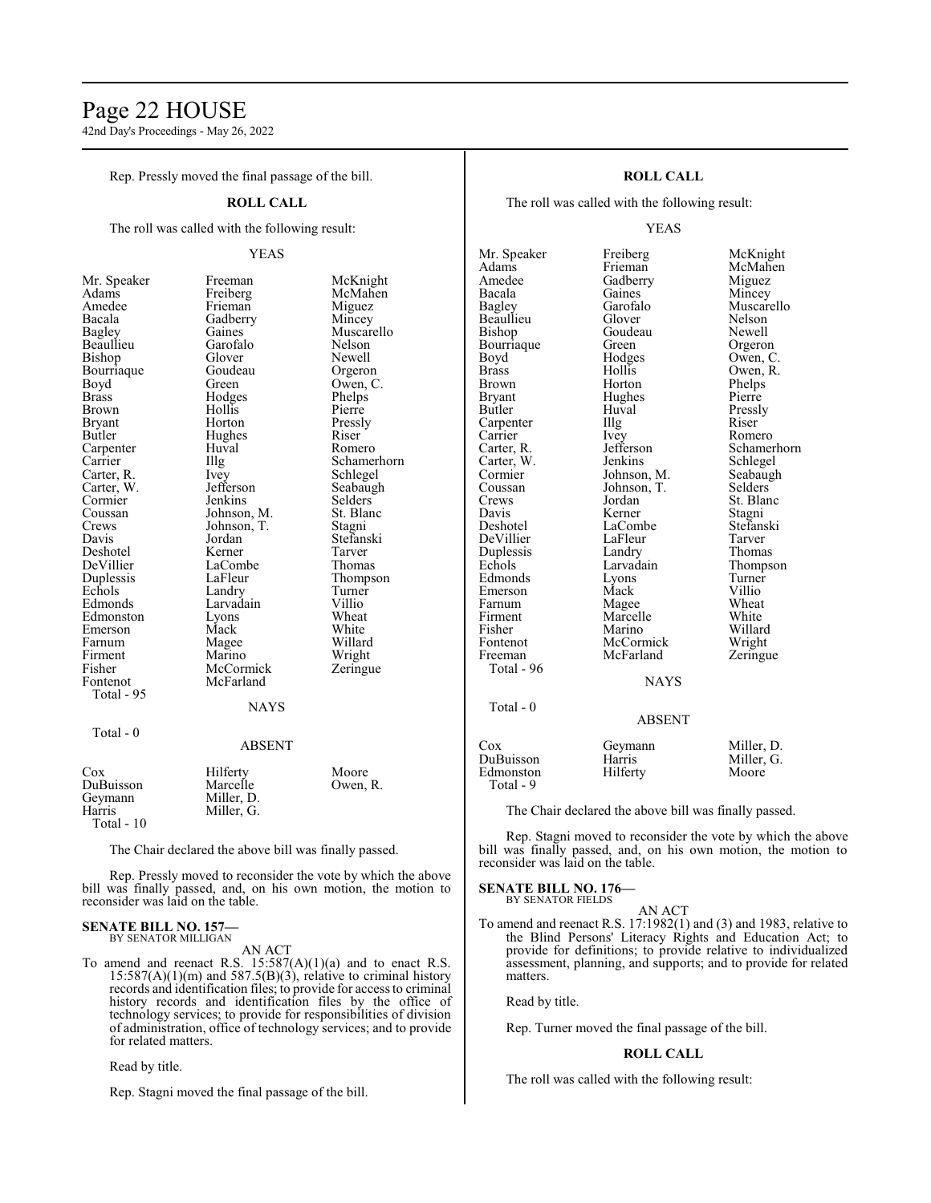Rep. Pressly moved the final passage of the bill.

**ROLL CALL**

The roll was called with the following result:

YEAS

| | | |
|---|---|---|
| Mr. Speaker | Freeman | McKnight |
| Adams | Freiberg | McMahen |
| Amedee | Frieman | Miguez |
| Bacala | Gadberry | Mincey |
| Bagley | Gaines | Muscarello |
| Beaullieu | Garofalo | Nelson |
| Bishop | Glover | Newell |
| Bourriaque | Goudeau | Orgeron |
| Boyd | Green | Owen, C. |
| Brass | Hodges | Phelps |
| Brown | Hollis | Pierre |
| Bryant | Horton | Pressly |
| Butler | Hughes | Riser |
| Carpenter | Huval | Romero |
| Carrier | Illg | Schamerhorn |
| Carter, R. | Ivey | Schlegel |
| Carter, W. | Jefferson | Seabaugh |
| Cormier | Jenkins | Selders |
| Coussan | Johnson, M. | St. Blanc |
| Crews | Johnson, T. | Stagni |
| Davis | Jordan | Stefanski |
| Deshotel | Kerner | Tarver |
| DeVillier | LaCombe | Thomas |
| Duplessis | LaFleur | Thompson |
| Echols | Landry | Turner |
| Edmonds | Larvadain | Villio |
| Edmonston | Lyons | Wheat |
| Emerson | Mack | White |
| Farnum | Magee | Willard |
| Firment | Marino | Wright |
| Fisher | McCormick | Zeringue |
| Fontenot | McFarland | |

Total - 95

NAYS

Total - 0

ABSENT

| | | |
|---|---|---|
| Cox | Hilferty | Moore |
| DuBuisson | Marcelle | Owen, R. |
| Geymann | Miller, D. | |
| Harris | Miller, G. | |

Total - 10

The Chair declared the above bill was finally passed.

Rep. Pressly moved to reconsider the vote by which the above bill was finally passed, and, on his own motion, the motion to reconsider was laid on the table.

**SENATE BILL NO. 157—**
BY SENATOR MILLIGAN

AN ACT

To amend and reenact R.S. 15:587(A)(1)(a) and to enact R.S. 15:587(A)(1)(m) and 587.5(B)(3), relative to criminal history records and identification files; to provide for access to criminal history records and identification files by the office of technology services; to provide for responsibilities of division of administration, office of technology services; and to provide for related matters.

Read by title.

Rep. Stagni moved the final passage of the bill.

**ROLL CALL**

The roll was called with the following result:

YEAS

| | | |
|---|---|---|
| Mr. Speaker | Freiberg | McKnight |
| Adams | Frieman | McMahen |
| Amedee | Gadberry | Miguez |
| Bacala | Gaines | Mincey |
| Bagley | Garofalo | Muscarello |
| Beaullieu | Glover | Nelson |
| Bishop | Goudeau | Newell |
| Bourriaque | Green | Orgeron |
| Boyd | Hodges | Owen, C. |
| Brass | Hollis | Owen, R. |
| Brown | Horton | Phelps |
| Bryant | Hughes | Pierre |
| Butler | Huval | Pressly |
| Carpenter | Illg | Riser |
| Carrier | Ivey | Romero |
| Carter, R. | Jefferson | Schamerhorn |
| Carter, W. | Jenkins | Schlegel |
| Cormier | Johnson, M. | Seabaugh |
| Coussan | Johnson, T. | Selders |
| Crews | Jordan | St. Blanc |
| Davis | Kerner | Stagni |
| Deshotel | LaCombe | Stefanski |
| DeVillier | LaFleur | Tarver |
| Duplessis | Landry | Thomas |
| Echols | Larvadain | Thompson |
| Edmonds | Lyons | Turner |
| Emerson | Mack | Villio |
| Farnum | Magee | Wheat |
| Firment | Marcelle | White |
| Fisher | Marino | Willard |
| Fontenot | McCormick | Wright |
| Freeman | McFarland | Zeringue |

Total - 96

NAYS

Total - 0

ABSENT

| | | |
|---|---|---|
| Cox | Geymann | Miller, D. |
| DuBuisson | Harris | Miller, G. |
| Edmonston | Hilferty | Moore |

Total - 9

The Chair declared the above bill was finally passed.

Rep. Stagni moved to reconsider the vote by which the above bill was finally passed, and, on his own motion, the motion to reconsider was laid on the table.

**SENATE BILL NO. 176—**
BY SENATOR FIELDS

AN ACT

To amend and reenact R.S. 17:1982(1) and (3) and 1983, relative to the Blind Persons' Literacy Rights and Education Act; to provide for definitions; to provide relative to individualized assessment, planning, and supports; and to provide for related matters.

Read by title.

Rep. Turner moved the final passage of the bill.

**ROLL CALL**

The roll was called with the following result: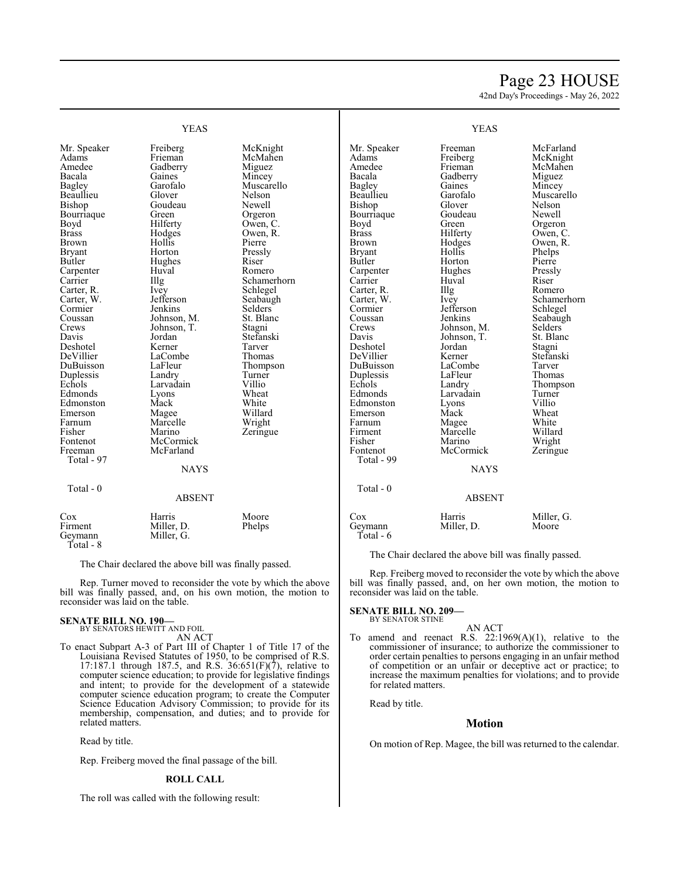YEAS

| | | |
|---|---|---|
| Mr. Speaker | Freiberg | McKnight |
| Adams | Frieman | McMahen |
| Amedee | Gadberry | Miguez |
| Bacala | Gaines | Mincey |
| Bagley | Garofalo | Muscarello |
| Beaullieu | Glover | Nelson |
| Bishop | Goudeau | Newell |
| Bourriaque | Green | Orgeron |
| Boyd | Hilferty | Owen, C. |
| Brass | Hodges | Owen, R. |
| Brown | Hollis | Pierre |
| Bryant | Horton | Pressly |
| Butler | Hughes | Riser |
| Carpenter | Huval | Romero |
| Carrier | Illg | Schamerhorn |
| Carter, R. | Ivey | Schlegel |
| Carter, W. | Jefferson | Seabaugh |
| Cormier | Jenkins | Selders |
| Coussan | Johnson, M. | St. Blanc |
| Crews | Johnson, T. | Stagni |
| Davis | Jordan | Stefanski |
| Deshotel | Kerner | Tarver |
| DeVillier | LaCombe | Thomas |
| DuBuisson | LaFleur | Thompson |
| Duplessis | Landry | Turner |
| Echols | Larvadain | Villio |
| Edmonds | Lyons | Wheat |
| Edmonston | Mack | White |
| Emerson | Magee | Willard |
| Farnum | Marcelle | Wright |
| Fisher | Marino | Zeringue |
| Fontenot | McCormick | |
| Freeman | McFarland | |

Total - 97

NAYS

Total - 0

ABSENT

| | | |
|---|---|---|
| Cox | Harris | Moore |
| Firment | Miller, D. | Phelps |
| Geymann | Miller, G. | |

Total - 8

The Chair declared the above bill was finally passed.

Rep. Turner moved to reconsider the vote by which the above bill was finally passed, and, on his own motion, the motion to reconsider was laid on the table.

**SENATE BILL NO. 190—**
BY SENATORS HEWITT AND FOIL

AN ACT

To enact Subpart A-3 of Part III of Chapter 1 of Title 17 of the Louisiana Revised Statutes of 1950, to be comprised of R.S. 17:187.1 through 187.5, and R.S. 36:651(F)(7), relative to computer science education; to provide for legislative findings and intent; to provide for the development of a statewide computer science education program; to create the Computer Science Education Advisory Commission; to provide for its membership, compensation, and duties; and to provide for related matters.

Read by title.

Rep. Freiberg moved the final passage of the bill.

**ROLL CALL**

The roll was called with the following result:

YEAS

| | | |
|---|---|---|
| Mr. Speaker | Freeman | McFarland |
| Adams | Freiberg | McKnight |
| Amedee | Frieman | McMahen |
| Bacala | Gadberry | Miguez |
| Bagley | Gaines | Mincey |
| Beaullieu | Garofalo | Muscarello |
| Bishop | Glover | Nelson |
| Bourriaque | Goudeau | Newell |
| Boyd | Green | Orgeron |
| Brass | Hilferty | Owen, C. |
| Brown | Hodges | Owen, R. |
| Bryant | Hollis | Phelps |
| Butler | Horton | Pierre |
| Carpenter | Hughes | Pressly |
| Carrier | Huval | Riser |
| Carter, R. | Illg | Romero |
| Carter, W. | Ivey | Schamerhorn |
| Cormier | Jefferson | Schlegel |
| Coussan | Jenkins | Seabaugh |
| Crews | Johnson, M. | Selders |
| Davis | Johnson, T. | St. Blanc |
| Deshotel | Jordan | Stagni |
| DeVillier | Kerner | Stefanski |
| DuBuisson | LaCombe | Tarver |
| Duplessis | LaFleur | Thomas |
| Echols | Landry | Thompson |
| Edmonds | Larvadain | Turner |
| Edmonston | Lyons | Villio |
| Emerson | Mack | Wheat |
| Farnum | Magee | White |
| Firment | Marcelle | Willard |
| Fisher | Marino | Wright |
| Fontenot | McCormick | Zeringue |

Total - 99

NAYS

Total - 0

ABSENT

| | | |
|---|---|---|
| Cox | Harris | Miller, G. |
| Geymann | Miller, D. | Moore |

Total - 6

The Chair declared the above bill was finally passed.

Rep. Freiberg moved to reconsider the vote by which the above bill was finally passed, and, on her own motion, the motion to reconsider was laid on the table.

**SENATE BILL NO. 209—**
BY SENATOR STINE

AN ACT

To amend and reenact R.S. 22:1969(A)(1), relative to the commissioner of insurance; to authorize the commissioner to order certain penalties to persons engaging in an unfair method of competition or an unfair or deceptive act or practice; to increase the maximum penalties for violations; and to provide for related matters.

Read by title.

## Motion

On motion of Rep. Magee, the bill was returned to the calendar.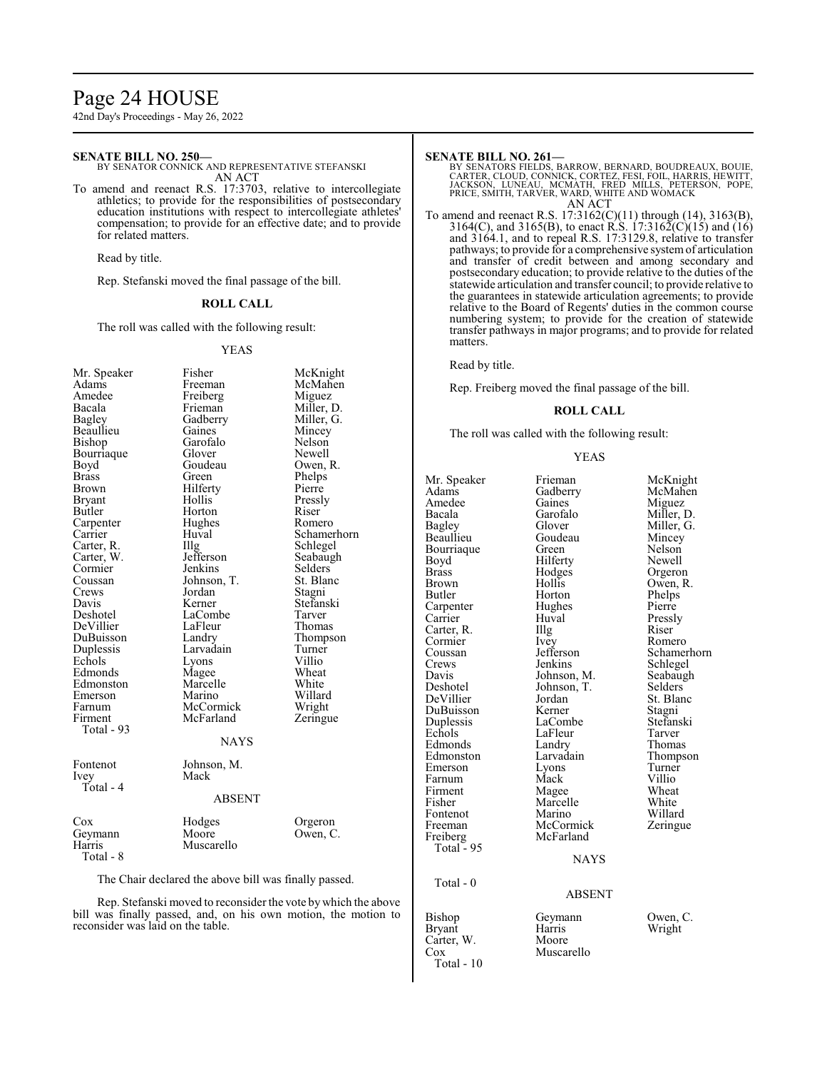**SENATE BILL NO. 250—**
BY SENATOR CONNICK AND REPRESENTATIVE STEFANSKI
AN ACT

To amend and reenact R.S. 17:3703, relative to intercollegiate athletics; to provide for the responsibilities of postsecondary education institutions with respect to intercollegiate athletes' compensation; to provide for an effective date; and to provide for related matters.

Read by title.

Rep. Stefanski moved the final passage of the bill.

**ROLL CALL**

The roll was called with the following result:

YEAS

| | | |
|---|---|---|
| Mr. Speaker | Fisher | McKnight |
| Adams | Freeman | McMahen |
| Amedee | Freiberg | Miguez |
| Bacala | Frieman | Miller, D. |
| Bagley | Gadberry | Miller, G. |
| Beaullieu | Gaines | Mincey |
| Bishop | Garofalo | Nelson |
| Bourriaque | Glover | Newell |
| Boyd | Goudeau | Owen, R. |
| Brass | Green | Phelps |
| Brown | Hilferty | Pierre |
| Bryant | Hollis | Pressly |
| Butler | Horton | Riser |
| Carpenter | Hughes | Romero |
| Carrier | Huval | Schamerhorn |
| Carter, R. | Illg | Schlegel |
| Carter, W. | Jefferson | Seabaugh |
| Cormier | Jenkins | Selders |
| Coussan | Johnson, T. | St. Blanc |
| Crews | Jordan | Stagni |
| Davis | Kerner | Stefanski |
| Deshotel | LaCombe | Tarver |
| DeVillier | LaFleur | Thomas |
| DuBuisson | Landry | Thompson |
| Duplessis | Larvadain | Turner |
| Echols | Lyons | Villio |
| Edmonds | Magee | Wheat |
| Edmonston | Marcelle | White |
| Emerson | Marino | Willard |
| Farnum | McCormick | Wright |
| Firment | McFarland | Zeringue |

Total - 93

NAYS

| | |
|---|---|
| Fontenot | Johnson, M. |
| Ivey | Mack |

Total - 4

ABSENT

| | | |
|---|---|---|
| Cox | Hodges | Orgeron |
| Geymann | Moore | Owen, C. |
| Harris | Muscarello | |

Total - 8

The Chair declared the above bill was finally passed.

Rep. Stefanski moved to reconsider the vote by which the above bill was finally passed, and, on his own motion, the motion to reconsider was laid on the table.

**SENATE BILL NO. 261—**
BY SENATORS FIELDS, BARROW, BERNARD, BOUDREAUX, BOUIE, CARTER, CLOUD, CONNICK, CORTEZ, FESI, FOIL, HARRIS, HEWITT, JACKSON, LUNEAU, MCMATH, FRED MILLS, PETERSON, POPE, PRICE, SMITH, TARVER, WARD, WHITE AND WOMACK
AN ACT

To amend and reenact R.S. 17:3162(C)(11) through (14), 3163(B), 3164(C), and 3165(B), to enact R.S. 17:3162(C)(15) and (16) and 3164.1, and to repeal R.S. 17:3129.8, relative to transfer pathways; to provide for a comprehensive system of articulation and transfer of credit between and among secondary and postsecondary education; to provide relative to the duties of the statewide articulation and transfer council; to provide relative to the guarantees in statewide articulation agreements; to provide relative to the Board of Regents' duties in the common course numbering system; to provide for the creation of statewide transfer pathways in major programs; and to provide for related matters.

Read by title.

Rep. Freiberg moved the final passage of the bill.

**ROLL CALL**

The roll was called with the following result:

YEAS

| | | |
|---|---|---|
| Mr. Speaker | Frieman | McKnight |
| Adams | Gadberry | McMahen |
| Amedee | Gaines | Miguez |
| Bacala | Garofalo | Miller, D. |
| Bagley | Glover | Miller, G. |
| Beaullieu | Goudeau | Mincey |
| Bourriaque | Green | Nelson |
| Boyd | Hilferty | Newell |
| Brass | Hodges | Orgeron |
| Brown | Hollis | Owen, R. |
| Butler | Horton | Phelps |
| Carpenter | Hughes | Pierre |
| Carrier | Huval | Pressly |
| Carter, R. | Illg | Riser |
| Cormier | Ivey | Romero |
| Coussan | Jefferson | Schamerhorn |
| Crews | Jenkins | Schlegel |
| Davis | Johnson, M. | Seabaugh |
| Deshotel | Johnson, T. | Selders |
| DeVillier | Jordan | St. Blanc |
| DuBuisson | Kerner | Stagni |
| Duplessis | LaCombe | Stefanski |
| Echols | LaFleur | Tarver |
| Edmonds | Landry | Thomas |
| Edmonston | Larvadain | Thompson |
| Emerson | Lyons | Turner |
| Farnum | Mack | Villio |
| Firment | Magee | Wheat |
| Fisher | Marcelle | White |
| Fontenot | Marino | Willard |
| Freeman | McCormick | Zeringue |
| Freiberg | McFarland | |

Total - 95

NAYS

Total - 0

ABSENT

| | | |
|---|---|---|
| Bishop | Geymann | Owen, C. |
| Bryant | Harris | Wright |
| Carter, W. | Moore | |
| Cox | Muscarello | |

Total - 10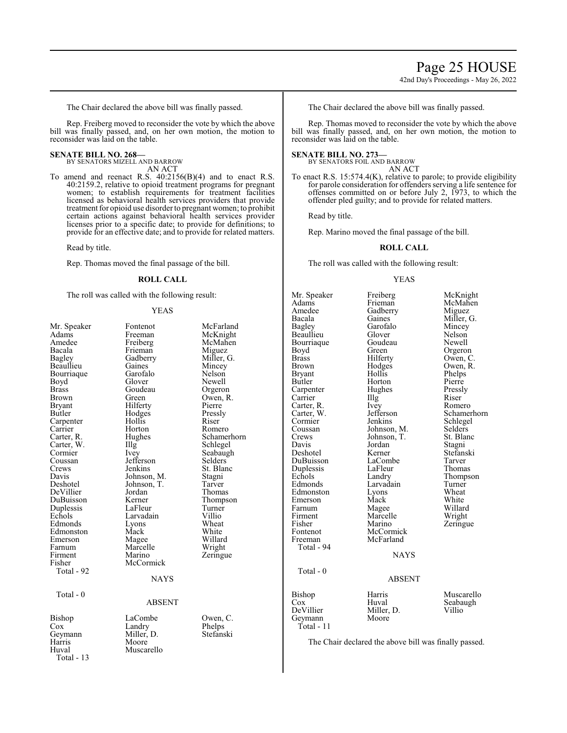The Chair declared the above bill was finally passed.

Rep. Freiberg moved to reconsider the vote by which the above bill was finally passed, and, on her own motion, the motion to reconsider was laid on the table.

**SENATE BILL NO. 268—**
BY SENATORS MIZELL AND BARROW
AN ACT

To amend and reenact R.S. 40:2156(B)(4) and to enact R.S. 40:2159.2, relative to opioid treatment programs for pregnant women; to establish requirements for treatment facilities licensed as behavioral health services providers that provide treatment for opioid use disorder to pregnant women; to prohibit certain actions against behavioral health services provider licenses prior to a specific date; to provide for definitions; to provide for an effective date; and to provide for related matters.

Read by title.

Rep. Thomas moved the final passage of the bill.

**ROLL CALL**

The roll was called with the following result:

YEAS

| | | |
|---|---|---|
| Mr. Speaker | Fontenot | McFarland |
| Adams | Freeman | McKnight |
| Amedee | Freiberg | McMahen |
| Bacala | Frieman | Miguez |
| Bagley | Gadberry | Miller, G. |
| Beaullieu | Gaines | Mincey |
| Bourriaque | Garofalo | Nelson |
| Boyd | Glover | Newell |
| Brass | Goudeau | Orgeron |
| Brown | Green | Owen, R. |
| Bryant | Hilferty | Pierre |
| Butler | Hodges | Pressly |
| Carpenter | Hollis | Riser |
| Carrier | Horton | Romero |
| Carter, R. | Hughes | Schamerhorn |
| Carter, W. | Illg | Schlegel |
| Cormier | Ivey | Seabaugh |
| Coussan | Jefferson | Selders |
| Crews | Jenkins | St. Blanc |
| Davis | Johnson, M. | Stagni |
| Deshotel | Johnson, T. | Tarver |
| DeVillier | Jordan | Thomas |
| DuBuisson | Kerner | Thompson |
| Duplessis | LaFleur | Turner |
| Echols | Larvadain | Villio |
| Edmonds | Lyons | Wheat |
| Edmonston | Mack | White |
| Emerson | Magee | Willard |
| Farnum | Marcelle | Wright |
| Firment | Marino | Zeringue |
| Fisher | McCormick | |

Total - 92

NAYS

Total - 0

ABSENT

| | | |
|---|---|---|
| Bishop | LaCombe | Owen, C. |
| Cox | Landry | Phelps |
| Geymann | Miller, D. | Stefanski |
| Harris | Moore | |
| Huval | Muscarello | |

Total - 13

The Chair declared the above bill was finally passed.

Rep. Thomas moved to reconsider the vote by which the above bill was finally passed, and, on her own motion, the motion to reconsider was laid on the table.

**SENATE BILL NO. 273—**
BY SENATORS FOIL AND BARROW
AN ACT

To enact R.S. 15:574.4(K), relative to parole; to provide eligibility for parole consideration for offenders serving a life sentence for offenses committed on or before July 2, 1973, to which the offender pled guilty; and to provide for related matters.

Read by title.

Rep. Marino moved the final passage of the bill.

**ROLL CALL**

The roll was called with the following result:

YEAS

| | | |
|---|---|---|
| Mr. Speaker | Freiberg | McKnight |
| Adams | Frieman | McMahen |
| Amedee | Gadberry | Miguez |
| Bacala | Gaines | Miller, G. |
| Bagley | Garofalo | Mincey |
| Beaullieu | Glover | Nelson |
| Bourriaque | Goudeau | Newell |
| Boyd | Green | Orgeron |
| Brass | Hilferty | Owen, C. |
| Brown | Hodges | Owen, R. |
| Bryant | Hollis | Phelps |
| Butler | Horton | Pierre |
| Carpenter | Hughes | Pressly |
| Carrier | Illg | Riser |
| Carter, R. | Ivey | Romero |
| Carter, W. | Jefferson | Schamerhorn |
| Cormier | Jenkins | Schlegel |
| Coussan | Johnson, M. | Selders |
| Crews | Johnson, T. | St. Blanc |
| Davis | Jordan | Stagni |
| Deshotel | Kerner | Stefanski |
| DuBuisson | LaCombe | Tarver |
| Duplessis | LaFleur | Thomas |
| Echols | Landry | Thompson |
| Edmonds | Larvadain | Turner |
| Edmonston | Lyons | Wheat |
| Emerson | Mack | White |
| Farnum | Magee | Willard |
| Firment | Marcelle | Wright |
| Fisher | Marino | Zeringue |
| Fontenot | McCormick | |
| Freeman | McFarland | |

Total - 94

NAYS

Total - 0

ABSENT

| | | |
|---|---|---|
| Bishop | Harris | Muscarello |
| Cox | Huval | Seabaugh |
| DeVillier | Miller, D. | Villio |
| Geymann | Moore | |

Total - 11

The Chair declared the above bill was finally passed.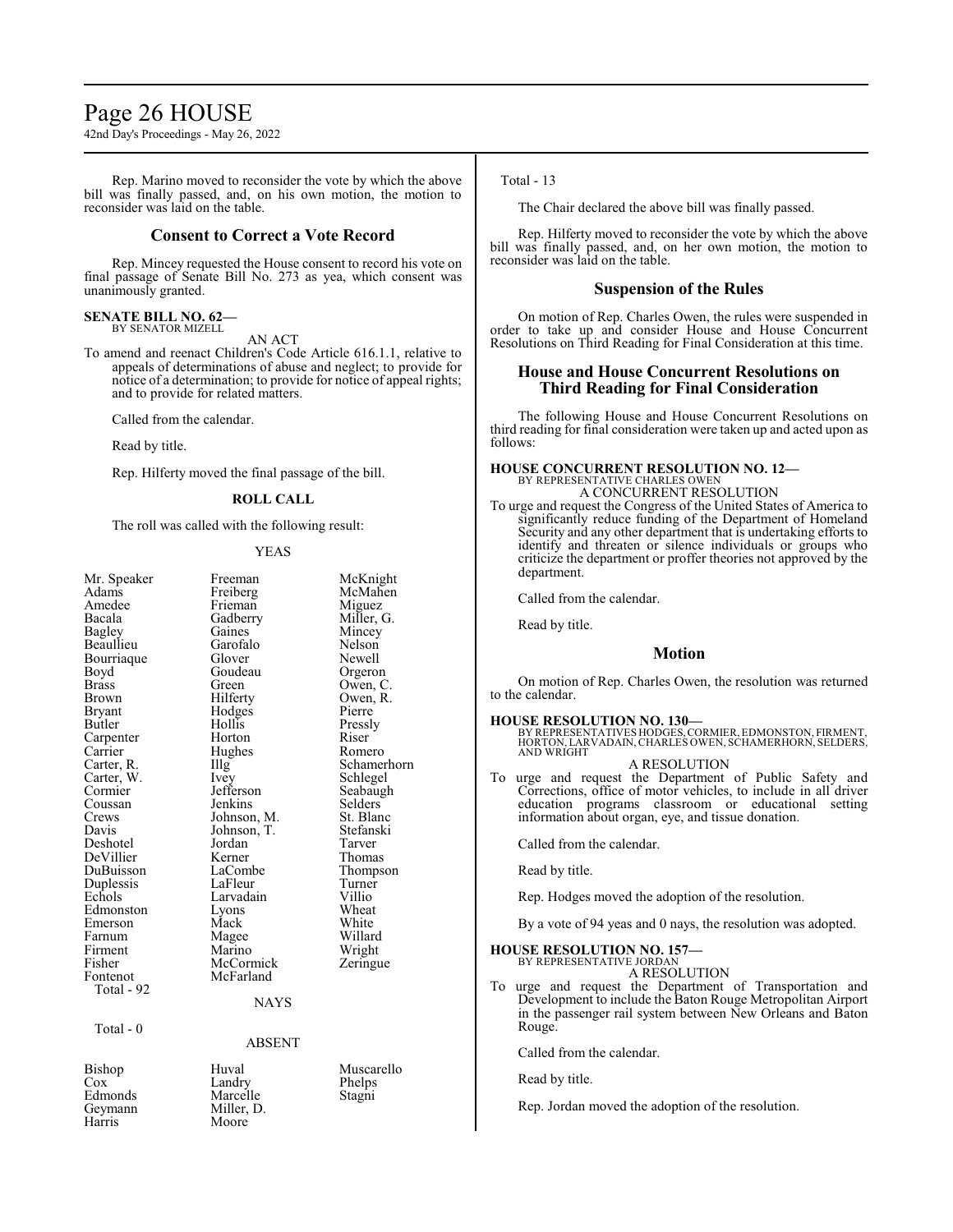Rep. Marino moved to reconsider the vote by which the above bill was finally passed, and, on his own motion, the motion to reconsider was laid on the table.

## Consent to Correct a Vote Record

Rep. Mincey requested the House consent to record his vote on final passage of Senate Bill No. 273 as yea, which consent was unanimously granted.

**SENATE BILL NO. 62—**
BY SENATOR MIZELL

AN ACT

To amend and reenact Children's Code Article 616.1.1, relative to appeals of determinations of abuse and neglect; to provide for notice of a determination; to provide for notice of appeal rights; and to provide for related matters.

Called from the calendar.

Read by title.

Rep. Hilferty moved the final passage of the bill.

**ROLL CALL**

The roll was called with the following result:

YEAS

| | | |
|---|---|---|
| Mr. Speaker | Freeman | McKnight |
| Adams | Freiberg | McMahen |
| Amedee | Frieman | Miguez |
| Bacala | Gadberry | Miller, G. |
| Bagley | Gaines | Mincey |
| Beaullieu | Garofalo | Nelson |
| Bourriaque | Glover | Newell |
| Boyd | Goudeau | Orgeron |
| Brass | Green | Owen, C. |
| Brown | Hilferty | Owen, R. |
| Bryant | Hodges | Pierre |
| Butler | Hollis | Pressly |
| Carpenter | Horton | Riser |
| Carrier | Hughes | Romero |
| Carter, R. | Illg | Schamerhorn |
| Carter, W. | Ivey | Schlegel |
| Cormier | Jefferson | Seabaugh |
| Coussan | Jenkins | Selders |
| Crews | Johnson, M. | St. Blanc |
| Davis | Johnson, T. | Stefanski |
| Deshotel | Jordan | Tarver |
| DeVillier | Kerner | Thomas |
| DuBuisson | LaCombe | Thompson |
| Duplessis | LaFleur | Turner |
| Echols | Larvadain | Villio |
| Edmonston | Lyons | Wheat |
| Emerson | Mack | White |
| Farnum | Magee | Willard |
| Firment | Marino | Wright |
| Fisher | McCormick | Zeringue |
| Fontenot | McFarland | |

Total - 92

NAYS

Total - 0

ABSENT

| | | |
|---|---|---|
| Bishop | Huval | Muscarello |
| Cox | Landry | Phelps |
| Edmonds | Marcelle | Stagni |
| Geymann | Miller, D. | |
| Harris | Moore | |

Total - 13

The Chair declared the above bill was finally passed.

Rep. Hilferty moved to reconsider the vote by which the above bill was finally passed, and, on her own motion, the motion to reconsider was laid on the table.

## Suspension of the Rules

On motion of Rep. Charles Owen, the rules were suspended in order to take up and consider House and House Concurrent Resolutions on Third Reading for Final Consideration at this time.

## House and House Concurrent Resolutions on Third Reading for Final Consideration

The following House and House Concurrent Resolutions on third reading for final consideration were taken up and acted upon as follows:

**HOUSE CONCURRENT RESOLUTION NO. 12—**
BY REPRESENTATIVE CHARLES OWEN

A CONCURRENT RESOLUTION

To urge and request the Congress of the United States of America to significantly reduce funding of the Department of Homeland Security and any other department that is undertaking efforts to identify and threaten or silence individuals or groups who criticize the department or proffer theories not approved by the department.

Called from the calendar.

Read by title.

## Motion

On motion of Rep. Charles Owen, the resolution was returned to the calendar.

**HOUSE RESOLUTION NO. 130—**
BY REPRESENTATIVES HODGES, CORMIER, EDMONSTON, FIRMENT, HORTON, LARVADAIN, CHARLES OWEN, SCHAMERHORN, SELDERS, AND WRIGHT

A RESOLUTION

To urge and request the Department of Public Safety and Corrections, office of motor vehicles, to include in all driver education programs classroom or educational setting information about organ, eye, and tissue donation.

Called from the calendar.

Read by title.

Rep. Hodges moved the adoption of the resolution.

By a vote of 94 yeas and 0 nays, the resolution was adopted.

**HOUSE RESOLUTION NO. 157—**
BY REPRESENTATIVE JORDAN

A RESOLUTION

To urge and request the Department of Transportation and Development to include the Baton Rouge Metropolitan Airport in the passenger rail system between New Orleans and Baton Rouge.

Called from the calendar.

Read by title.

Rep. Jordan moved the adoption of the resolution.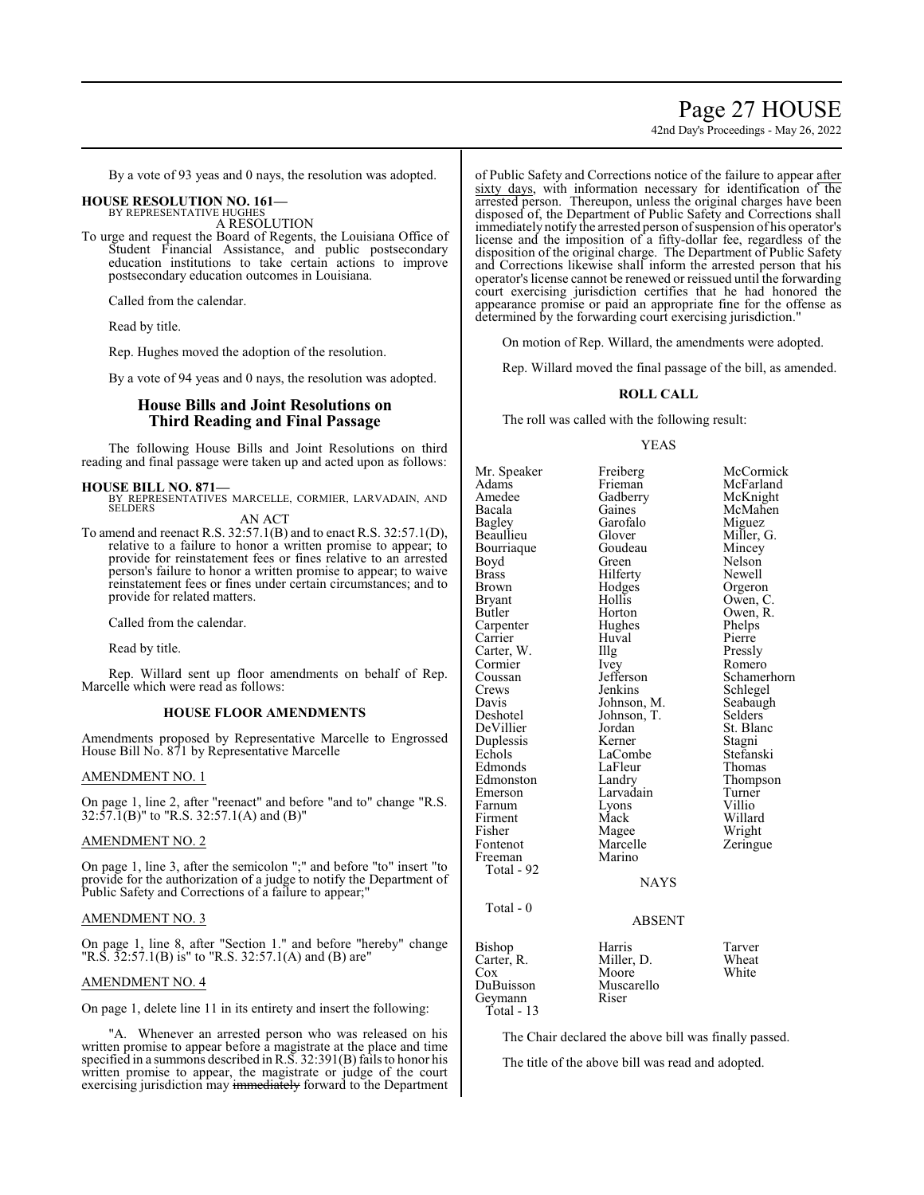By a vote of 93 yeas and 0 nays, the resolution was adopted.

**HOUSE RESOLUTION NO. 161—**
BY REPRESENTATIVE HUGHES
A RESOLUTION

To urge and request the Board of Regents, the Louisiana Office of Student Financial Assistance, and public postsecondary education institutions to take certain actions to improve postsecondary education outcomes in Louisiana.

Called from the calendar.

Read by title.

Rep. Hughes moved the adoption of the resolution.

By a vote of 94 yeas and 0 nays, the resolution was adopted.

## House Bills and Joint Resolutions on Third Reading and Final Passage

The following House Bills and Joint Resolutions on third reading and final passage were taken up and acted upon as follows:

**HOUSE BILL NO. 871—**
BY REPRESENTATIVES MARCELLE, CORMIER, LARVADAIN, AND SELDERS
AN ACT

To amend and reenact R.S. 32:57.1(B) and to enact R.S. 32:57.1(D), relative to a failure to honor a written promise to appear; to provide for reinstatement fees or fines relative to an arrested person's failure to honor a written promise to appear; to waive reinstatement fees or fines under certain circumstances; and to provide for related matters.

Called from the calendar.

Read by title.

Rep. Willard sent up floor amendments on behalf of Rep. Marcelle which were read as follows:

### HOUSE FLOOR AMENDMENTS

Amendments proposed by Representative Marcelle to Engrossed House Bill No. 871 by Representative Marcelle

AMENDMENT NO. 1

On page 1, line 2, after "reenact" and before "and to" change "R.S. 32:57.1(B)" to "R.S. 32:57.1(A) and (B)"

AMENDMENT NO. 2

On page 1, line 3, after the semicolon ";" and before "to" insert "to provide for the authorization of a judge to notify the Department of Public Safety and Corrections of a failure to appear;"

AMENDMENT NO. 3

On page 1, line 8, after "Section 1." and before "hereby" change "R.S. 32:57.1(B) is" to "R.S. 32:57.1(A) and (B) are"

AMENDMENT NO. 4

On page 1, delete line 11 in its entirety and insert the following:

"A. Whenever an arrested person who was released on his written promise to appear before a magistrate at the place and time specified in a summons described in R.S. 32:391(B) fails to honor his written promise to appear, the magistrate or judge of the court exercising jurisdiction may ~~immediately~~ forward to the Department of Public Safety and Corrections notice of the failure to appear <u>after sixty days</u>, with information necessary for identification of the arrested person. Thereupon, unless the original charges have been disposed of, the Department of Public Safety and Corrections shall immediately notify the arrested person of suspension of his operator's license and the imposition of a fifty-dollar fee, regardless of the disposition of the original charge. The Department of Public Safety and Corrections likewise shall inform the arrested person that his operator's license cannot be renewed or reissued until the forwarding court exercising jurisdiction certifies that he had honored the appearance promise or paid an appropriate fine for the offense as determined by the forwarding court exercising jurisdiction."

On motion of Rep. Willard, the amendments were adopted.

Rep. Willard moved the final passage of the bill, as amended.

### ROLL CALL

The roll was called with the following result:

YEAS

| | | |
|---|---|---|
| Mr. Speaker | Freiberg | McCormick |
| Adams | Frieman | McFarland |
| Amedee | Gadberry | McKnight |
| Bacala | Gaines | McMahen |
| Bagley | Garofalo | Miguez |
| Beaullieu | Glover | Miller, G. |
| Bourriaque | Goudeau | Mincey |
| Boyd | Green | Nelson |
| Brass | Hilferty | Newell |
| Brown | Hodges | Orgeron |
| Bryant | Hollis | Owen, C. |
| Butler | Horton | Owen, R. |
| Carpenter | Hughes | Phelps |
| Carrier | Huval | Pierre |
| Carter, W. | Illg | Pressly |
| Cormier | Ivey | Romero |
| Coussan | Jefferson | Schamerhorn |
| Crews | Jenkins | Schlegel |
| Davis | Johnson, M. | Seabaugh |
| Deshotel | Johnson, T. | Selders |
| DeVillier | Jordan | St. Blanc |
| Duplessis | Kerner | Stagni |
| Echols | LaCombe | Stefanski |
| Edmonds | LaFleur | Thomas |
| Edmonston | Landry | Thompson |
| Emerson | Larvadain | Turner |
| Farnum | Lyons | Villio |
| Firment | Mack | Willard |
| Fisher | Magee | Wright |
| Fontenot | Marcelle | Zeringue |
| Freeman | Marino | |

Total - 92

NAYS

Total - 0

ABSENT

| | | |
|---|---|---|
| Bishop | Harris | Tarver |
| Carter, R. | Miller, D. | Wheat |
| Cox | Moore | White |
| DuBuisson | Muscarello | |
| Geymann | Riser | |

Total - 13

The Chair declared the above bill was finally passed.

The title of the above bill was read and adopted.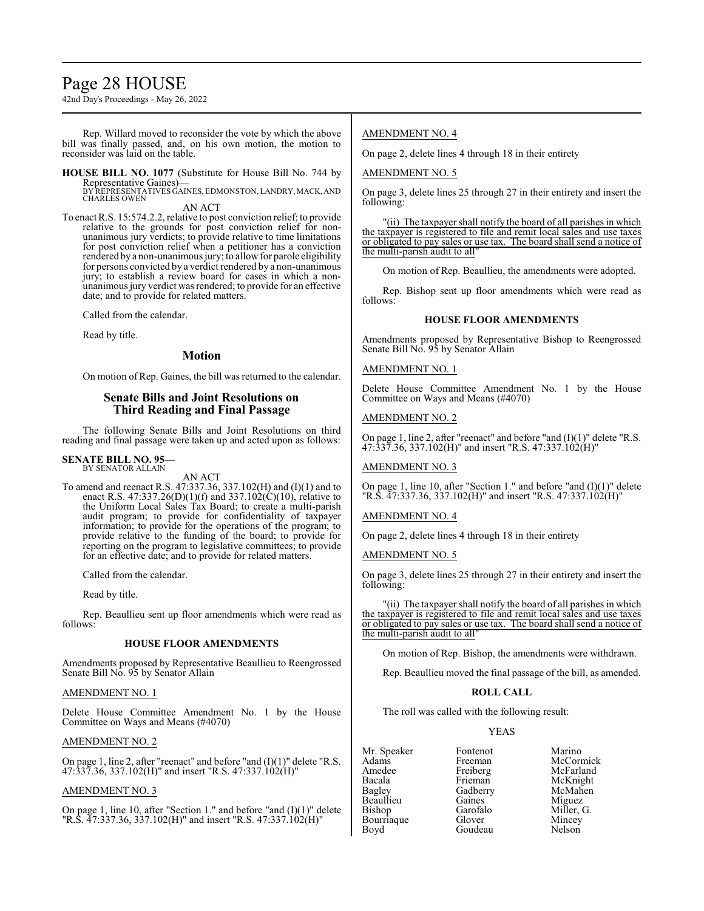Rep. Willard moved to reconsider the vote by which the above bill was finally passed, and, on his own motion, the motion to reconsider was laid on the table.

**HOUSE BILL NO. 1077** (Substitute for House Bill No. 744 by Representative Gaines)—
BY REPRESENTATIVES GAINES, EDMONSTON, LANDRY, MACK, AND CHARLES OWEN

AN ACT

To enact R.S. 15:574.2.2, relative to post conviction relief; to provide relative to the grounds for post conviction relief for non-unanimous jury verdicts; to provide relative to time limitations for post conviction relief when a petitioner has a conviction rendered by a non-unanimous jury; to allow for parole eligibility for persons convicted by a verdict rendered by a non-unanimous jury; to establish a review board for cases in which a non-unanimous jury verdict was rendered; to provide for an effective date; and to provide for related matters.

Called from the calendar.

Read by title.

## Motion

On motion of Rep. Gaines, the bill was returned to the calendar.

## Senate Bills and Joint Resolutions on Third Reading and Final Passage

The following Senate Bills and Joint Resolutions on third reading and final passage were taken up and acted upon as follows:

**SENATE BILL NO. 95—**
BY SENATOR ALLAIN

AN ACT

To amend and reenact R.S. 47:337.36, 337.102(H) and (I)(1) and to enact R.S. 47:337.26(D)(1)(f) and 337.102(C)(10), relative to the Uniform Local Sales Tax Board; to create a multi-parish audit program; to provide for confidentiality of taxpayer information; to provide for the operations of the program; to provide relative to the funding of the board; to provide for reporting on the program to legislative committees; to provide for an effective date; and to provide for related matters.

Called from the calendar.

Read by title.

Rep. Beaullieu sent up floor amendments which were read as follows:

### HOUSE FLOOR AMENDMENTS

Amendments proposed by Representative Beaullieu to Reengrossed Senate Bill No. 95 by Senator Allain

AMENDMENT NO. 1

Delete House Committee Amendment No. 1 by the House Committee on Ways and Means (#4070)

AMENDMENT NO. 2

On page 1, line 2, after "reenact" and before "and (I)(1)" delete "R.S. 47:337.36, 337.102(H)" and insert "R.S. 47:337.102(H)"

AMENDMENT NO. 3

On page 1, line 10, after "Section 1." and before "and (I)(1)" delete "R.S. 47:337.36, 337.102(H)" and insert "R.S. 47:337.102(H)"

AMENDMENT NO. 4

On page 2, delete lines 4 through 18 in their entirety

AMENDMENT NO. 5

On page 3, delete lines 25 through 27 in their entirety and insert the following:

"(ii) The taxpayer shall notify the board of all parishes in which the taxpayer is registered to file and remit local sales and use taxes or obligated to pay sales or use tax. The board shall send a notice of the multi-parish audit to all"

On motion of Rep. Beaullieu, the amendments were adopted.

Rep. Bishop sent up floor amendments which were read as follows:

### HOUSE FLOOR AMENDMENTS

Amendments proposed by Representative Bishop to Reengrossed Senate Bill No. 95 by Senator Allain

AMENDMENT NO. 1

Delete House Committee Amendment No. 1 by the House Committee on Ways and Means (#4070)

AMENDMENT NO. 2

On page 1, line 2, after "reenact" and before "and (I)(1)" delete "R.S. 47:337.36, 337.102(H)" and insert "R.S. 47:337.102(H)"

AMENDMENT NO. 3

On page 1, line 10, after "Section 1." and before "and (I)(1)" delete "R.S. 47:337.36, 337.102(H)" and insert "R.S. 47:337.102(H)"

AMENDMENT NO. 4

On page 2, delete lines 4 through 18 in their entirety

AMENDMENT NO. 5

On page 3, delete lines 25 through 27 in their entirety and insert the following:

"(ii) The taxpayer shall notify the board of all parishes in which the taxpayer is registered to file and remit local sales and use taxes or obligated to pay sales or use tax. The board shall send a notice of the multi-parish audit to all"

On motion of Rep. Bishop, the amendments were withdrawn.

Rep. Beaullieu moved the final passage of the bill, as amended.

### ROLL CALL

The roll was called with the following result:

YEAS

| | | |
|---|---|---|
| Mr. Speaker | Fontenot | Marino |
| Adams | Freeman | McCormick |
| Amedee | Freiberg | McFarland |
| Bacala | Frieman | McKnight |
| Bagley | Gadberry | McMahen |
| Beaullieu | Gaines | Miguez |
| Bishop | Garofalo | Miller, G. |
| Bourriaque | Glover | Mincey |
| Boyd | Goudeau | Nelson |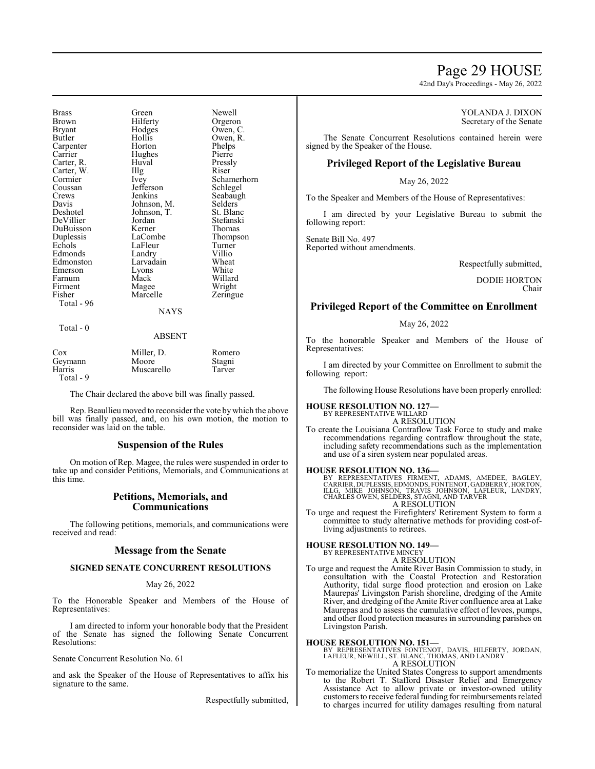| | | |
|---|---|---|
| Brass | Green | Newell |
| Brown | Hilferty | Orgeron |
| Bryant | Hodges | Owen, C. |
| Butler | Hollis | Owen, R. |
| Carpenter | Horton | Phelps |
| Carrier | Hughes | Pierre |
| Carter, R. | Huval | Pressly |
| Carter, W. | Illg | Riser |
| Cormier | Ivey | Schamerhorn |
| Coussan | Jefferson | Schlegel |
| Crews | Jenkins | Seabaugh |
| Davis | Johnson, M. | Selders |
| Deshotel | Johnson, T. | St. Blanc |
| DeVillier | Jordan | Stefanski |
| DuBuisson | Kerner | Thomas |
| Duplessis | LaCombe | Thompson |
| Echols | LaFleur | Turner |
| Edmonds | Landry | Villio |
| Edmonston | Larvadain | Wheat |
| Emerson | Lyons | White |
| Farnum | Mack | Willard |
| Firment | Magee | Wright |
| Fisher | Marcelle | Zeringue |

Total - 96

NAYS

Total - 0

ABSENT

| | | |
|---|---|---|
| Cox | Miller, D. | Romero |
| Geymann | Moore | Stagni |
| Harris | Muscarello | Tarver |

Total - 9

The Chair declared the above bill was finally passed.

Rep. Beaullieu moved to reconsider the vote by which the above bill was finally passed, and, on his own motion, the motion to reconsider was laid on the table.

## Suspension of the Rules

On motion of Rep. Magee, the rules were suspended in order to take up and consider Petitions, Memorials, and Communications at this time.

## Petitions, Memorials, and Communications

The following petitions, memorials, and communications were received and read:

## Message from the Senate

### SIGNED SENATE CONCURRENT RESOLUTIONS

May 26, 2022

To the Honorable Speaker and Members of the House of Representatives:

I am directed to inform your honorable body that the President of the Senate has signed the following Senate Concurrent Resolutions:

Senate Concurrent Resolution No. 61

and ask the Speaker of the House of Representatives to affix his signature to the same.

Respectfully submitted,

YOLANDA J. DIXON
Secretary of the Senate

The Senate Concurrent Resolutions contained herein were signed by the Speaker of the House.

## Privileged Report of the Legislative Bureau

May 26, 2022

To the Speaker and Members of the House of Representatives:

I am directed by your Legislative Bureau to submit the following report:

Senate Bill No. 497
Reported without amendments.

Respectfully submitted,

DODIE HORTON
Chair

## Privileged Report of the Committee on Enrollment

May 26, 2022

To the honorable Speaker and Members of the House of Representatives:

I am directed by your Committee on Enrollment to submit the following report:

The following House Resolutions have been properly enrolled:

**HOUSE RESOLUTION NO. 127—**
BY REPRESENTATIVE WILLARD
A RESOLUTION
To create the Louisiana Contraflow Task Force to study and make recommendations regarding contraflow throughout the state, including safety recommendations such as the implementation and use of a siren system near populated areas.

**HOUSE RESOLUTION NO. 136—**
BY REPRESENTATIVES FIRMENT, ADAMS, AMEDEE, BAGLEY, CARRIER, DUPLESSIS, EDMONDS, FONTENOT, GADBERRY, HORTON, ILLG, MIKE JOHNSON, TRAVIS JOHNSON, LAFLEUR, LANDRY, CHARLES OWEN, SELDERS, STAGNI, AND TARVER
A RESOLUTION
To urge and request the Firefighters' Retirement System to form a committee to study alternative methods for providing cost-of-living adjustments to retirees.

**HOUSE RESOLUTION NO. 149—**
BY REPRESENTATIVE MINCEY
A RESOLUTION
To urge and request the Amite River Basin Commission to study, in consultation with the Coastal Protection and Restoration Authority, tidal surge flood protection and erosion on Lake Maurepas' Livingston Parish shoreline, dredging of the Amite River, and dredging of the Amite River confluence area at Lake Maurepas and to assess the cumulative effect of levees, pumps, and other flood protection measures in surrounding parishes on Livingston Parish.

**HOUSE RESOLUTION NO. 151—**
BY REPRESENTATIVES FONTENOT, DAVIS, HILFERTY, JORDAN, LAFLEUR, NEWELL, ST. BLANC, THOMAS, AND LANDRY
A RESOLUTION
To memorialize the United States Congress to support amendments to the Robert T. Stafford Disaster Relief and Emergency Assistance Act to allow private or investor-owned utility customers to receive federal funding for reimbursements related to charges incurred for utility damages resulting from natural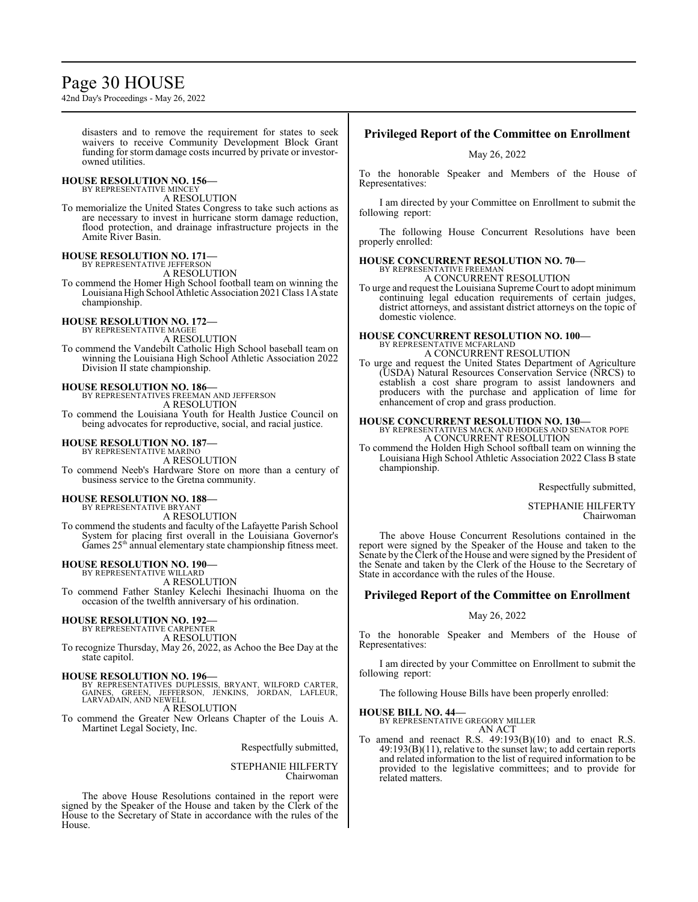disasters and to remove the requirement for states to seek waivers to receive Community Development Block Grant funding for storm damage costs incurred by private or investor-owned utilities.

**HOUSE RESOLUTION NO. 156—**
BY REPRESENTATIVE MINCEY
A RESOLUTION

To memorialize the United States Congress to take such actions as are necessary to invest in hurricane storm damage reduction, flood protection, and drainage infrastructure projects in the Amite River Basin.

**HOUSE RESOLUTION NO. 171—**
BY REPRESENTATIVE JEFFERSON
A RESOLUTION

To commend the Homer High School football team on winning the Louisiana High School Athletic Association 2021 Class 1A state championship.

**HOUSE RESOLUTION NO. 172—**
BY REPRESENTATIVE MAGEE
A RESOLUTION

To commend the Vandebilt Catholic High School baseball team on winning the Louisiana High School Athletic Association 2022 Division II state championship.

**HOUSE RESOLUTION NO. 186—**
BY REPRESENTATIVES FREEMAN AND JEFFERSON
A RESOLUTION

To commend the Louisiana Youth for Health Justice Council on being advocates for reproductive, social, and racial justice.

**HOUSE RESOLUTION NO. 187—**
BY REPRESENTATIVE MARINO
A RESOLUTION

To commend Neeb's Hardware Store on more than a century of business service to the Gretna community.

**HOUSE RESOLUTION NO. 188—**
BY REPRESENTATIVE BRYANT
A RESOLUTION

To commend the students and faculty of the Lafayette Parish School System for placing first overall in the Louisiana Governor's Games 25th annual elementary state championship fitness meet.

**HOUSE RESOLUTION NO. 190—**
BY REPRESENTATIVE WILLARD
A RESOLUTION

To commend Father Stanley Kelechi Ihesinachi Ihuoma on the occasion of the twelfth anniversary of his ordination.

**HOUSE RESOLUTION NO. 192—**
BY REPRESENTATIVE CARPENTER
A RESOLUTION

To recognize Thursday, May 26, 2022, as Achoo the Bee Day at the state capitol.

**HOUSE RESOLUTION NO. 196—**
BY REPRESENTATIVES DUPLESSIS, BRYANT, WILFORD CARTER, GAINES, GREEN, JEFFERSON, JENKINS, JORDAN, LAFLEUR, LARVADAIN, AND NEWELL
A RESOLUTION

To commend the Greater New Orleans Chapter of the Louis A. Martinet Legal Society, Inc.

Respectfully submitted,

STEPHANIE HILFERTY
Chairwoman

The above House Resolutions contained in the report were signed by the Speaker of the House and taken by the Clerk of the House to the Secretary of State in accordance with the rules of the House.

## Privileged Report of the Committee on Enrollment

May 26, 2022

To the honorable Speaker and Members of the House of Representatives:

I am directed by your Committee on Enrollment to submit the following report:

The following House Concurrent Resolutions have been properly enrolled:

**HOUSE CONCURRENT RESOLUTION NO. 70—**
BY REPRESENTATIVE FREEMAN
A CONCURRENT RESOLUTION

To urge and request the Louisiana Supreme Court to adopt minimum continuing legal education requirements of certain judges, district attorneys, and assistant district attorneys on the topic of domestic violence.

**HOUSE CONCURRENT RESOLUTION NO. 100—**
BY REPRESENTATIVE MCFARLAND
A CONCURRENT RESOLUTION

To urge and request the United States Department of Agriculture (USDA) Natural Resources Conservation Service (NRCS) to establish a cost share program to assist landowners and producers with the purchase and application of lime for enhancement of crop and grass production.

**HOUSE CONCURRENT RESOLUTION NO. 130—**
BY REPRESENTATIVES MACK AND HODGES AND SENATOR POPE
A CONCURRENT RESOLUTION

To commend the Holden High School softball team on winning the Louisiana High School Athletic Association 2022 Class B state championship.

Respectfully submitted,

STEPHANIE HILFERTY
Chairwoman

The above House Concurrent Resolutions contained in the report were signed by the Speaker of the House and taken to the Senate by the Clerk of the House and were signed by the President of the Senate and taken by the Clerk of the House to the Secretary of State in accordance with the rules of the House.

## Privileged Report of the Committee on Enrollment

May 26, 2022

To the honorable Speaker and Members of the House of Representatives:

I am directed by your Committee on Enrollment to submit the following report:

The following House Bills have been properly enrolled:

**HOUSE BILL NO. 44—**
BY REPRESENTATIVE GREGORY MILLER
AN ACT

To amend and reenact R.S. 49:193(B)(10) and to enact R.S. 49:193(B)(11), relative to the sunset law; to add certain reports and related information to the list of required information to be provided to the legislative committees; and to provide for related matters.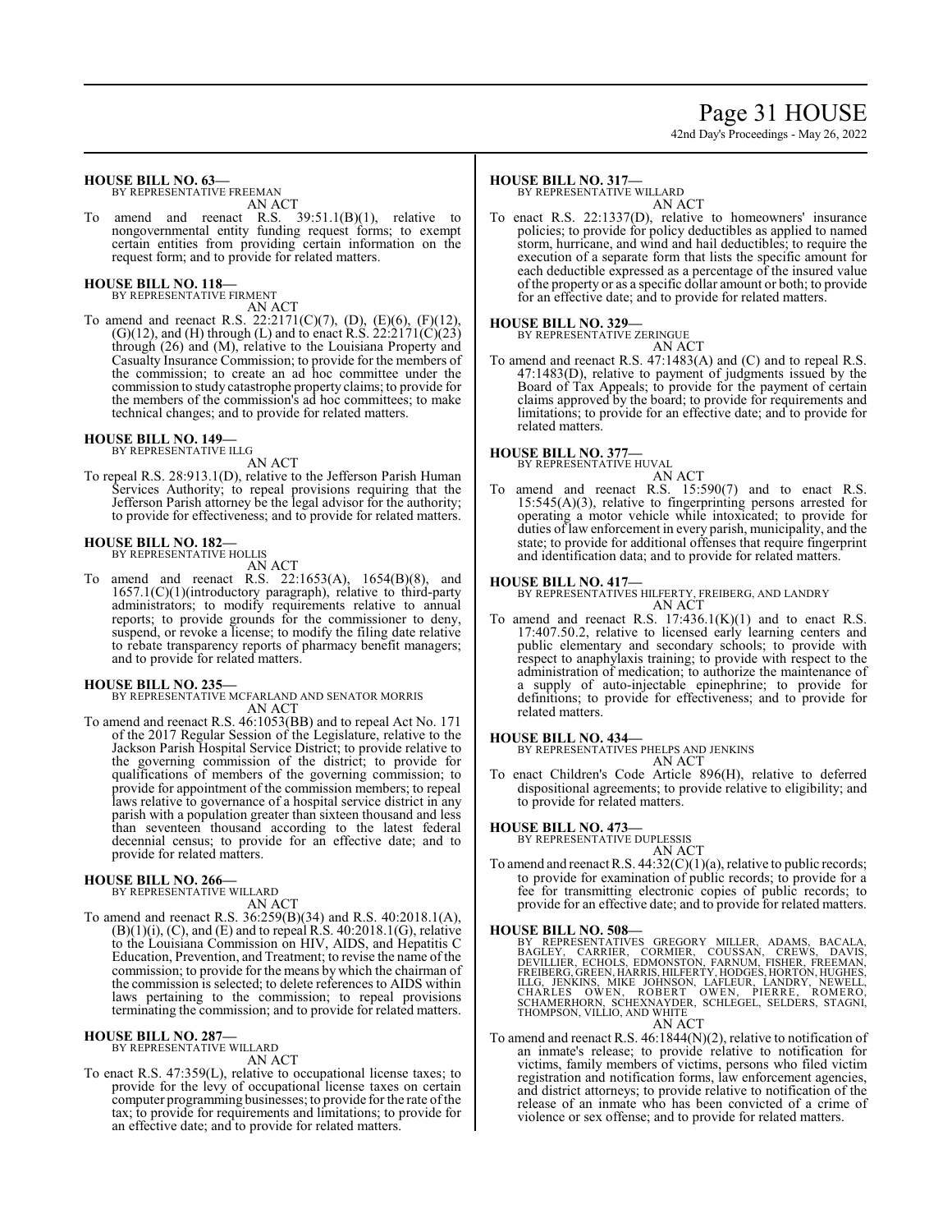**HOUSE BILL NO. 63—**
BY REPRESENTATIVE FREEMAN
AN ACT

To amend and reenact R.S. 39:51.1(B)(1), relative to nongovernmental entity funding request forms; to exempt certain entities from providing certain information on the request form; and to provide for related matters.

**HOUSE BILL NO. 118—**
BY REPRESENTATIVE FIRMENT
AN ACT

To amend and reenact R.S. 22:2171(C)(7), (D), (E)(6), (F)(12), (G)(12), and (H) through (L) and to enact R.S. 22:2171(C)(23) through (26) and (M), relative to the Louisiana Property and Casualty Insurance Commission; to provide for the members of the commission; to create an ad hoc committee under the commission to study catastrophe property claims; to provide for the members of the commission's ad hoc committees; to make technical changes; and to provide for related matters.

**HOUSE BILL NO. 149—**
BY REPRESENTATIVE ILLG
AN ACT

To repeal R.S. 28:913.1(D), relative to the Jefferson Parish Human Services Authority; to repeal provisions requiring that the Jefferson Parish attorney be the legal advisor for the authority; to provide for effectiveness; and to provide for related matters.

**HOUSE BILL NO. 182—**
BY REPRESENTATIVE HOLLIS
AN ACT

To amend and reenact R.S. 22:1653(A), 1654(B)(8), and 1657.1(C)(1)(introductory paragraph), relative to third-party administrators; to modify requirements relative to annual reports; to provide grounds for the commissioner to deny, suspend, or revoke a license; to modify the filing date relative to rebate transparency reports of pharmacy benefit managers; and to provide for related matters.

**HOUSE BILL NO. 235—**
BY REPRESENTATIVE MCFARLAND AND SENATOR MORRIS
AN ACT

To amend and reenact R.S. 46:1053(BB) and to repeal Act No. 171 of the 2017 Regular Session of the Legislature, relative to the Jackson Parish Hospital Service District; to provide relative to the governing commission of the district; to provide for qualifications of members of the governing commission; to provide for appointment of the commission members; to repeal laws relative to governance of a hospital service district in any parish with a population greater than sixteen thousand and less than seventeen thousand according to the latest federal decennial census; to provide for an effective date; and to provide for related matters.

**HOUSE BILL NO. 266—**
BY REPRESENTATIVE WILLARD
AN ACT

To amend and reenact R.S. 36:259(B)(34) and R.S. 40:2018.1(A), (B)(1)(i), (C), and (E) and to repeal R.S. 40:2018.1(G), relative to the Louisiana Commission on HIV, AIDS, and Hepatitis C Education, Prevention, and Treatment; to revise the name of the commission; to provide for the means by which the chairman of the commission is selected; to delete references to AIDS within laws pertaining to the commission; to repeal provisions terminating the commission; and to provide for related matters.

**HOUSE BILL NO. 287—**
BY REPRESENTATIVE WILLARD
AN ACT

To enact R.S. 47:359(L), relative to occupational license taxes; to provide for the levy of occupational license taxes on certain computer programming businesses; to provide for the rate of the tax; to provide for requirements and limitations; to provide for an effective date; and to provide for related matters.

**HOUSE BILL NO. 317—**
BY REPRESENTATIVE WILLARD
AN ACT

To enact R.S. 22:1337(D), relative to homeowners' insurance policies; to provide for policy deductibles as applied to named storm, hurricane, and wind and hail deductibles; to require the execution of a separate form that lists the specific amount for each deductible expressed as a percentage of the insured value of the property or as a specific dollar amount or both; to provide for an effective date; and to provide for related matters.

**HOUSE BILL NO. 329—**
BY REPRESENTATIVE ZERINGUE
AN ACT

To amend and reenact R.S. 47:1483(A) and (C) and to repeal R.S. 47:1483(D), relative to payment of judgments issued by the Board of Tax Appeals; to provide for the payment of certain claims approved by the board; to provide for requirements and limitations; to provide for an effective date; and to provide for related matters.

**HOUSE BILL NO. 377—**
BY REPRESENTATIVE HUVAL
AN ACT

To amend and reenact R.S. 15:590(7) and to enact R.S. 15:545(A)(3), relative to fingerprinting persons arrested for operating a motor vehicle while intoxicated; to provide for duties of law enforcement in every parish, municipality, and the state; to provide for additional offenses that require fingerprint and identification data; and to provide for related matters.

**HOUSE BILL NO. 417—**
BY REPRESENTATIVES HILFERTY, FREIBERG, AND LANDRY
AN ACT

To amend and reenact R.S. 17:436.1(K)(1) and to enact R.S. 17:407.50.2, relative to licensed early learning centers and public elementary and secondary schools; to provide with respect to anaphylaxis training; to provide with respect to the administration of medication; to authorize the maintenance of a supply of auto-injectable epinephrine; to provide for definitions; to provide for effectiveness; and to provide for related matters.

**HOUSE BILL NO. 434—**
BY REPRESENTATIVES PHELPS AND JENKINS
AN ACT

To enact Children's Code Article 896(H), relative to deferred dispositional agreements; to provide relative to eligibility; and to provide for related matters.

**HOUSE BILL NO. 473—**
BY REPRESENTATIVE DUPLESSIS
AN ACT

To amend and reenact R.S. 44:32(C)(1)(a), relative to public records; to provide for examination of public records; to provide for a fee for transmitting electronic copies of public records; to provide for an effective date; and to provide for related matters.

**HOUSE BILL NO. 508—**
BY REPRESENTATIVES GREGORY MILLER, ADAMS, BACALA, BAGLEY, CARRIER, CORMIER, COUSSAN, CREWS, DAVIS, DEVILLIER, ECHOLS, EDMONSTON, FARNUM, FISHER, FREEMAN, FREIBERG, GREEN, HARRIS, HILFERTY, HODGES, HORTON, HUGHES, ILLG, JENKINS, MIKE JOHNSON, LAFLEUR, LANDRY, NEWELL, CHARLES OWEN, ROBERT OWEN, PIERRE, ROMERO, SCHAMERHORN, SCHEXNAYDER, SCHLEGEL, SELDERS, STAGNI, THOMPSON, VILLIO, AND WHITE
AN ACT

To amend and reenact R.S. 46:1844(N)(2), relative to notification of an inmate's release; to provide relative to notification for victims, family members of victims, persons who filed victim registration and notification forms, law enforcement agencies, and district attorneys; to provide relative to notification of the release of an inmate who has been convicted of a crime of violence or sex offense; and to provide for related matters.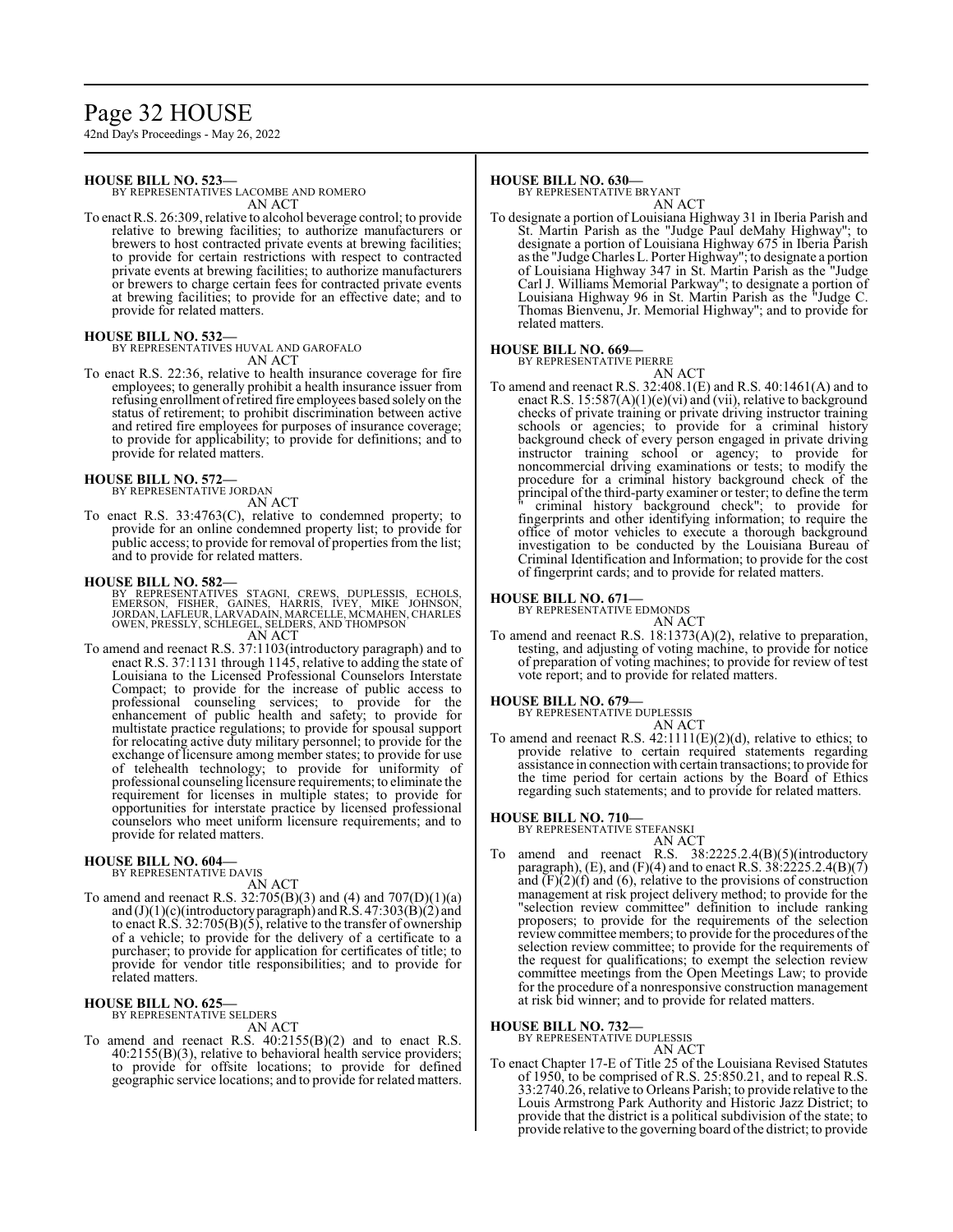**HOUSE BILL NO. 523—**
BY REPRESENTATIVES LACOMBE AND ROMERO
AN ACT

To enact R.S. 26:309, relative to alcohol beverage control; to provide relative to brewing facilities; to authorize manufacturers or brewers to host contracted private events at brewing facilities; to provide for certain restrictions with respect to contracted private events at brewing facilities; to authorize manufacturers or brewers to charge certain fees for contracted private events at brewing facilities; to provide for an effective date; and to provide for related matters.

**HOUSE BILL NO. 532—**
BY REPRESENTATIVES HUVAL AND GAROFALO
AN ACT

To enact R.S. 22:36, relative to health insurance coverage for fire employees; to generally prohibit a health insurance issuer from refusing enrollment of retired fire employees based solely on the status of retirement; to prohibit discrimination between active and retired fire employees for purposes of insurance coverage; to provide for applicability; to provide for definitions; and to provide for related matters.

**HOUSE BILL NO. 572—**
BY REPRESENTATIVE JORDAN
AN ACT

To enact R.S. 33:4763(C), relative to condemned property; to provide for an online condemned property list; to provide for public access; to provide for removal of properties from the list; and to provide for related matters.

**HOUSE BILL NO. 582—**
BY REPRESENTATIVES STAGNI, CREWS, DUPLESSIS, ECHOLS, EMERSON, FISHER, GAINES, HARRIS, IVEY, MIKE JOHNSON, JORDAN, LAFLEUR, LARVADAIN, MARCELLE, MCMAHEN, CHARLES OWEN, PRESSLY, SCHLEGEL, SELDERS, AND THOMPSON
AN ACT

To amend and reenact R.S. 37:1103(introductory paragraph) and to enact R.S. 37:1131 through 1145, relative to adding the state of Louisiana to the Licensed Professional Counselors Interstate Compact; to provide for the increase of public access to professional counseling services; to provide for the enhancement of public health and safety; to provide for multistate practice regulations; to provide for spousal support for relocating active duty military personnel; to provide for the exchange of licensure among member states; to provide for use of telehealth technology; to provide for uniformity of professional counseling licensure requirements; to eliminate the requirement for licenses in multiple states; to provide for opportunities for interstate practice by licensed professional counselors who meet uniform licensure requirements; and to provide for related matters.

**HOUSE BILL NO. 604—**
BY REPRESENTATIVE DAVIS
AN ACT

To amend and reenact R.S. 32:705(B)(3) and (4) and 707(D)(1)(a) and (J)(1)(c)(introductory paragraph) and R.S. 47:303(B)(2) and to enact R.S. 32:705(B)(5), relative to the transfer of ownership of a vehicle; to provide for the delivery of a certificate to a purchaser; to provide for application for certificates of title; to provide for vendor title responsibilities; and to provide for related matters.

**HOUSE BILL NO. 625—**
BY REPRESENTATIVE SELDERS
AN ACT

To amend and reenact R.S. 40:2155(B)(2) and to enact R.S. 40:2155(B)(3), relative to behavioral health service providers; to provide for offsite locations; to provide for defined geographic service locations; and to provide for related matters.

**HOUSE BILL NO. 630—**
BY REPRESENTATIVE BRYANT
AN ACT

To designate a portion of Louisiana Highway 31 in Iberia Parish and St. Martin Parish as the "Judge Paul deMahy Highway"; to designate a portion of Louisiana Highway 675 in Iberia Parish as the "Judge Charles L. Porter Highway"; to designate a portion of Louisiana Highway 347 in St. Martin Parish as the "Judge Carl J. Williams Memorial Parkway"; to designate a portion of Louisiana Highway 96 in St. Martin Parish as the "Judge C. Thomas Bienvenu, Jr. Memorial Highway"; and to provide for related matters.

**HOUSE BILL NO. 669—**
BY REPRESENTATIVE PIERRE
AN ACT

To amend and reenact R.S. 32:408.1(E) and R.S. 40:1461(A) and to enact R.S. 15:587(A)(1)(e)(vi) and (vii), relative to background checks of private training or private driving instructor training schools or agencies; to provide for a criminal history background check of every person engaged in private driving instructor training school or agency; to provide for noncommercial driving examinations or tests; to modify the procedure for a criminal history background check of the principal of the third-party examiner or tester; to define the term " criminal history background check"; to provide for fingerprints and other identifying information; to require the office of motor vehicles to execute a thorough background investigation to be conducted by the Louisiana Bureau of Criminal Identification and Information; to provide for the cost of fingerprint cards; and to provide for related matters.

**HOUSE BILL NO. 671—**
BY REPRESENTATIVE EDMONDS
AN ACT

To amend and reenact R.S. 18:1373(A)(2), relative to preparation, testing, and adjusting of voting machine, to provide for notice of preparation of voting machines; to provide for review of test vote report; and to provide for related matters.

**HOUSE BILL NO. 679—**
BY REPRESENTATIVE DUPLESSIS
AN ACT

To amend and reenact R.S. 42:1111(E)(2)(d), relative to ethics; to provide relative to certain required statements regarding assistance in connection with certain transactions; to provide for the time period for certain actions by the Board of Ethics regarding such statements; and to provide for related matters.

**HOUSE BILL NO. 710—**
BY REPRESENTATIVE STEFANSKI
AN ACT

To amend and reenact R.S. 38:2225.2.4(B)(5)(introductory paragraph), (E), and (F)(4) and to enact R.S. 38:2225.2.4(B)(7) and (F)(2)(f) and (6), relative to the provisions of construction management at risk project delivery method; to provide for the "selection review committee" definition to include ranking proposers; to provide for the requirements of the selection review committee members; to provide for the procedures of the selection review committee; to provide for the requirements of the request for qualifications; to exempt the selection review committee meetings from the Open Meetings Law; to provide for the procedure of a nonresponsive construction management at risk bid winner; and to provide for related matters.

**HOUSE BILL NO. 732—**
BY REPRESENTATIVE DUPLESSIS
AN ACT

To enact Chapter 17-E of Title 25 of the Louisiana Revised Statutes of 1950, to be comprised of R.S. 25:850.21, and to repeal R.S. 33:2740.26, relative to Orleans Parish; to provide relative to the Louis Armstrong Park Authority and Historic Jazz District; to provide that the district is a political subdivision of the state; to provide relative to the governing board of the district; to provide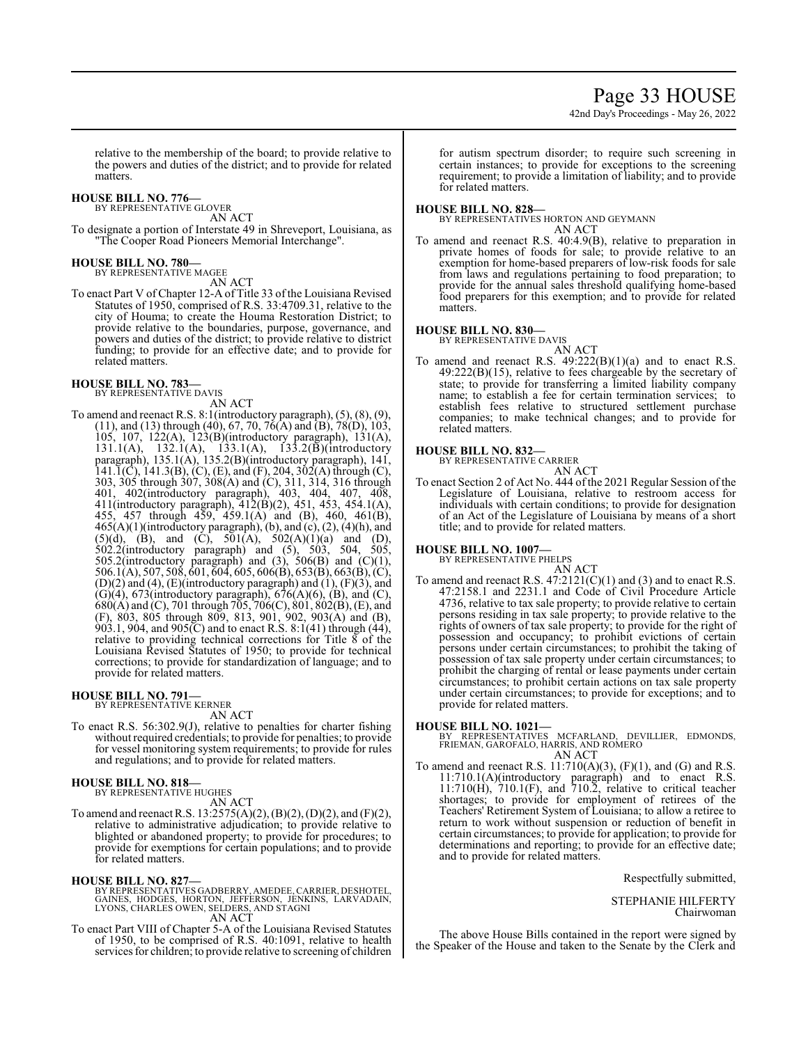relative to the membership of the board; to provide relative to the powers and duties of the district; and to provide for related matters.

**HOUSE BILL NO. 776—**
BY REPRESENTATIVE GLOVER
AN ACT

To designate a portion of Interstate 49 in Shreveport, Louisiana, as "The Cooper Road Pioneers Memorial Interchange".

**HOUSE BILL NO. 780—**
BY REPRESENTATIVE MAGEE
AN ACT

To enact Part V of Chapter 12-A of Title 33 of the Louisiana Revised Statutes of 1950, comprised of R.S. 33:4709.31, relative to the city of Houma; to create the Houma Restoration District; to provide relative to the boundaries, purpose, governance, and powers and duties of the district; to provide relative to district funding; to provide for an effective date; and to provide for related matters.

**HOUSE BILL NO. 783—**
BY REPRESENTATIVE DAVIS
AN ACT

To amend and reenact R.S. 8:1(introductory paragraph), (5), (8), (9), (11), and (13) through (40), 67, 70, 76(A) and (B), 78(D), 103, 105, 107, 122(A), 123(B)(introductory paragraph), 131(A), 131.1(A), 132.1(A), 133.1(A), 133.2(B)(introductory paragraph), 135.1(A), 135.2(B)(introductory paragraph), 141, 141.1(C), 141.3(B), (C), (E), and (F), 204, 302(A) through (C), 303, 305 through 307, 308(A) and (C), 311, 314, 316 through 401, 402(introductory paragraph), 403, 404, 407, 408, 411(introductory paragraph), 412(B)(2), 451, 453, 454.1(A), 455, 457 through 459, 459.1(A) and (B), 460, 461(B), 465(A)(1)(introductory paragraph), (b), and (c), (2), (4)(h), and (5)(d), (B), and (C), 501(A), 502(A)(1)(a) and (D), 502.2(introductory paragraph) and (5), 503, 504, 505, 505.2(introductory paragraph) and (3), 506(B) and (C)(1), 506.1(A), 507, 508, 601, 604, 605, 606(B), 653(B), 663(B), (C), (D)(2) and (4), (E)(introductory paragraph) and (1), (F)(3), and (G)(4), 673(introductory paragraph), 676(A)(6), (B), and (C), 680(A) and (C), 701 through 705, 706(C), 801, 802(B), (E), and (F), 803, 805 through 809, 813, 901, 902, 903(A) and (B), 903.1, 904, and 905(C) and to enact R.S. 8:1(41) through (44), relative to providing technical corrections for Title 8 of the Louisiana Revised Statutes of 1950; to provide for technical corrections; to provide for standardization of language; and to provide for related matters.

**HOUSE BILL NO. 791—**
BY REPRESENTATIVE KERNER
AN ACT

To enact R.S. 56:302.9(J), relative to penalties for charter fishing without required credentials; to provide for penalties; to provide for vessel monitoring system requirements; to provide for rules and regulations; and to provide for related matters.

**HOUSE BILL NO. 818—**
BY REPRESENTATIVE HUGHES
AN ACT

To amend and reenact R.S. 13:2575(A)(2), (B)(2), (D)(2), and (F)(2), relative to administrative adjudication; to provide relative to blighted or abandoned property; to provide for procedures; to provide for exemptions for certain populations; and to provide for related matters.

**HOUSE BILL NO. 827—**
BY REPRESENTATIVES GADBERRY, AMEDEE, CARRIER, DESHOTEL, GAINES, HODGES, HORTON, JEFFERSON, JENKINS, LARVADAIN, LYONS, CHARLES OWEN, SELDERS, AND STAGNI
AN ACT

To enact Part VIII of Chapter 5-A of the Louisiana Revised Statutes of 1950, to be comprised of R.S. 40:1091, relative to health services for children; to provide relative to screening of children for autism spectrum disorder; to require such screening in certain instances; to provide for exceptions to the screening requirement; to provide a limitation of liability; and to provide for related matters.

**HOUSE BILL NO. 828—**
BY REPRESENTATIVES HORTON AND GEYMANN
AN ACT

To amend and reenact R.S. 40:4.9(B), relative to preparation in private homes of foods for sale; to provide relative to an exemption for home-based preparers of low-risk foods for sale from laws and regulations pertaining to food preparation; to provide for the annual sales threshold qualifying home-based food preparers for this exemption; and to provide for related matters.

**HOUSE BILL NO. 830—**
BY REPRESENTATIVE DAVIS
AN ACT

To amend and reenact R.S. 49:222(B)(1)(a) and to enact R.S. 49:222(B)(15), relative to fees chargeable by the secretary of state; to provide for transferring a limited liability company name; to establish a fee for certain termination services; to establish fees relative to structured settlement purchase companies; to make technical changes; and to provide for related matters.

**HOUSE BILL NO. 832—**
BY REPRESENTATIVE CARRIER
AN ACT

To enact Section 2 of Act No. 444 of the 2021 Regular Session of the Legislature of Louisiana, relative to restroom access for individuals with certain conditions; to provide for designation of an Act of the Legislature of Louisiana by means of a short title; and to provide for related matters.

**HOUSE BILL NO. 1007—**
BY REPRESENTATIVE PHELPS
AN ACT

To amend and reenact R.S. 47:2121(C)(1) and (3) and to enact R.S. 47:2158.1 and 2231.1 and Code of Civil Procedure Article 4736, relative to tax sale property; to provide relative to certain persons residing in tax sale property; to provide relative to the rights of owners of tax sale property; to provide for the right of possession and occupancy; to prohibit evictions of certain persons under certain circumstances; to prohibit the taking of possession of tax sale property under certain circumstances; to prohibit the charging of rental or lease payments under certain circumstances; to prohibit certain actions on tax sale property under certain circumstances; to provide for exceptions; and to provide for related matters.

**HOUSE BILL NO. 1021—**
BY REPRESENTATIVES MCFARLAND, DEVILLIER, EDMONDS, FRIEMAN, GAROFALO, HARRIS, AND ROMERO
AN ACT

To amend and reenact R.S. 11:710(A)(3), (F)(1), and (G) and R.S. 11:710.1(A)(introductory paragraph) and to enact R.S. 11:710(H), 710.1(F), and 710.2, relative to critical teacher shortages; to provide for employment of retirees of the Teachers' Retirement System of Louisiana; to allow a retiree to return to work without suspension or reduction of benefit in certain circumstances; to provide for application; to provide for determinations and reporting; to provide for an effective date; and to provide for related matters.

Respectfully submitted,

STEPHANIE HILFERTY
Chairwoman

The above House Bills contained in the report were signed by the Speaker of the House and taken to the Senate by the Clerk and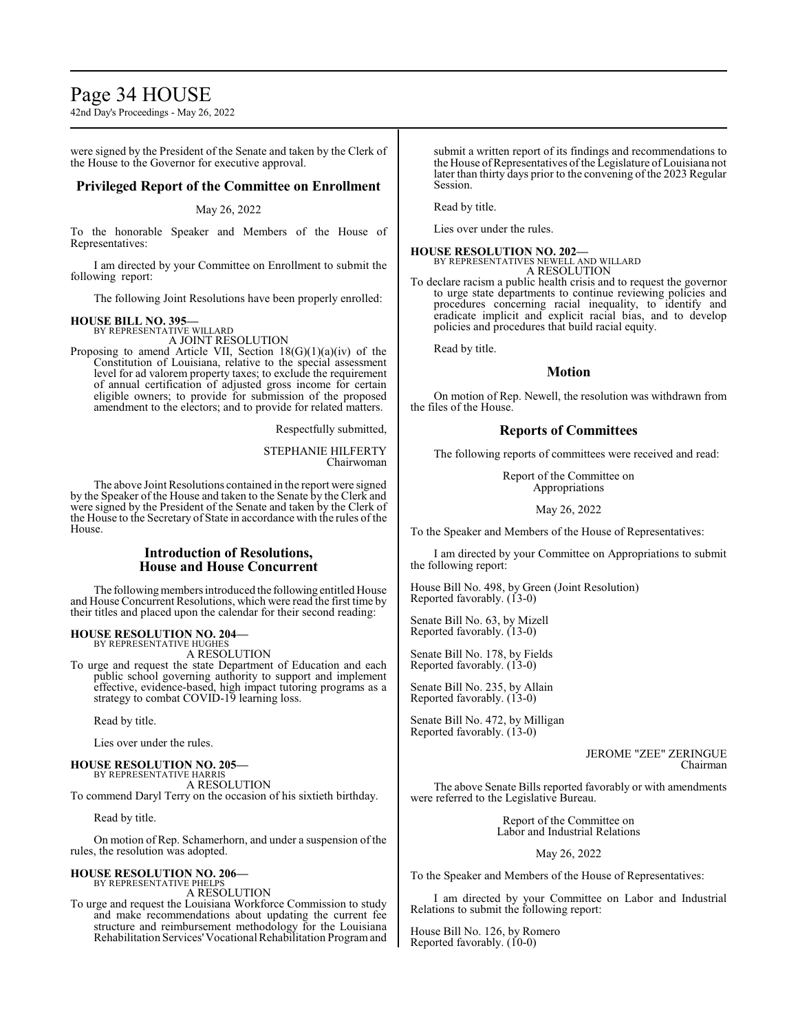were signed by the President of the Senate and taken by the Clerk of the House to the Governor for executive approval.

## Privileged Report of the Committee on Enrollment

May 26, 2022

To the honorable Speaker and Members of the House of Representatives:

I am directed by your Committee on Enrollment to submit the following report:

The following Joint Resolutions have been properly enrolled:

**HOUSE BILL NO. 395—**
BY REPRESENTATIVE WILLARD
A JOINT RESOLUTION

Proposing to amend Article VII, Section 18(G)(1)(a)(iv) of the Constitution of Louisiana, relative to the special assessment level for ad valorem property taxes; to exclude the requirement of annual certification of adjusted gross income for certain eligible owners; to provide for submission of the proposed amendment to the electors; and to provide for related matters.

Respectfully submitted,

STEPHANIE HILFERTY
Chairwoman

The above Joint Resolutions contained in the report were signed by the Speaker of the House and taken to the Senate by the Clerk and were signed by the President of the Senate and taken by the Clerk of the House to the Secretary of State in accordance with the rules of the House.

## Introduction of Resolutions, House and House Concurrent

The following members introduced the following entitled House and House Concurrent Resolutions, which were read the first time by their titles and placed upon the calendar for their second reading:

**HOUSE RESOLUTION NO. 204—**
BY REPRESENTATIVE HUGHES
A RESOLUTION

To urge and request the state Department of Education and each public school governing authority to support and implement effective, evidence-based, high impact tutoring programs as a strategy to combat COVID-19 learning loss.

Read by title.

Lies over under the rules.

**HOUSE RESOLUTION NO. 205—**
BY REPRESENTATIVE HARRIS
A RESOLUTION

To commend Daryl Terry on the occasion of his sixtieth birthday.

Read by title.

On motion of Rep. Schamerhorn, and under a suspension of the rules, the resolution was adopted.

**HOUSE RESOLUTION NO. 206—**
BY REPRESENTATIVE PHELPS
A RESOLUTION

To urge and request the Louisiana Workforce Commission to study and make recommendations about updating the current fee structure and reimbursement methodology for the Louisiana Rehabilitation Services' Vocational Rehabilitation Program and submit a written report of its findings and recommendations to the House of Representatives of the Legislature of Louisiana not later than thirty days prior to the convening of the 2023 Regular Session.

Read by title.

Lies over under the rules.

**HOUSE RESOLUTION NO. 202—**
BY REPRESENTATIVES NEWELL AND WILLARD
A RESOLUTION

To declare racism a public health crisis and to request the governor to urge state departments to continue reviewing policies and procedures concerning racial inequality, to identify and eradicate implicit and explicit racial bias, and to develop policies and procedures that build racial equity.

Read by title.

## Motion

On motion of Rep. Newell, the resolution was withdrawn from the files of the House.

## Reports of Committees

The following reports of committees were received and read:

Report of the Committee on Appropriations

May 26, 2022

To the Speaker and Members of the House of Representatives:

I am directed by your Committee on Appropriations to submit the following report:

House Bill No. 498, by Green (Joint Resolution)
Reported favorably. (13-0)

Senate Bill No. 63, by Mizell
Reported favorably. (13-0)

Senate Bill No. 178, by Fields
Reported favorably. (13-0)

Senate Bill No. 235, by Allain
Reported favorably. (13-0)

Senate Bill No. 472, by Milligan
Reported favorably. (13-0)

JEROME "ZEE" ZERINGUE
Chairman

The above Senate Bills reported favorably or with amendments were referred to the Legislative Bureau.

Report of the Committee on Labor and Industrial Relations

May 26, 2022

To the Speaker and Members of the House of Representatives:

I am directed by your Committee on Labor and Industrial Relations to submit the following report:

House Bill No. 126, by Romero
Reported favorably. (10-0)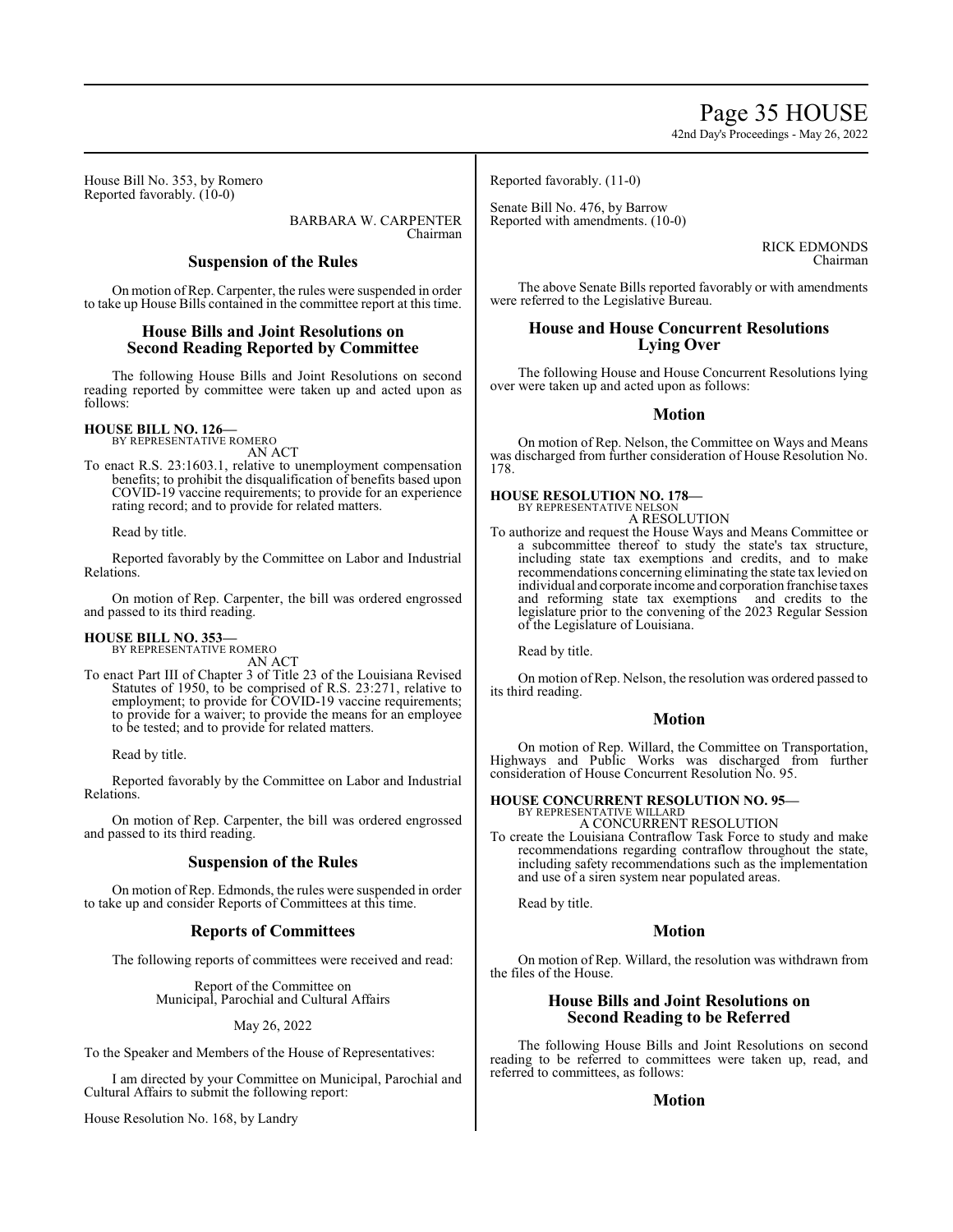House Bill No. 353, by Romero
Reported favorably. (10-0)

BARBARA W. CARPENTER
Chairman

## Suspension of the Rules

On motion of Rep. Carpenter, the rules were suspended in order to take up House Bills contained in the committee report at this time.

## House Bills and Joint Resolutions on Second Reading Reported by Committee

The following House Bills and Joint Resolutions on second reading reported by committee were taken up and acted upon as follows:

**HOUSE BILL NO. 126—**
BY REPRESENTATIVE ROMERO
AN ACT

To enact R.S. 23:1603.1, relative to unemployment compensation benefits; to prohibit the disqualification of benefits based upon COVID-19 vaccine requirements; to provide for an experience rating record; and to provide for related matters.

Read by title.

Reported favorably by the Committee on Labor and Industrial Relations.

On motion of Rep. Carpenter, the bill was ordered engrossed and passed to its third reading.

**HOUSE BILL NO. 353—**
BY REPRESENTATIVE ROMERO
AN ACT

To enact Part III of Chapter 3 of Title 23 of the Louisiana Revised Statutes of 1950, to be comprised of R.S. 23:271, relative to employment; to provide for COVID-19 vaccine requirements; to provide for a waiver; to provide the means for an employee to be tested; and to provide for related matters.

Read by title.

Reported favorably by the Committee on Labor and Industrial Relations.

On motion of Rep. Carpenter, the bill was ordered engrossed and passed to its third reading.

## Suspension of the Rules

On motion of Rep. Edmonds, the rules were suspended in order to take up and consider Reports of Committees at this time.

## Reports of Committees

The following reports of committees were received and read:

Report of the Committee on
Municipal, Parochial and Cultural Affairs

May 26, 2022

To the Speaker and Members of the House of Representatives:

I am directed by your Committee on Municipal, Parochial and Cultural Affairs to submit the following report:

House Resolution No. 168, by Landry
Reported favorably. (11-0)

Senate Bill No. 476, by Barrow
Reported with amendments. (10-0)

RICK EDMONDS
Chairman

The above Senate Bills reported favorably or with amendments were referred to the Legislative Bureau.

## House and House Concurrent Resolutions Lying Over

The following House and House Concurrent Resolutions lying over were taken up and acted upon as follows:

## Motion

On motion of Rep. Nelson, the Committee on Ways and Means was discharged from further consideration of House Resolution No. 178.

**HOUSE RESOLUTION NO. 178—**
BY REPRESENTATIVE NELSON
A RESOLUTION

To authorize and request the House Ways and Means Committee or a subcommittee thereof to study the state's tax structure, including state tax exemptions and credits, and to make recommendations concerning eliminating the state tax levied on individual and corporate income and corporation franchise taxes and reforming state tax exemptions and credits to the legislature prior to the convening of the 2023 Regular Session of the Legislature of Louisiana.

Read by title.

On motion of Rep. Nelson, the resolution was ordered passed to its third reading.

## Motion

On motion of Rep. Willard, the Committee on Transportation, Highways and Public Works was discharged from further consideration of House Concurrent Resolution No. 95.

**HOUSE CONCURRENT RESOLUTION NO. 95—**
BY REPRESENTATIVE WILLARD
A CONCURRENT RESOLUTION

To create the Louisiana Contraflow Task Force to study and make recommendations regarding contraflow throughout the state, including safety recommendations such as the implementation and use of a siren system near populated areas.

Read by title.

## Motion

On motion of Rep. Willard, the resolution was withdrawn from the files of the House.

## House Bills and Joint Resolutions on Second Reading to be Referred

The following House Bills and Joint Resolutions on second reading to be referred to committees were taken up, read, and referred to committees, as follows:

## Motion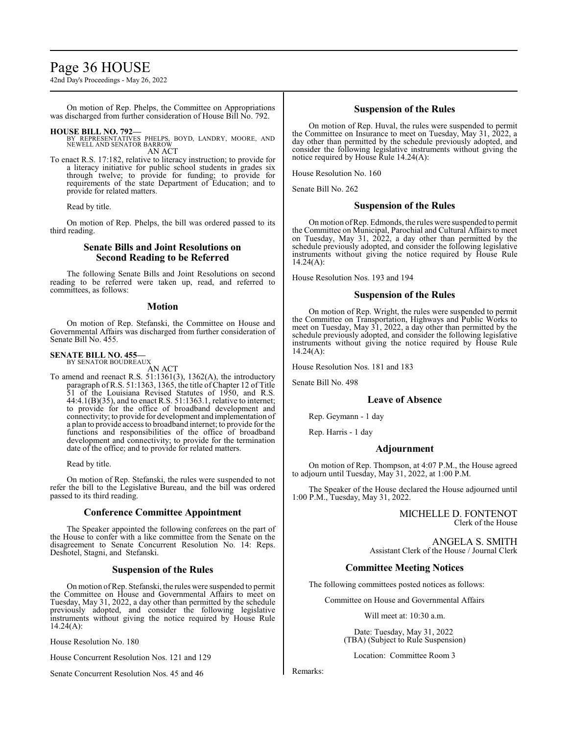On motion of Rep. Phelps, the Committee on Appropriations was discharged from further consideration of House Bill No. 792.

**HOUSE BILL NO. 792—**
BY REPRESENTATIVES PHELPS, BOYD, LANDRY, MOORE, AND NEWELL AND SENATOR BARROW
AN ACT

To enact R.S. 17:182, relative to literacy instruction; to provide for a literacy initiative for public school students in grades six through twelve; to provide for funding; to provide for requirements of the state Department of Education; and to provide for related matters.

Read by title.

On motion of Rep. Phelps, the bill was ordered passed to its third reading.

## Senate Bills and Joint Resolutions on Second Reading to be Referred

The following Senate Bills and Joint Resolutions on second reading to be referred were taken up, read, and referred to committees, as follows:

### Motion

On motion of Rep. Stefanski, the Committee on House and Governmental Affairs was discharged from further consideration of Senate Bill No. 455.

**SENATE BILL NO. 455—**
BY SENATOR BOUDREAUX
AN ACT

To amend and reenact R.S. 51:1361(3), 1362(A), the introductory paragraph of R.S. 51:1363, 1365, the title of Chapter 12 of Title 51 of the Louisiana Revised Statutes of 1950, and R.S. 44:4.1(B)(35), and to enact R.S. 51:1363.1, relative to internet; to provide for the office of broadband development and connectivity; to provide for development and implementation of a plan to provide access to broadband internet; to provide for the functions and responsibilities of the office of broadband development and connectivity; to provide for the termination date of the office; and to provide for related matters.

Read by title.

On motion of Rep. Stefanski, the rules were suspended to not refer the bill to the Legislative Bureau, and the bill was ordered passed to its third reading.

## Conference Committee Appointment

The Speaker appointed the following conferees on the part of the House to confer with a like committee from the Senate on the disagreement to Senate Concurrent Resolution No. 14: Reps. Deshotel, Stagni, and Stefanski.

## Suspension of the Rules

On motion of Rep. Stefanski, the rules were suspended to permit the Committee on House and Governmental Affairs to meet on Tuesday, May 31, 2022, a day other than permitted by the schedule previously adopted, and consider the following legislative instruments without giving the notice required by House Rule 14.24(A):

House Resolution No. 180

House Concurrent Resolution Nos. 121 and 129

Senate Concurrent Resolution Nos. 45 and 46

## Suspension of the Rules

On motion of Rep. Huval, the rules were suspended to permit the Committee on Insurance to meet on Tuesday, May 31, 2022, a day other than permitted by the schedule previously adopted, and consider the following legislative instruments without giving the notice required by House Rule 14.24(A):

House Resolution No. 160

Senate Bill No. 262

## Suspension of the Rules

On motion of Rep. Edmonds, the rules were suspended to permit the Committee on Municipal, Parochial and Cultural Affairs to meet on Tuesday, May 31, 2022, a day other than permitted by the schedule previously adopted, and consider the following legislative instruments without giving the notice required by House Rule 14.24(A):

House Resolution Nos. 193 and 194

## Suspension of the Rules

On motion of Rep. Wright, the rules were suspended to permit the Committee on Transportation, Highways and Public Works to meet on Tuesday, May 31, 2022, a day other than permitted by the schedule previously adopted, and consider the following legislative instruments without giving the notice required by House Rule 14.24(A):

House Resolution Nos. 181 and 183

Senate Bill No. 498

## Leave of Absence

Rep. Geymann - 1 day

Rep. Harris - 1 day

## Adjournment

On motion of Rep. Thompson, at 4:07 P.M., the House agreed to adjourn until Tuesday, May 31, 2022, at 1:00 P.M.

The Speaker of the House declared the House adjourned until 1:00 P.M., Tuesday, May 31, 2022.

MICHELLE D. FONTENOT
Clerk of the House

ANGELA S. SMITH
Assistant Clerk of the House / Journal Clerk

## Committee Meeting Notices

The following committees posted notices as follows:

Committee on House and Governmental Affairs

Will meet at: 10:30 a.m.

Date: Tuesday, May 31, 2022
(TBA) (Subject to Rule Suspension)

Location: Committee Room 3

Remarks: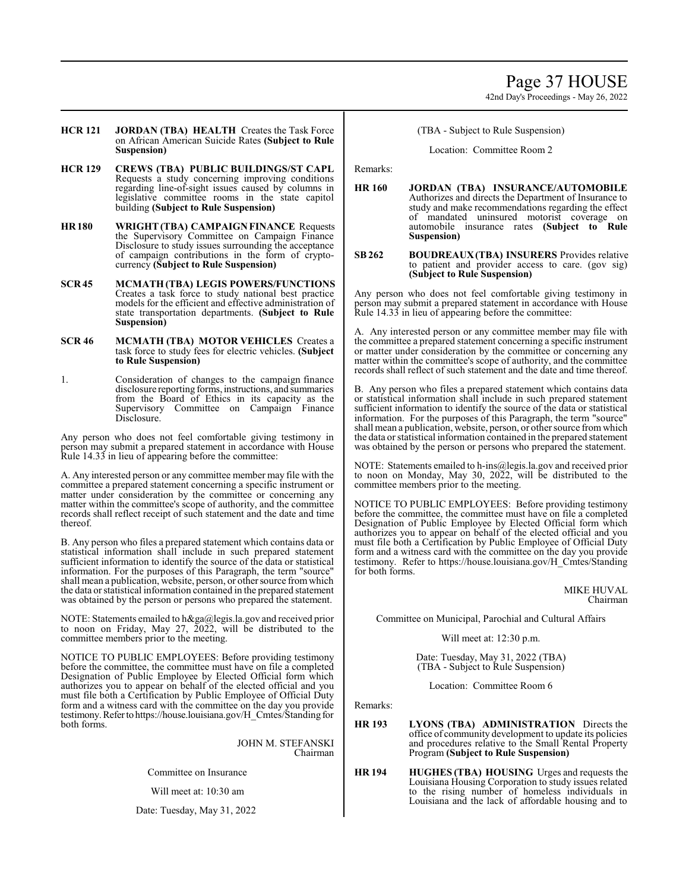**HCR 121** **JORDAN (TBA) HEALTH** Creates the Task Force on African American Suicide Rates **(Subject to Rule Suspension)**

**HCR 129** **CREWS (TBA) PUBLIC BUILDINGS/ST CAPL** Requests a study concerning improving conditions regarding line-of-sight issues caused by columns in legislative committee rooms in the state capitol building **(Subject to Rule Suspension)**

**HR 180** **WRIGHT (TBA) CAMPAIGN FINANCE** Requests the Supervisory Committee on Campaign Finance Disclosure to study issues surrounding the acceptance of campaign contributions in the form of crypto-currency **(Subject to Rule Suspension)**

**SCR 45** **MCMATH (TBA) LEGIS POWERS/FUNCTIONS** Creates a task force to study national best practice models for the efficient and effective administration of state transportation departments. **(Subject to Rule Suspension)**

**SCR 46** **MCMATH (TBA) MOTOR VEHICLES** Creates a task force to study fees for electric vehicles. **(Subject to Rule Suspension)**

1. Consideration of changes to the campaign finance disclosure reporting forms, instructions, and summaries from the Board of Ethics in its capacity as the Supervisory Committee on Campaign Finance Disclosure.

Any person who does not feel comfortable giving testimony in person may submit a prepared statement in accordance with House Rule 14.33 in lieu of appearing before the committee:

A. Any interested person or any committee member may file with the committee a prepared statement concerning a specific instrument or matter under consideration by the committee or concerning any matter within the committee's scope of authority, and the committee records shall reflect receipt of such statement and the date and time thereof.

B. Any person who files a prepared statement which contains data or statistical information shall include in such prepared statement sufficient information to identify the source of the data or statistical information. For the purposes of this Paragraph, the term "source" shall mean a publication, website, person, or other source from which the data or statistical information contained in the prepared statement was obtained by the person or persons who prepared the statement.

NOTE: Statements emailed to h&ga@legis.la.gov and received prior to noon on Friday, May 27, 2022, will be distributed to the committee members prior to the meeting.

NOTICE TO PUBLIC EMPLOYEES: Before providing testimony before the committee, the committee must have on file a completed Designation of Public Employee by Elected Official form which authorizes you to appear on behalf of the elected official and you must file both a Certification by Public Employee of Official Duty form and a witness card with the committee on the day you provide testimony. Refer to https://house.louisiana.gov/H_Cmtes/Standing for both forms.

JOHN M. STEFANSKI
Chairman

Committee on Insurance

Will meet at: 10:30 am

Date: Tuesday, May 31, 2022

(TBA - Subject to Rule Suspension)

Location: Committee Room 2

Remarks:

**HR 160** **JORDAN (TBA) INSURANCE/AUTOMOBILE** Authorizes and directs the Department of Insurance to study and make recommendations regarding the effect of mandated uninsured motorist coverage on automobile insurance rates **(Subject to Rule Suspension)**

**SB 262** **BOUDREAUX (TBA) INSURERS** Provides relative to patient and provider access to care. (gov sig) **(Subject to Rule Suspension)**

Any person who does not feel comfortable giving testimony in person may submit a prepared statement in accordance with House Rule 14.33 in lieu of appearing before the committee:

A. Any interested person or any committee member may file with the committee a prepared statement concerning a specific instrument or matter under consideration by the committee or concerning any matter within the committee's scope of authority, and the committee records shall reflect of such statement and the date and time thereof.

B. Any person who files a prepared statement which contains data or statistical information shall include in such prepared statement sufficient information to identify the source of the data or statistical information. For the purposes of this Paragraph, the term "source" shall mean a publication, website, person, or other source from which the data or statistical information contained in the prepared statement was obtained by the person or persons who prepared the statement.

NOTE: Statements emailed to h-ins@legis.la.gov and received prior to noon on Monday, May 30, 2022, will be distributed to the committee members prior to the meeting.

NOTICE TO PUBLIC EMPLOYEES: Before providing testimony before the committee, the committee must have on file a completed Designation of Public Employee by Elected Official form which authorizes you to appear on behalf of the elected official and you must file both a Certification by Public Employee of Official Duty form and a witness card with the committee on the day you provide testimony. Refer to https://house.louisiana.gov/H_Cmtes/Standing for both forms.

MIKE HUVAL
Chairman

Committee on Municipal, Parochial and Cultural Affairs

Will meet at: 12:30 p.m.

Date: Tuesday, May 31, 2022 (TBA)
(TBA - Subject to Rule Suspension)

Location: Committee Room 6

Remarks:

**HR 193** **LYONS (TBA) ADMINISTRATION** Directs the office of community development to update its policies and procedures relative to the Small Rental Property Program **(Subject to Rule Suspension)**

**HR 194** **HUGHES (TBA) HOUSING** Urges and requests the Louisiana Housing Corporation to study issues related to the rising number of homeless individuals in Louisiana and the lack of affordable housing and to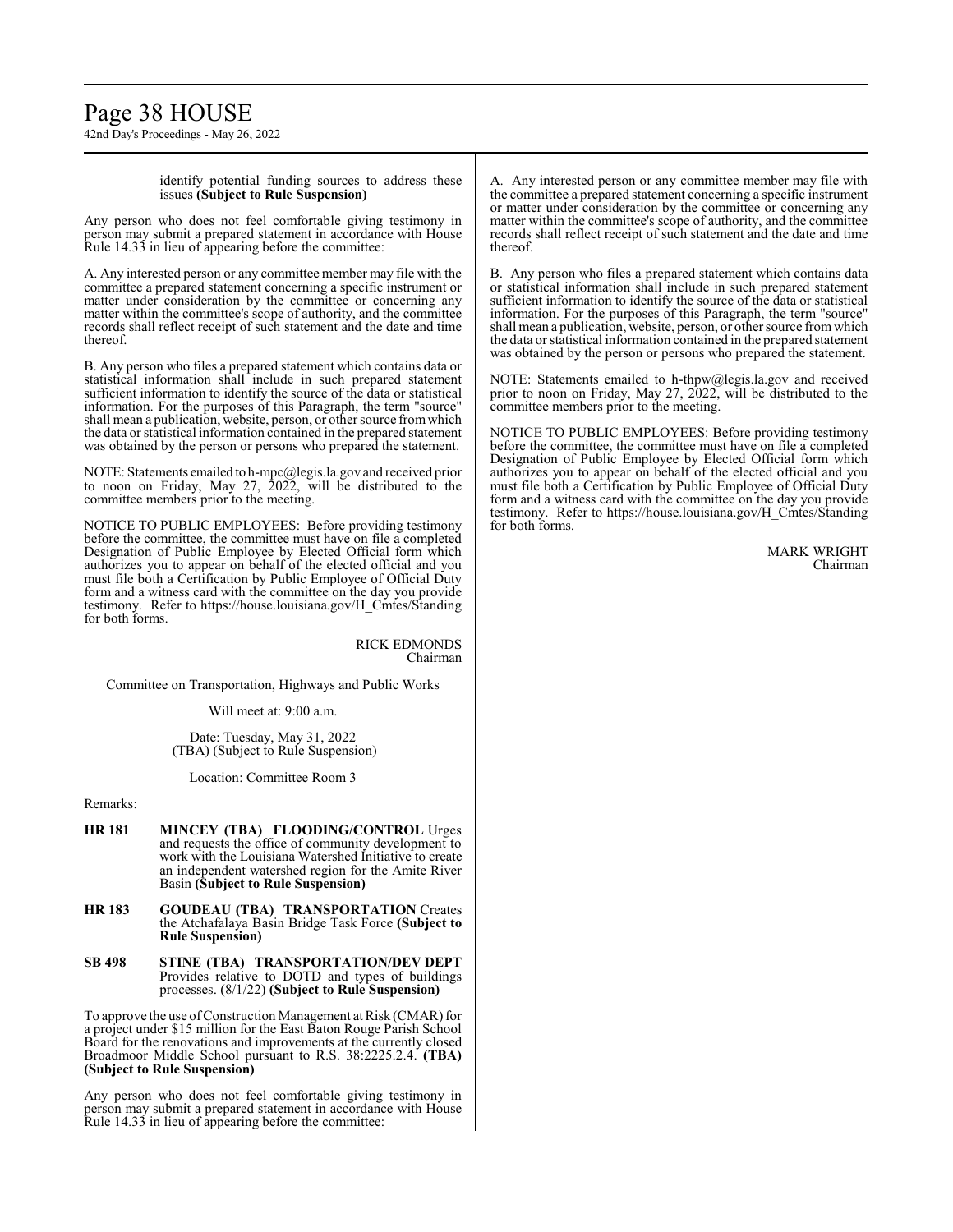identify potential funding sources to address these issues **(Subject to Rule Suspension)**

Any person who does not feel comfortable giving testimony in person may submit a prepared statement in accordance with House Rule 14.33 in lieu of appearing before the committee:

A. Any interested person or any committee member may file with the committee a prepared statement concerning a specific instrument or matter under consideration by the committee or concerning any matter within the committee's scope of authority, and the committee records shall reflect receipt of such statement and the date and time thereof.

B. Any person who files a prepared statement which contains data or statistical information shall include in such prepared statement sufficient information to identify the source of the data or statistical information. For the purposes of this Paragraph, the term "source" shall mean a publication, website, person, or other source from which the data or statistical information contained in the prepared statement was obtained by the person or persons who prepared the statement.

NOTE: Statements emailed to h-mpc@legis.la.gov and received prior to noon on Friday, May 27, 2022, will be distributed to the committee members prior to the meeting.

NOTICE TO PUBLIC EMPLOYEES: Before providing testimony before the committee, the committee must have on file a completed Designation of Public Employee by Elected Official form which authorizes you to appear on behalf of the elected official and you must file both a Certification by Public Employee of Official Duty form and a witness card with the committee on the day you provide testimony. Refer to https://house.louisiana.gov/H_Cmtes/Standing for both forms.

RICK EDMONDS
Chairman

Committee on Transportation, Highways and Public Works

Will meet at: 9:00 a.m.

Date: Tuesday, May 31, 2022
(TBA) (Subject to Rule Suspension)

Location: Committee Room 3

Remarks:

**HR 181** **MINCEY (TBA) FLOODING/CONTROL** Urges and requests the office of community development to work with the Louisiana Watershed Initiative to create an independent watershed region for the Amite River Basin **(Subject to Rule Suspension)**

**HR 183** **GOUDEAU (TBA) TRANSPORTATION** Creates the Atchafalaya Basin Bridge Task Force **(Subject to Rule Suspension)**

**SB 498** **STINE (TBA) TRANSPORTATION/DEV DEPT** Provides relative to DOTD and types of buildings processes. (8/1/22) **(Subject to Rule Suspension)**

To approve the use of Construction Management at Risk (CMAR) for a project under $15 million for the East Baton Rouge Parish School Board for the renovations and improvements at the currently closed Broadmoor Middle School pursuant to R.S. 38:2225.2.4. **(TBA) (Subject to Rule Suspension)**

Any person who does not feel comfortable giving testimony in person may submit a prepared statement in accordance with House Rule 14.33 in lieu of appearing before the committee:

A. Any interested person or any committee member may file with the committee a prepared statement concerning a specific instrument or matter under consideration by the committee or concerning any matter within the committee's scope of authority, and the committee records shall reflect receipt of such statement and the date and time thereof.

B. Any person who files a prepared statement which contains data or statistical information shall include in such prepared statement sufficient information to identify the source of the data or statistical information. For the purposes of this Paragraph, the term "source" shall mean a publication, website, person, or other source from which the data or statistical information contained in the prepared statement was obtained by the person or persons who prepared the statement.

NOTE: Statements emailed to h-thpw@legis.la.gov and received prior to noon on Friday, May 27, 2022, will be distributed to the committee members prior to the meeting.

NOTICE TO PUBLIC EMPLOYEES: Before providing testimony before the committee, the committee must have on file a completed Designation of Public Employee by Elected Official form which authorizes you to appear on behalf of the elected official and you must file both a Certification by Public Employee of Official Duty form and a witness card with the committee on the day you provide testimony. Refer to https://house.louisiana.gov/H_Cmtes/Standing for both forms.

MARK WRIGHT
Chairman